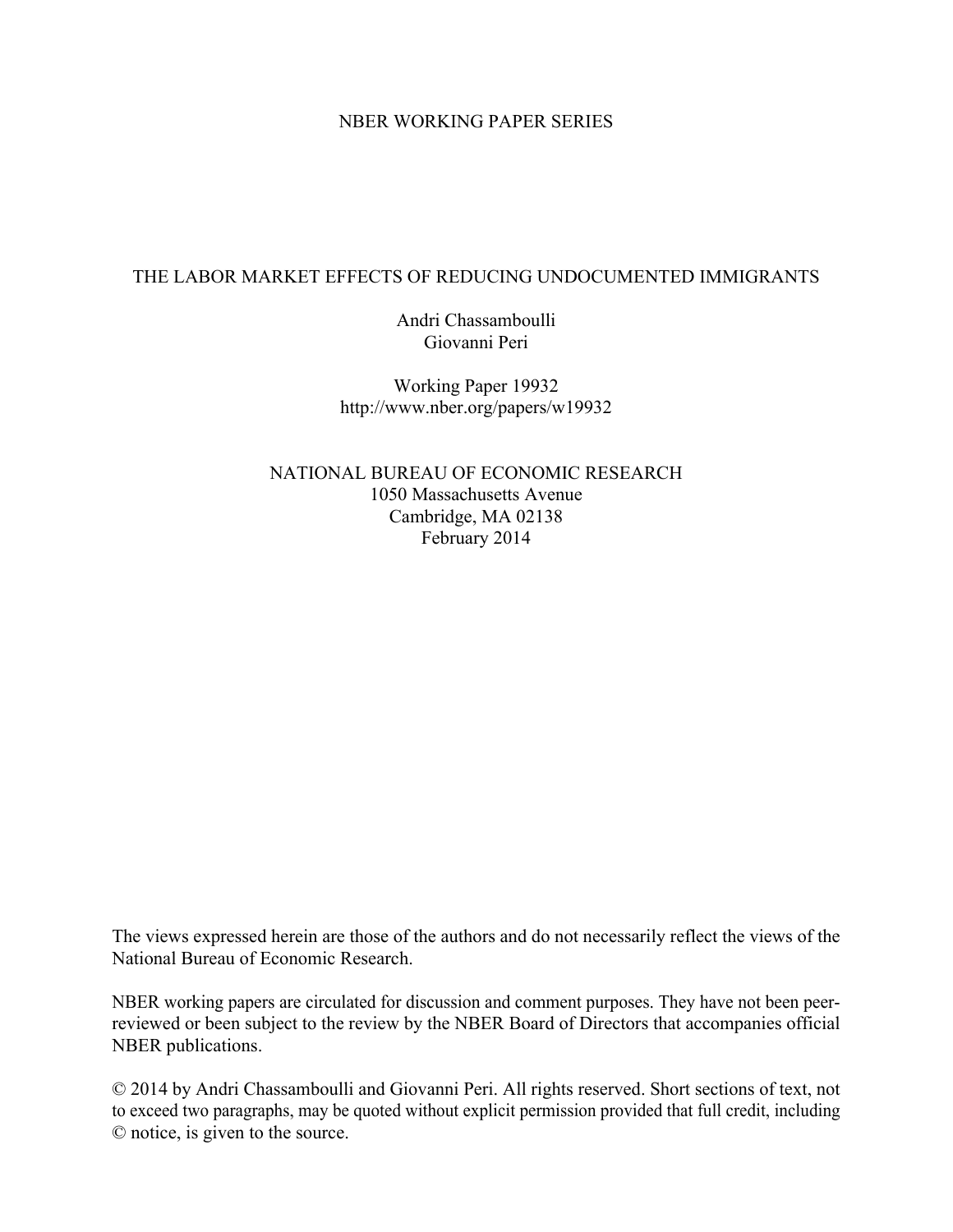NBER WORKING PAPER SERIES

# THE LABOR MARKET EFFECTS OF REDUCING UNDOCUMENTED IMMIGRANTS

Andri Chassamboulli
Giovanni Peri

Working Paper 19932
http://www.nber.org/papers/w19932

NATIONAL BUREAU OF ECONOMIC RESEARCH
1050 Massachusetts Avenue
Cambridge, MA 02138
February 2014

The views expressed herein are those of the authors and do not necessarily reflect the views of the National Bureau of Economic Research.

NBER working papers are circulated for discussion and comment purposes. They have not been peer-reviewed or been subject to the review by the NBER Board of Directors that accompanies official NBER publications.

© 2014 by Andri Chassamboulli and Giovanni Peri. All rights reserved. Short sections of text, not to exceed two paragraphs, may be quoted without explicit permission provided that full credit, including © notice, is given to the source.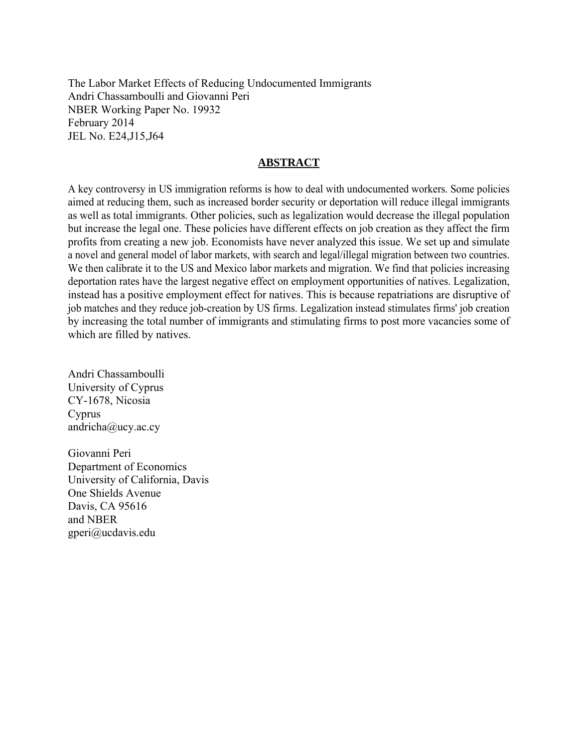The Labor Market Effects of Reducing Undocumented Immigrants
Andri Chassamboulli and Giovanni Peri
NBER Working Paper No. 19932
February 2014
JEL No. E24,J15,J64

## ABSTRACT

A key controversy in US immigration reforms is how to deal with undocumented workers. Some policies aimed at reducing them, such as increased border security or deportation will reduce illegal immigrants as well as total immigrants. Other policies, such as legalization would decrease the illegal population but increase the legal one. These policies have different effects on job creation as they affect the firm profits from creating a new job. Economists have never analyzed this issue. We set up and simulate a novel and general model of labor markets, with search and legal/illegal migration between two countries. We then calibrate it to the US and Mexico labor markets and migration. We find that policies increasing deportation rates have the largest negative effect on employment opportunities of natives. Legalization, instead has a positive employment effect for natives. This is because repatriations are disruptive of job matches and they reduce job-creation by US firms. Legalization instead stimulates firms' job creation by increasing the total number of immigrants and stimulating firms to post more vacancies some of which are filled by natives.

Andri Chassamboulli
University of Cyprus
CY-1678, Nicosia
Cyprus
andricha@ucy.ac.cy

Giovanni Peri
Department of Economics
University of California, Davis
One Shields Avenue
Davis, CA 95616
and NBER
gperi@ucdavis.edu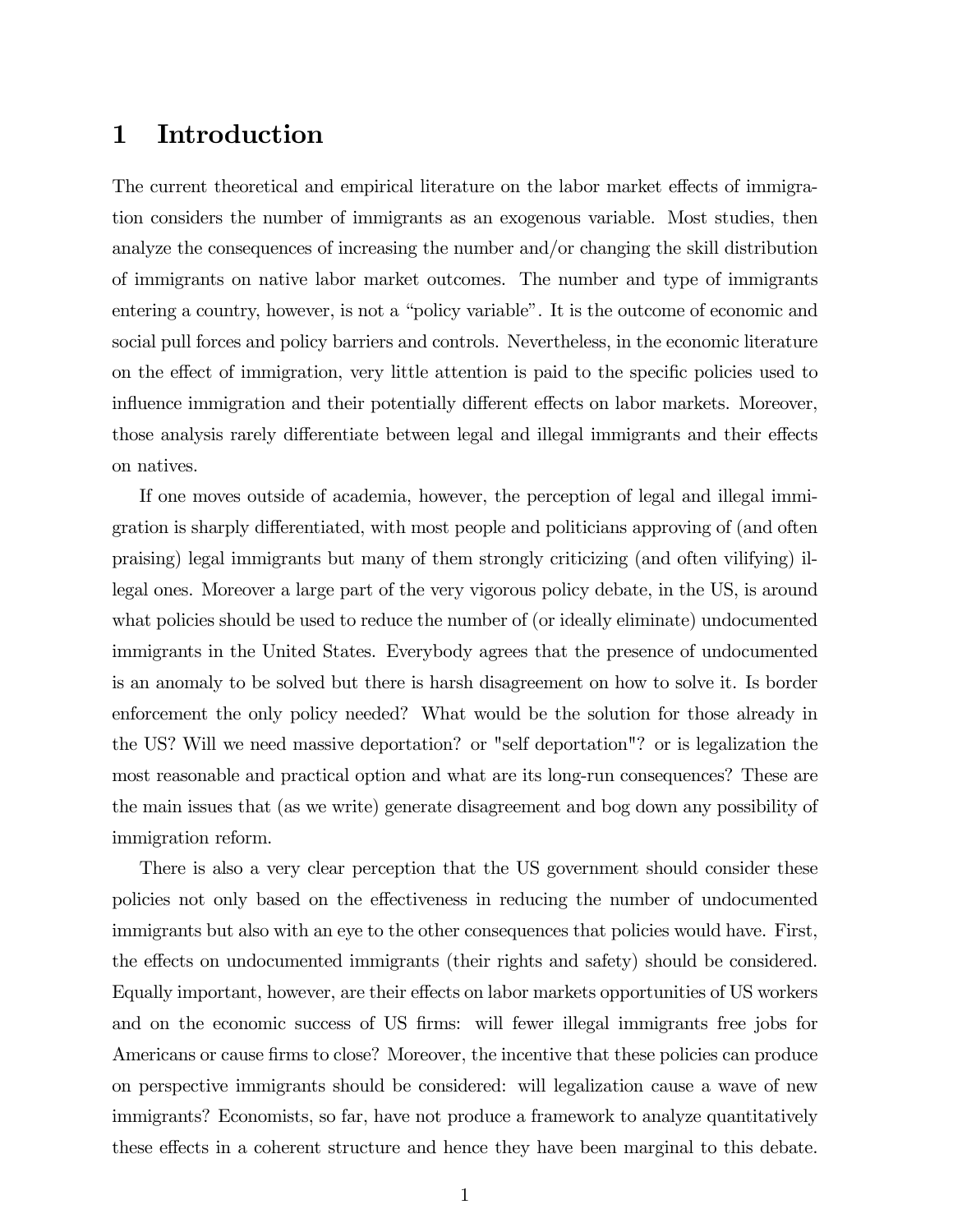# 1 Introduction

The current theoretical and empirical literature on the labor market effects of immigration considers the number of immigrants as an exogenous variable. Most studies, then analyze the consequences of increasing the number and/or changing the skill distribution of immigrants on native labor market outcomes. The number and type of immigrants entering a country, however, is not a "policy variable". It is the outcome of economic and social pull forces and policy barriers and controls. Nevertheless, in the economic literature on the effect of immigration, very little attention is paid to the specific policies used to influence immigration and their potentially different effects on labor markets. Moreover, those analysis rarely differentiate between legal and illegal immigrants and their effects on natives.

If one moves outside of academia, however, the perception of legal and illegal immigration is sharply differentiated, with most people and politicians approving of (and often praising) legal immigrants but many of them strongly criticizing (and often vilifying) illegal ones. Moreover a large part of the very vigorous policy debate, in the US, is around what policies should be used to reduce the number of (or ideally eliminate) undocumented immigrants in the United States. Everybody agrees that the presence of undocumented is an anomaly to be solved but there is harsh disagreement on how to solve it. Is border enforcement the only policy needed? What would be the solution for those already in the US? Will we need massive deportation? or "self deportation"? or is legalization the most reasonable and practical option and what are its long-run consequences? These are the main issues that (as we write) generate disagreement and bog down any possibility of immigration reform.

There is also a very clear perception that the US government should consider these policies not only based on the effectiveness in reducing the number of undocumented immigrants but also with an eye to the other consequences that policies would have. First, the effects on undocumented immigrants (their rights and safety) should be considered. Equally important, however, are their effects on labor markets opportunities of US workers and on the economic success of US firms: will fewer illegal immigrants free jobs for Americans or cause firms to close? Moreover, the incentive that these policies can produce on perspective immigrants should be considered: will legalization cause a wave of new immigrants? Economists, so far, have not produce a framework to analyze quantitatively these effects in a coherent structure and hence they have been marginal to this debate.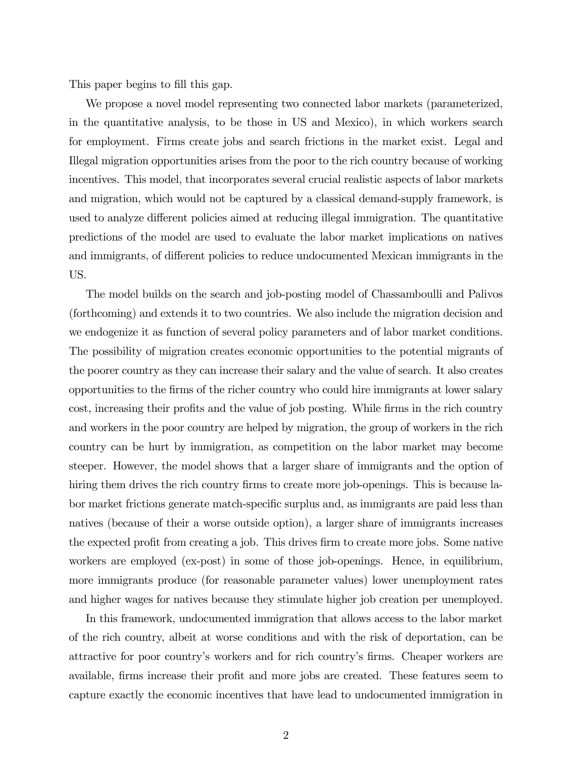This paper begins to fill this gap.

We propose a novel model representing two connected labor markets (parameterized, in the quantitative analysis, to be those in US and Mexico), in which workers search for employment. Firms create jobs and search frictions in the market exist. Legal and Illegal migration opportunities arises from the poor to the rich country because of working incentives. This model, that incorporates several crucial realistic aspects of labor markets and migration, which would not be captured by a classical demand-supply framework, is used to analyze different policies aimed at reducing illegal immigration. The quantitative predictions of the model are used to evaluate the labor market implications on natives and immigrants, of different policies to reduce undocumented Mexican immigrants in the US.

The model builds on the search and job-posting model of Chassamboulli and Palivos (forthcoming) and extends it to two countries. We also include the migration decision and we endogenize it as function of several policy parameters and of labor market conditions. The possibility of migration creates economic opportunities to the potential migrants of the poorer country as they can increase their salary and the value of search. It also creates opportunities to the firms of the richer country who could hire immigrants at lower salary cost, increasing their profits and the value of job posting. While firms in the rich country and workers in the poor country are helped by migration, the group of workers in the rich country can be hurt by immigration, as competition on the labor market may become steeper. However, the model shows that a larger share of immigrants and the option of hiring them drives the rich country firms to create more job-openings. This is because labor market frictions generate match-specific surplus and, as immigrants are paid less than natives (because of their a worse outside option), a larger share of immigrants increases the expected profit from creating a job. This drives firm to create more jobs. Some native workers are employed (ex-post) in some of those job-openings. Hence, in equilibrium, more immigrants produce (for reasonable parameter values) lower unemployment rates and higher wages for natives because they stimulate higher job creation per unemployed.

In this framework, undocumented immigration that allows access to the labor market of the rich country, albeit at worse conditions and with the risk of deportation, can be attractive for poor country's workers and for rich country's firms. Cheaper workers are available, firms increase their profit and more jobs are created. These features seem to capture exactly the economic incentives that have lead to undocumented immigration in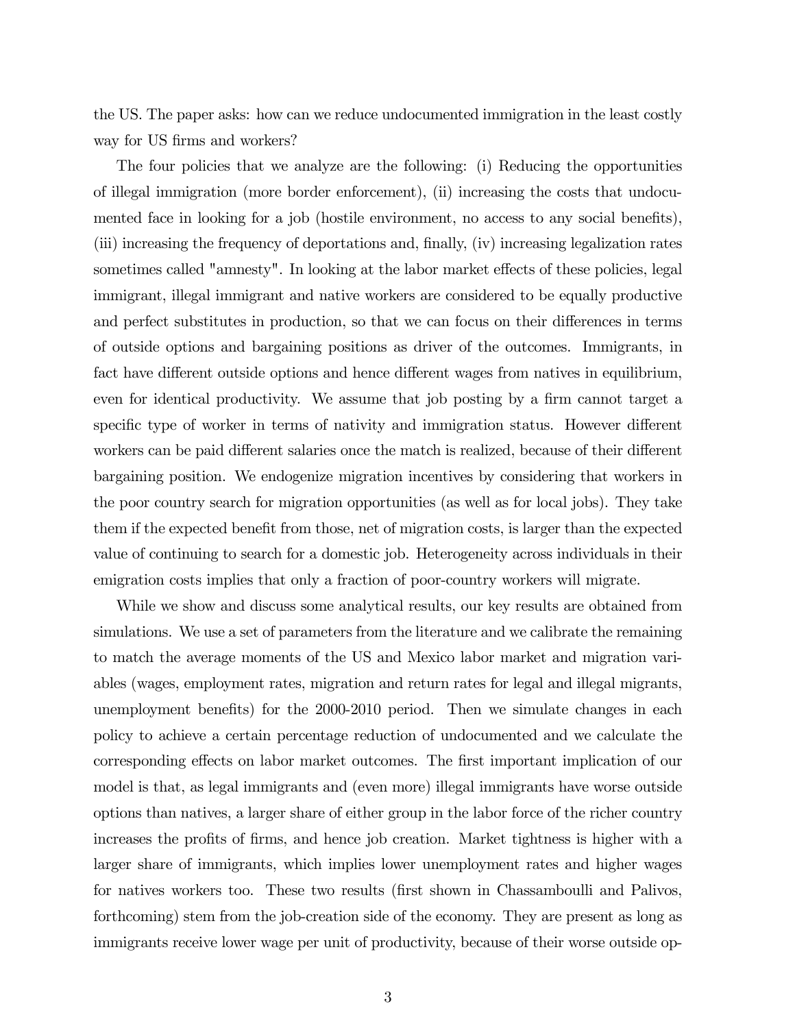the US. The paper asks: how can we reduce undocumented immigration in the least costly way for US firms and workers?

The four policies that we analyze are the following: (i) Reducing the opportunities of illegal immigration (more border enforcement), (ii) increasing the costs that undocumented face in looking for a job (hostile environment, no access to any social benefits), (iii) increasing the frequency of deportations and, finally, (iv) increasing legalization rates sometimes called "amnesty". In looking at the labor market effects of these policies, legal immigrant, illegal immigrant and native workers are considered to be equally productive and perfect substitutes in production, so that we can focus on their differences in terms of outside options and bargaining positions as driver of the outcomes. Immigrants, in fact have different outside options and hence different wages from natives in equilibrium, even for identical productivity. We assume that job posting by a firm cannot target a specific type of worker in terms of nativity and immigration status. However different workers can be paid different salaries once the match is realized, because of their different bargaining position. We endogenize migration incentives by considering that workers in the poor country search for migration opportunities (as well as for local jobs). They take them if the expected benefit from those, net of migration costs, is larger than the expected value of continuing to search for a domestic job. Heterogeneity across individuals in their emigration costs implies that only a fraction of poor-country workers will migrate.

While we show and discuss some analytical results, our key results are obtained from simulations. We use a set of parameters from the literature and we calibrate the remaining to match the average moments of the US and Mexico labor market and migration variables (wages, employment rates, migration and return rates for legal and illegal migrants, unemployment benefits) for the 2000-2010 period. Then we simulate changes in each policy to achieve a certain percentage reduction of undocumented and we calculate the corresponding effects on labor market outcomes. The first important implication of our model is that, as legal immigrants and (even more) illegal immigrants have worse outside options than natives, a larger share of either group in the labor force of the richer country increases the profits of firms, and hence job creation. Market tightness is higher with a larger share of immigrants, which implies lower unemployment rates and higher wages for natives workers too. These two results (first shown in Chassamboulli and Palivos, forthcoming) stem from the job-creation side of the economy. They are present as long as immigrants receive lower wage per unit of productivity, because of their worse outside op-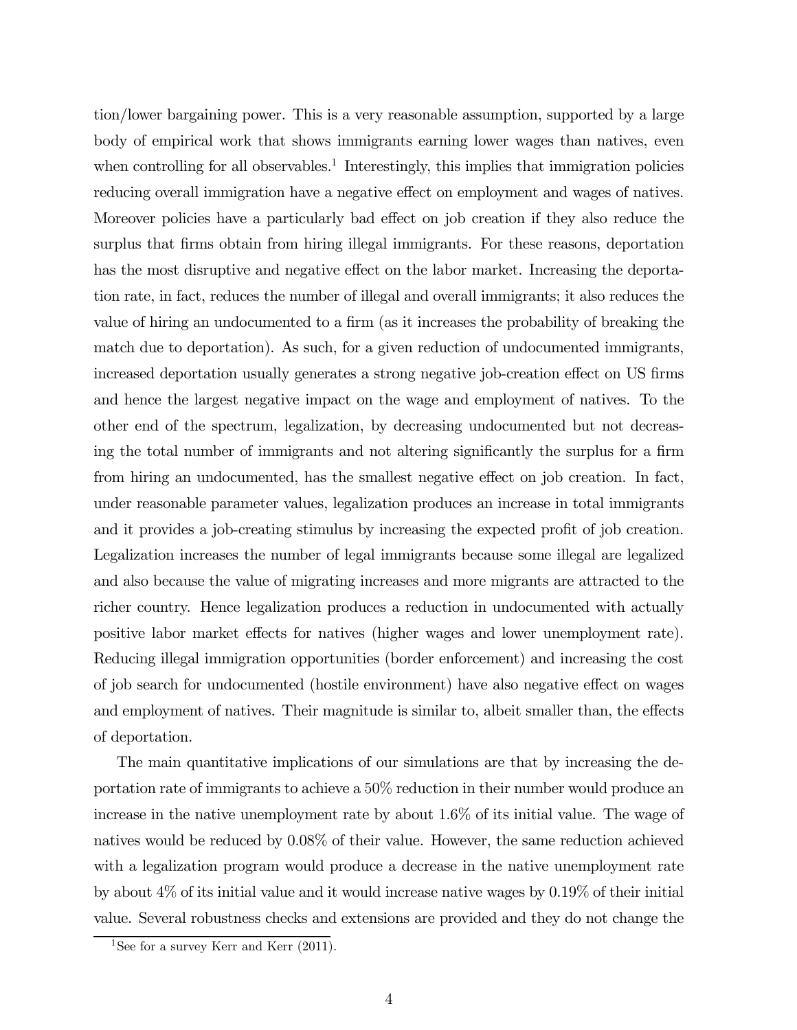tion/lower bargaining power. This is a very reasonable assumption, supported by a large body of empirical work that shows immigrants earning lower wages than natives, even when controlling for all observables.[1] Interestingly, this implies that immigration policies reducing overall immigration have a negative effect on employment and wages of natives. Moreover policies have a particularly bad effect on job creation if they also reduce the surplus that firms obtain from hiring illegal immigrants. For these reasons, deportation has the most disruptive and negative effect on the labor market. Increasing the deportation rate, in fact, reduces the number of illegal and overall immigrants; it also reduces the value of hiring an undocumented to a firm (as it increases the probability of breaking the match due to deportation). As such, for a given reduction of undocumented immigrants, increased deportation usually generates a strong negative job-creation effect on US firms and hence the largest negative impact on the wage and employment of natives. To the other end of the spectrum, legalization, by decreasing undocumented but not decreasing the total number of immigrants and not altering significantly the surplus for a firm from hiring an undocumented, has the smallest negative effect on job creation. In fact, under reasonable parameter values, legalization produces an increase in total immigrants and it provides a job-creating stimulus by increasing the expected profit of job creation. Legalization increases the number of legal immigrants because some illegal are legalized and also because the value of migrating increases and more migrants are attracted to the richer country. Hence legalization produces a reduction in undocumented with actually positive labor market effects for natives (higher wages and lower unemployment rate). Reducing illegal immigration opportunities (border enforcement) and increasing the cost of job search for undocumented (hostile environment) have also negative effect on wages and employment of natives. Their magnitude is similar to, albeit smaller than, the effects of deportation.

The main quantitative implications of our simulations are that by increasing the deportation rate of immigrants to achieve a 50% reduction in their number would produce an increase in the native unemployment rate by about 1.6% of its initial value. The wage of natives would be reduced by 0.08% of their value. However, the same reduction achieved with a legalization program would produce a decrease in the native unemployment rate by about 4% of its initial value and it would increase native wages by 0.19% of their initial value. Several robustness checks and extensions are provided and they do not change the

[1] See for a survey Kerr and Kerr (2011).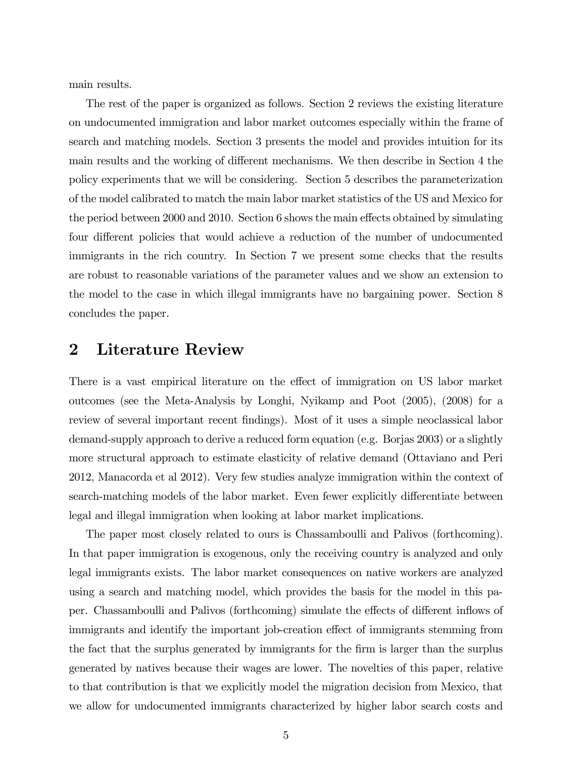main results.

The rest of the paper is organized as follows. Section 2 reviews the existing literature on undocumented immigration and labor market outcomes especially within the frame of search and matching models. Section 3 presents the model and provides intuition for its main results and the working of different mechanisms. We then describe in Section 4 the policy experiments that we will be considering. Section 5 describes the parameterization of the model calibrated to match the main labor market statistics of the US and Mexico for the period between 2000 and 2010. Section 6 shows the main effects obtained by simulating four different policies that would achieve a reduction of the number of undocumented immigrants in the rich country. In Section 7 we present some checks that the results are robust to reasonable variations of the parameter values and we show an extension to the model to the case in which illegal immigrants have no bargaining power. Section 8 concludes the paper.

# 2 Literature Review

There is a vast empirical literature on the effect of immigration on US labor market outcomes (see the Meta-Analysis by Longhi, Nyikamp and Poot (2005), (2008) for a review of several important recent findings). Most of it uses a simple neoclassical labor demand-supply approach to derive a reduced form equation (e.g. Borjas 2003) or a slightly more structural approach to estimate elasticity of relative demand (Ottaviano and Peri 2012, Manacorda et al 2012). Very few studies analyze immigration within the context of search-matching models of the labor market. Even fewer explicitly differentiate between legal and illegal immigration when looking at labor market implications.

The paper most closely related to ours is Chassamboulli and Palivos (forthcoming). In that paper immigration is exogenous, only the receiving country is analyzed and only legal immigrants exists. The labor market consequences on native workers are analyzed using a search and matching model, which provides the basis for the model in this paper. Chassamboulli and Palivos (forthcoming) simulate the effects of different inflows of immigrants and identify the important job-creation effect of immigrants stemming from the fact that the surplus generated by immigrants for the firm is larger than the surplus generated by natives because their wages are lower. The novelties of this paper, relative to that contribution is that we explicitly model the migration decision from Mexico, that we allow for undocumented immigrants characterized by higher labor search costs and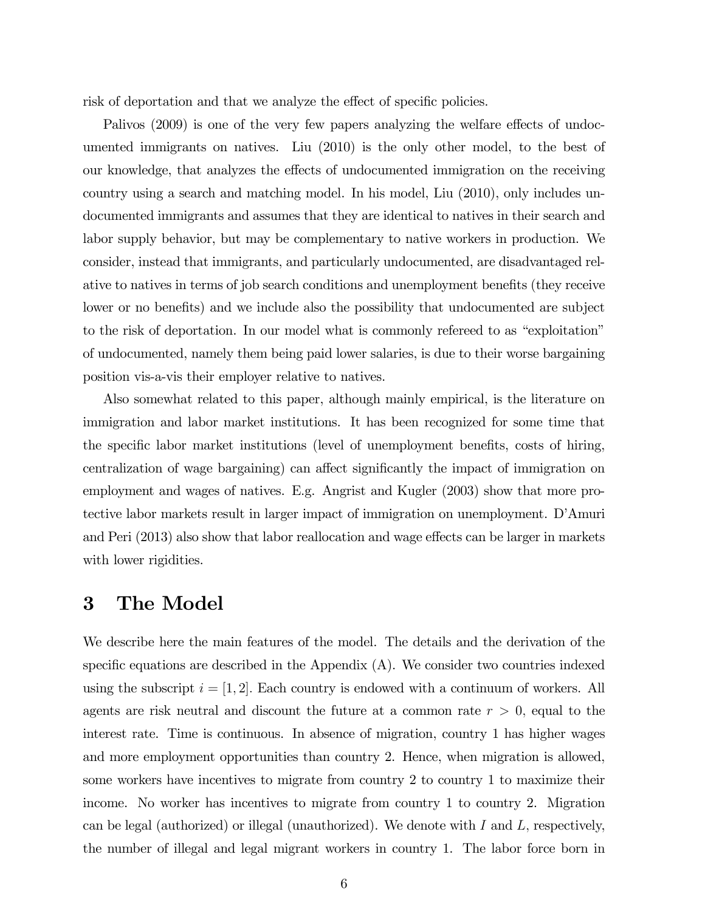risk of deportation and that we analyze the effect of specific policies.

Palivos (2009) is one of the very few papers analyzing the welfare effects of undocumented immigrants on natives. Liu (2010) is the only other model, to the best of our knowledge, that analyzes the effects of undocumented immigration on the receiving country using a search and matching model. In his model, Liu (2010), only includes undocumented immigrants and assumes that they are identical to natives in their search and labor supply behavior, but may be complementary to native workers in production. We consider, instead that immigrants, and particularly undocumented, are disadvantaged relative to natives in terms of job search conditions and unemployment benefits (they receive lower or no benefits) and we include also the possibility that undocumented are subject to the risk of deportation. In our model what is commonly refereed to as "exploitation" of undocumented, namely them being paid lower salaries, is due to their worse bargaining position vis-a-vis their employer relative to natives.

Also somewhat related to this paper, although mainly empirical, is the literature on immigration and labor market institutions. It has been recognized for some time that the specific labor market institutions (level of unemployment benefits, costs of hiring, centralization of wage bargaining) can affect significantly the impact of immigration on employment and wages of natives. E.g. Angrist and Kugler (2003) show that more protective labor markets result in larger impact of immigration on unemployment. D'Amuri and Peri (2013) also show that labor reallocation and wage effects can be larger in markets with lower rigidities.

# 3 The Model

We describe here the main features of the model. The details and the derivation of the specific equations are described in the Appendix (A). We consider two countries indexed using the subscript $i = [1, 2]$. Each country is endowed with a continuum of workers. All agents are risk neutral and discount the future at a common rate $r > 0$, equal to the interest rate. Time is continuous. In absence of migration, country 1 has higher wages and more employment opportunities than country 2. Hence, when migration is allowed, some workers have incentives to migrate from country 2 to country 1 to maximize their income. No worker has incentives to migrate from country 1 to country 2. Migration can be legal (authorized) or illegal (unauthorized). We denote with $I$ and $L$, respectively, the number of illegal and legal migrant workers in country 1. The labor force born in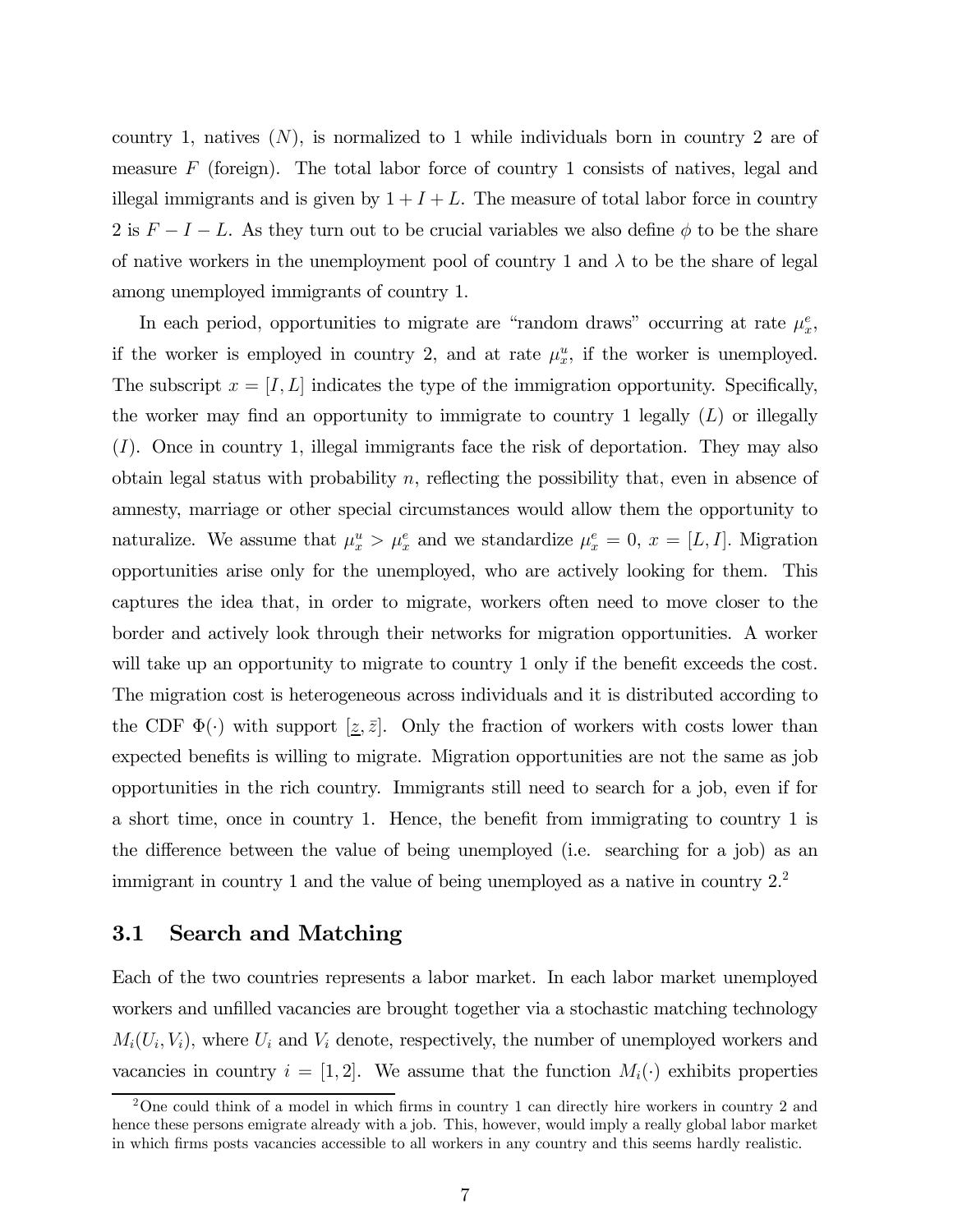country 1, natives ($N$), is normalized to 1 while individuals born in country 2 are of measure $F$ (foreign). The total labor force of country 1 consists of natives, legal and illegal immigrants and is given by $1 + I + L$. The measure of total labor force in country 2 is $F - I - L$. As they turn out to be crucial variables we also define $\phi$ to be the share of native workers in the unemployment pool of country 1 and $\lambda$ to be the share of legal among unemployed immigrants of country 1.

In each period, opportunities to migrate are "random draws" occurring at rate $\mu_x^e$, if the worker is employed in country 2, and at rate $\mu_x^u$, if the worker is unemployed. The subscript $x = [I, L]$ indicates the type of the immigration opportunity. Specifically, the worker may find an opportunity to immigrate to country 1 legally ($L$) or illegally ($I$). Once in country 1, illegal immigrants face the risk of deportation. They may also obtain legal status with probability $n$, reflecting the possibility that, even in absence of amnesty, marriage or other special circumstances would allow them the opportunity to naturalize. We assume that $\mu_x^u > \mu_x^e$ and we standardize $\mu_x^e = 0$, $x = [L, I]$. Migration opportunities arise only for the unemployed, who are actively looking for them. This captures the idea that, in order to migrate, workers often need to move closer to the border and actively look through their networks for migration opportunities. A worker will take up an opportunity to migrate to country 1 only if the benefit exceeds the cost. The migration cost is heterogeneous across individuals and it is distributed according to the CDF $\Phi(\cdot)$ with support $[\underline{z}, \bar{z}]$. Only the fraction of workers with costs lower than expected benefits is willing to migrate. Migration opportunities are not the same as job opportunities in the rich country. Immigrants still need to search for a job, even if for a short time, once in country 1. Hence, the benefit from immigrating to country 1 is the difference between the value of being unemployed (i.e. searching for a job) as an immigrant in country 1 and the value of being unemployed as a native in country 2.[2]

### 3.1 Search and Matching

Each of the two countries represents a labor market. In each labor market unemployed workers and unfilled vacancies are brought together via a stochastic matching technology $M_i(U_i, V_i)$, where $U_i$ and $V_i$ denote, respectively, the number of unemployed workers and vacancies in country $i = [1, 2]$. We assume that the function $M_i(\cdot)$ exhibits properties

[2] One could think of a model in which firms in country 1 can directly hire workers in country 2 and hence these persons emigrate already with a job. This, however, would imply a really global labor market in which firms posts vacancies accessible to all workers in any country and this seems hardly realistic.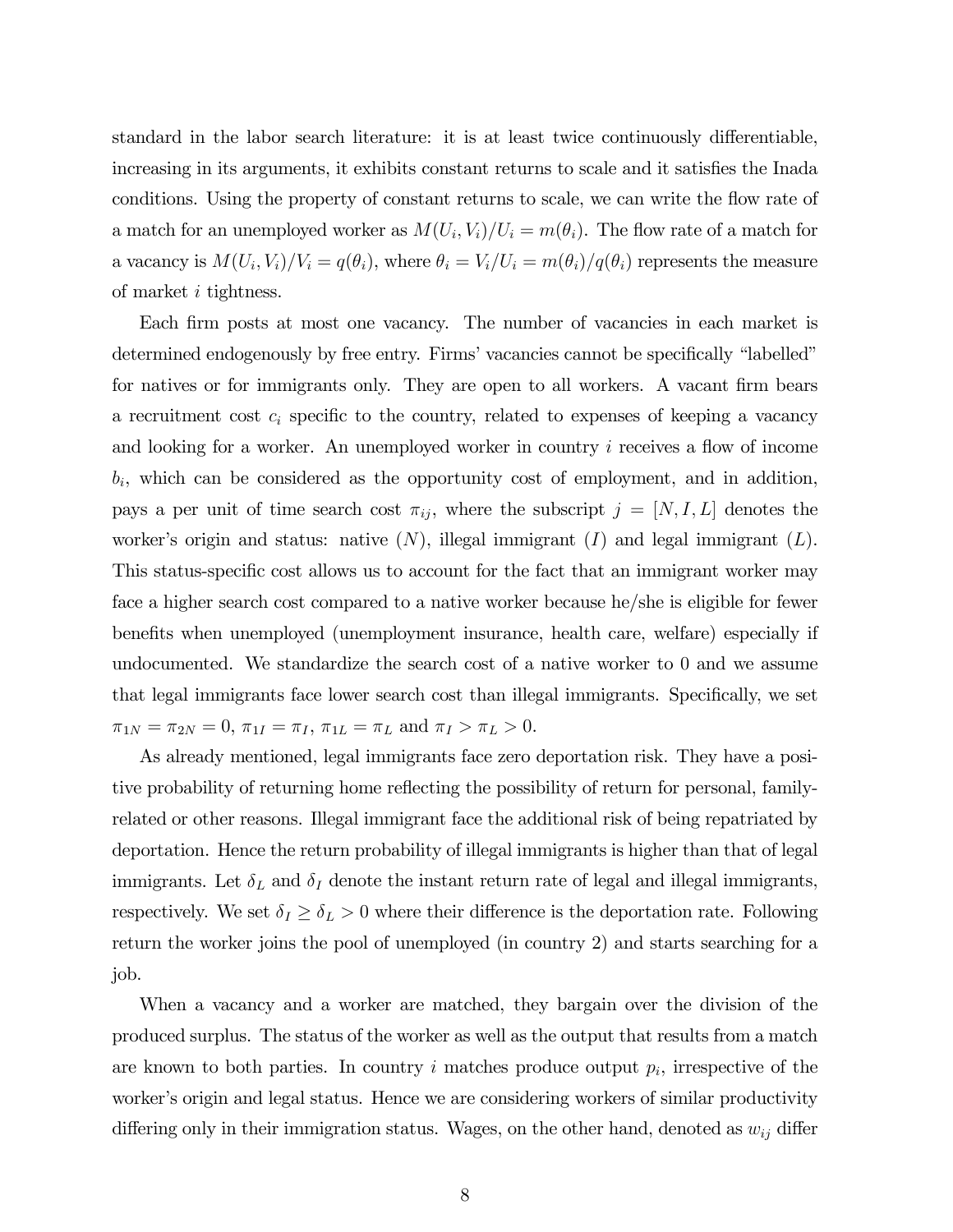standard in the labor search literature: it is at least twice continuously differentiable, increasing in its arguments, it exhibits constant returns to scale and it satisfies the Inada conditions. Using the property of constant returns to scale, we can write the flow rate of a match for an unemployed worker as $M(U_i, V_i)/U_i = m(\theta_i)$. The flow rate of a match for a vacancy is $M(U_i, V_i)/V_i = q(\theta_i)$, where $\theta_i = V_i/U_i = m(\theta_i)/q(\theta_i)$ represents the measure of market $i$ tightness.

Each firm posts at most one vacancy. The number of vacancies in each market is determined endogenously by free entry. Firms' vacancies cannot be specifically "labelled" for natives or for immigrants only. They are open to all workers. A vacant firm bears a recruitment cost $c_i$ specific to the country, related to expenses of keeping a vacancy and looking for a worker. An unemployed worker in country $i$ receives a flow of income $b_i$, which can be considered as the opportunity cost of employment, and in addition, pays a per unit of time search cost $\pi_{ij}$, where the subscript $j = [N, I, L]$ denotes the worker's origin and status: native ($N$), illegal immigrant ($I$) and legal immigrant ($L$). This status-specific cost allows us to account for the fact that an immigrant worker may face a higher search cost compared to a native worker because he/she is eligible for fewer benefits when unemployed (unemployment insurance, health care, welfare) especially if undocumented. We standardize the search cost of a native worker to 0 and we assume that legal immigrants face lower search cost than illegal immigrants. Specifically, we set $\pi_{1N} = \pi_{2N} = 0$, $\pi_{1I} = \pi_I$, $\pi_{1L} = \pi_L$ and $\pi_I > \pi_L > 0$.

As already mentioned, legal immigrants face zero deportation risk. They have a positive probability of returning home reflecting the possibility of return for personal, family-related or other reasons. Illegal immigrant face the additional risk of being repatriated by deportation. Hence the return probability of illegal immigrants is higher than that of legal immigrants. Let $\delta_L$ and $\delta_I$ denote the instant return rate of legal and illegal immigrants, respectively. We set $\delta_I \geq \delta_L > 0$ where their difference is the deportation rate. Following return the worker joins the pool of unemployed (in country 2) and starts searching for a job.

When a vacancy and a worker are matched, they bargain over the division of the produced surplus. The status of the worker as well as the output that results from a match are known to both parties. In country $i$ matches produce output $p_i$, irrespective of the worker's origin and legal status. Hence we are considering workers of similar productivity differing only in their immigration status. Wages, on the other hand, denoted as $w_{ij}$ differ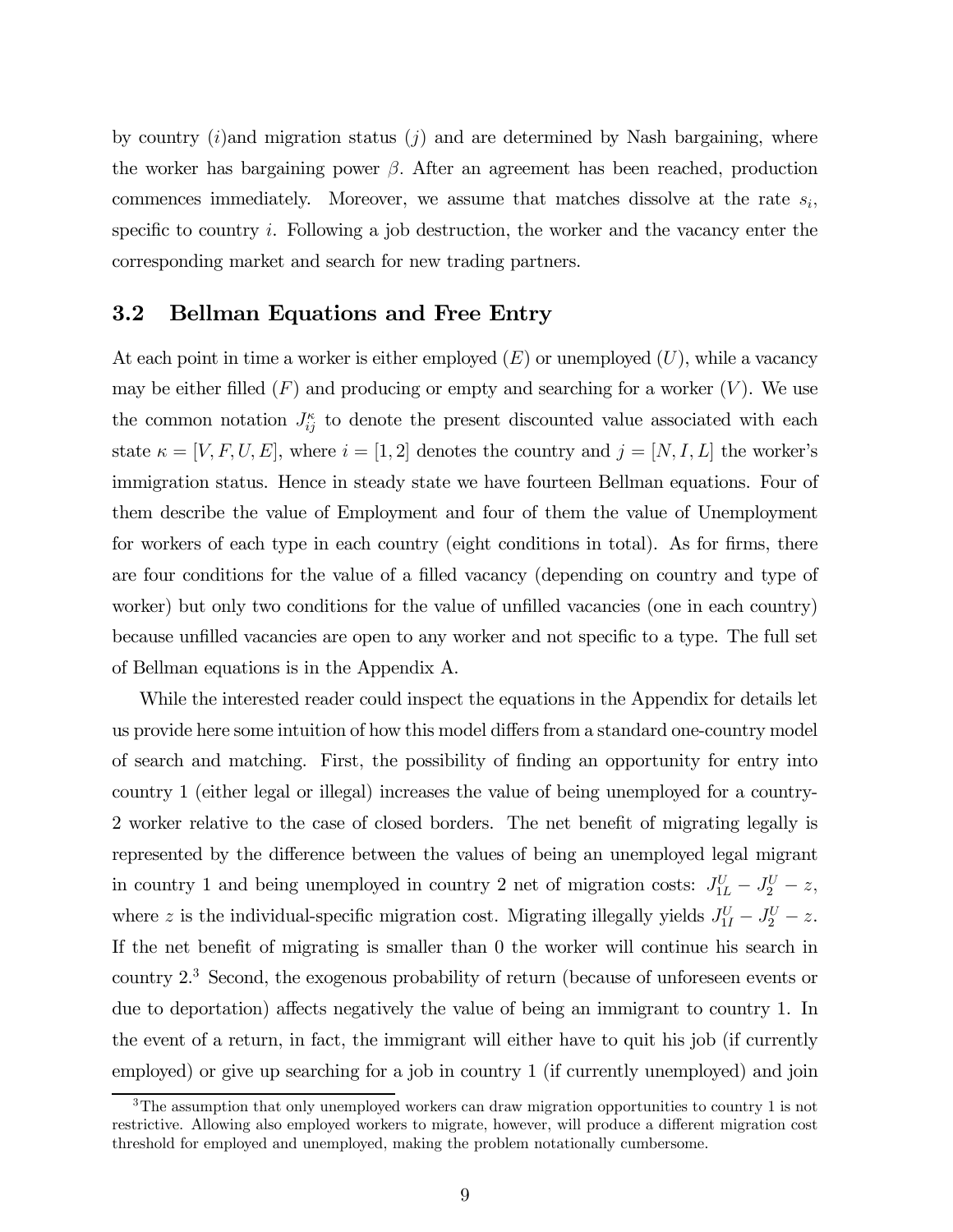by country ($i$)and migration status ($j$) and are determined by Nash bargaining, where the worker has bargaining power $\beta$. After an agreement has been reached, production commences immediately. Moreover, we assume that matches dissolve at the rate $s_i$, specific to country $i$. Following a job destruction, the worker and the vacancy enter the corresponding market and search for new trading partners.

### 3.2 Bellman Equations and Free Entry

At each point in time a worker is either employed ($E$) or unemployed ($U$), while a vacancy may be either filled ($F$) and producing or empty and searching for a worker ($V$). We use the common notation $J_{ij}^{\kappa}$ to denote the present discounted value associated with each state $\kappa = [V, F, U, E]$, where $i = [1, 2]$ denotes the country and $j = [N, I, L]$ the worker's immigration status. Hence in steady state we have fourteen Bellman equations. Four of them describe the value of Employment and four of them the value of Unemployment for workers of each type in each country (eight conditions in total). As for firms, there are four conditions for the value of a filled vacancy (depending on country and type of worker) but only two conditions for the value of unfilled vacancies (one in each country) because unfilled vacancies are open to any worker and not specific to a type. The full set of Bellman equations is in the Appendix A.

While the interested reader could inspect the equations in the Appendix for details let us provide here some intuition of how this model differs from a standard one-country model of search and matching. First, the possibility of finding an opportunity for entry into country 1 (either legal or illegal) increases the value of being unemployed for a country-2 worker relative to the case of closed borders. The net benefit of migrating legally is represented by the difference between the values of being an unemployed legal migrant in country 1 and being unemployed in country 2 net of migration costs: $J_{1L}^{U} - J_{2}^{U} - z$, where $z$ is the individual-specific migration cost. Migrating illegally yields $J_{1I}^{U} - J_{2}^{U} - z$. If the net benefit of migrating is smaller than 0 the worker will continue his search in country 2.[3] Second, the exogenous probability of return (because of unforeseen events or due to deportation) affects negatively the value of being an immigrant to country 1. In the event of a return, in fact, the immigrant will either have to quit his job (if currently employed) or give up searching for a job in country 1 (if currently unemployed) and join

[3] The assumption that only unemployed workers can draw migration opportunities to country 1 is not restrictive. Allowing also employed workers to migrate, however, will produce a different migration cost threshold for employed and unemployed, making the problem notationally cumbersome.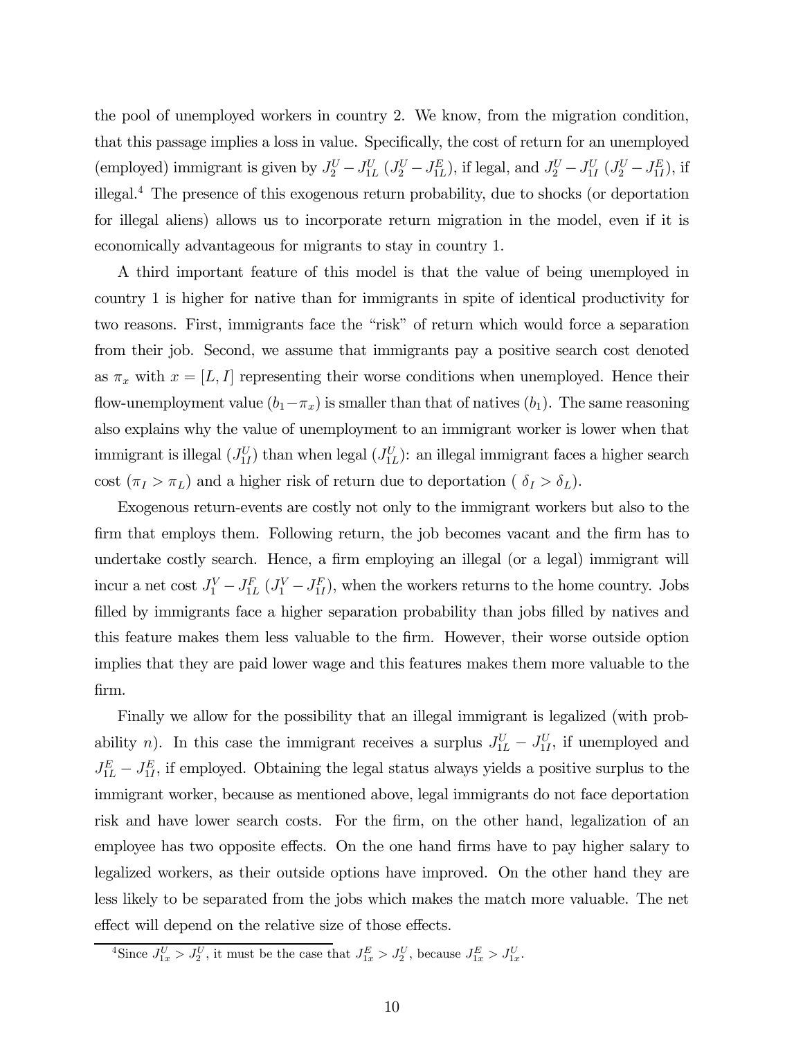the pool of unemployed workers in country 2. We know, from the migration condition, that this passage implies a loss in value. Specifically, the cost of return for an unemployed (employed) immigrant is given by $J_2^U - J_{1L}^U$ ($J_2^U - J_{1L}^E$), if legal, and $J_2^U - J_{1I}^U$ ($J_2^U - J_{1I}^E$), if illegal.[4] The presence of this exogenous return probability, due to shocks (or deportation for illegal aliens) allows us to incorporate return migration in the model, even if it is economically advantageous for migrants to stay in country 1.

A third important feature of this model is that the value of being unemployed in country 1 is higher for native than for immigrants in spite of identical productivity for two reasons. First, immigrants face the "risk" of return which would force a separation from their job. Second, we assume that immigrants pay a positive search cost denoted as $\pi_x$ with $x = [L, I]$ representing their worse conditions when unemployed. Hence their flow-unemployment value ($b_1 - \pi_x$) is smaller than that of natives ($b_1$). The same reasoning also explains why the value of unemployment to an immigrant worker is lower when that immigrant is illegal ($J_{1I}^U$) than when legal ($J_{1L}^U$): an illegal immigrant faces a higher search cost ($\pi_I > \pi_L$) and a higher risk of return due to deportation ( $\delta_I > \delta_L$).

Exogenous return-events are costly not only to the immigrant workers but also to the firm that employs them. Following return, the job becomes vacant and the firm has to undertake costly search. Hence, a firm employing an illegal (or a legal) immigrant will incur a net cost $J_1^V - J_{1L}^F$ ($J_1^V - J_{1I}^F$), when the workers returns to the home country. Jobs filled by immigrants face a higher separation probability than jobs filled by natives and this feature makes them less valuable to the firm. However, their worse outside option implies that they are paid lower wage and this features makes them more valuable to the firm.

Finally we allow for the possibility that an illegal immigrant is legalized (with probability $n$). In this case the immigrant receives a surplus $J_{1L}^U - J_{1I}^U$, if unemployed and $J_{1L}^E - J_{1I}^E$, if employed. Obtaining the legal status always yields a positive surplus to the immigrant worker, because as mentioned above, legal immigrants do not face deportation risk and have lower search costs. For the firm, on the other hand, legalization of an employee has two opposite effects. On the one hand firms have to pay higher salary to legalized workers, as their outside options have improved. On the other hand they are less likely to be separated from the jobs which makes the match more valuable. The net effect will depend on the relative size of those effects.

[4] Since $J_{1x}^U > J_2^U$, it must be the case that $J_{1x}^E > J_2^U$, because $J_{1x}^E > J_{1x}^U$.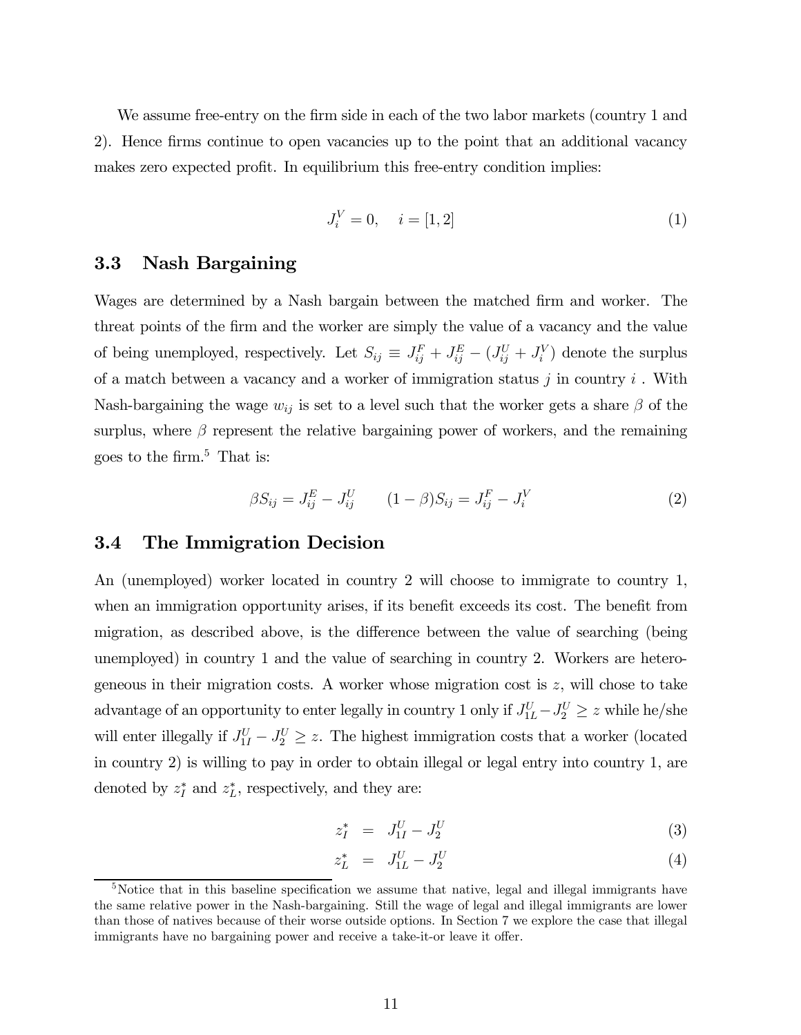We assume free-entry on the firm side in each of the two labor markets (country 1 and 2). Hence firms continue to open vacancies up to the point that an additional vacancy makes zero expected profit. In equilibrium this free-entry condition implies:

$$J_i^V = 0, \quad i = [1, 2] \tag{1}$$

## 3.3 Nash Bargaining

Wages are determined by a Nash bargain between the matched firm and worker. The threat points of the firm and the worker are simply the value of a vacancy and the value of being unemployed, respectively. Let $S_{ij} \equiv J_{ij}^F + J_{ij}^E - (J_{ij}^U + J_i^V)$ denote the surplus of a match between a vacancy and a worker of immigration status $j$ in country $i$. With Nash-bargaining the wage $w_{ij}$ is set to a level such that the worker gets a share $\beta$ of the surplus, where $\beta$ represent the relative bargaining power of workers, and the remaining goes to the firm.[5] That is:

$$\beta S_{ij} = J_{ij}^E - J_{ij}^U \qquad (1-\beta) S_{ij} = J_{ij}^F - J_i^V \tag{2}$$

## 3.4 The Immigration Decision

An (unemployed) worker located in country 2 will choose to immigrate to country 1, when an immigration opportunity arises, if its benefit exceeds its cost. The benefit from migration, as described above, is the difference between the value of searching (being unemployed) in country 1 and the value of searching in country 2. Workers are heterogeneous in their migration costs. A worker whose migration cost is $z$, will chose to take advantage of an opportunity to enter legally in country 1 only if $J_{1L}^U - J_2^U \geq z$ while he/she will enter illegally if $J_{1I}^U - J_2^U \geq z$. The highest immigration costs that a worker (located in country 2) is willing to pay in order to obtain illegal or legal entry into country 1, are denoted by $z_I^*$ and $z_L^*$, respectively, and they are:

$$z_I^* = J_{1I}^U - J_2^U \tag{3}$$

$$z_L^* = J_{1L}^U - J_2^U \tag{4}$$

[5] Notice that in this baseline specification we assume that native, legal and illegal immigrants have the same relative power in the Nash-bargaining. Still the wage of legal and illegal immigrants are lower than those of natives because of their worse outside options. In Section 7 we explore the case that illegal immigrants have no bargaining power and receive a take-it-or leave it offer.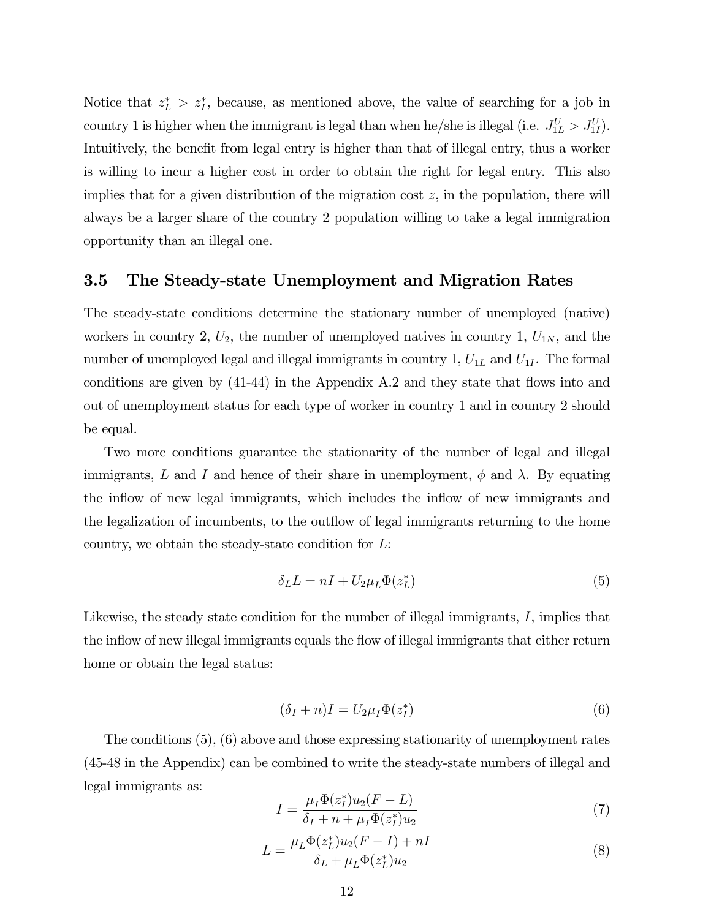Notice that $z_L^* > z_I^*$, because, as mentioned above, the value of searching for a job in country 1 is higher when the immigrant is legal than when he/she is illegal (i.e. $J_{1L}^U > J_{1I}^U$). Intuitively, the benefit from legal entry is higher than that of illegal entry, thus a worker is willing to incur a higher cost in order to obtain the right for legal entry. This also implies that for a given distribution of the migration cost $z$, in the population, there will always be a larger share of the country 2 population willing to take a legal immigration opportunity than an illegal one.

### 3.5 The Steady-state Unemployment and Migration Rates

The steady-state conditions determine the stationary number of unemployed (native) workers in country 2, $U_2$, the number of unemployed natives in country 1, $U_{1N}$, and the number of unemployed legal and illegal immigrants in country 1, $U_{1L}$ and $U_{1I}$. The formal conditions are given by (41-44) in the Appendix A.2 and they state that flows into and out of unemployment status for each type of worker in country 1 and in country 2 should be equal.

Two more conditions guarantee the stationarity of the number of legal and illegal immigrants, $L$ and $I$ and hence of their share in unemployment, $\phi$ and $\lambda$. By equating the inflow of new legal immigrants, which includes the inflow of new immigrants and the legalization of incumbents, to the outflow of legal immigrants returning to the home country, we obtain the steady-state condition for $L$:

$$\delta_L L = nI + U_2 \mu_L \Phi(z_L^*) \tag{5}$$

Likewise, the steady state condition for the number of illegal immigrants, $I$, implies that the inflow of new illegal immigrants equals the flow of illegal immigrants that either return home or obtain the legal status:

$$(\delta_I + n)I = U_2 \mu_I \Phi(z_I^*) \tag{6}$$

The conditions (5), (6) above and those expressing stationarity of unemployment rates (45-48 in the Appendix) can be combined to write the steady-state numbers of illegal and legal immigrants as:

$$I = \frac{\mu_I \Phi(z_I^*) u_2 (F - L)}{\delta_I + n + \mu_I \Phi(z_I^*) u_2} \tag{7}$$

$$L = \frac{\mu_L \Phi(z_L^*) u_2 (F - I) + nI}{\delta_L + \mu_L \Phi(z_L^*) u_2} \tag{8}$$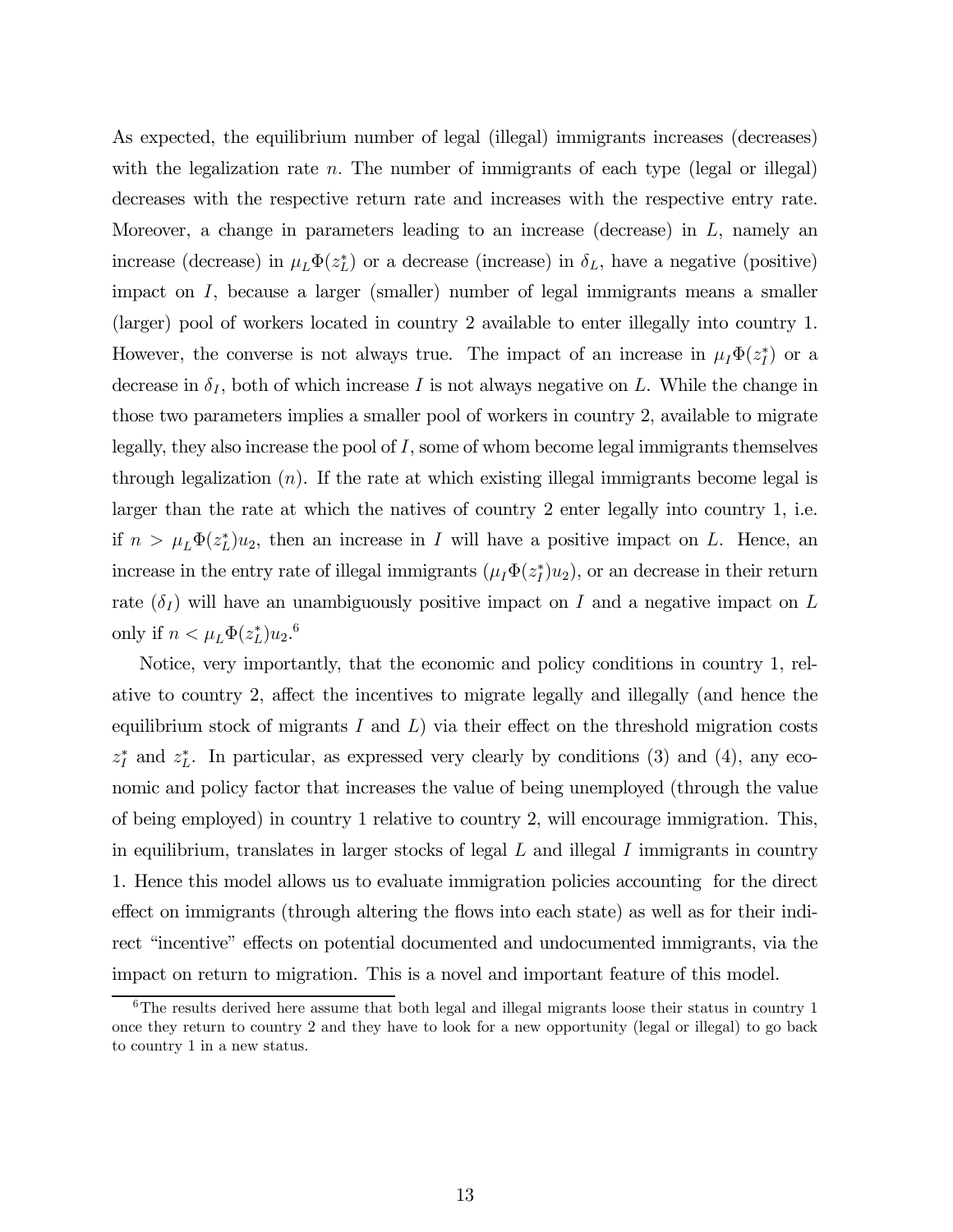As expected, the equilibrium number of legal (illegal) immigrants increases (decreases) with the legalization rate $n$. The number of immigrants of each type (legal or illegal) decreases with the respective return rate and increases with the respective entry rate. Moreover, a change in parameters leading to an increase (decrease) in $L$, namely an increase (decrease) in $\mu_L \Phi(z_L^*)$ or a decrease (increase) in $\delta_L$, have a negative (positive) impact on $I$, because a larger (smaller) number of legal immigrants means a smaller (larger) pool of workers located in country 2 available to enter illegally into country 1. However, the converse is not always true. The impact of an increase in $\mu_I \Phi(z_I^*)$ or a decrease in $\delta_I$, both of which increase $I$ is not always negative on $L$. While the change in those two parameters implies a smaller pool of workers in country 2, available to migrate legally, they also increase the pool of $I$, some of whom become legal immigrants themselves through legalization ($n$). If the rate at which existing illegal immigrants become legal is larger than the rate at which the natives of country 2 enter legally into country 1, i.e. if $n > \mu_L \Phi(z_L^*) u_2$, then an increase in $I$ will have a positive impact on $L$. Hence, an increase in the entry rate of illegal immigrants ($\mu_I \Phi(z_I^*) u_2$), or an decrease in their return rate ($\delta_I$) will have an unambiguously positive impact on $I$ and a negative impact on $L$ only if $n < \mu_L \Phi(z_L^*) u_2$.[6]

Notice, very importantly, that the economic and policy conditions in country 1, relative to country 2, affect the incentives to migrate legally and illegally (and hence the equilibrium stock of migrants $I$ and $L$) via their effect on the threshold migration costs $z_I^*$ and $z_L^*$. In particular, as expressed very clearly by conditions (3) and (4), any economic and policy factor that increases the value of being unemployed (through the value of being employed) in country 1 relative to country 2, will encourage immigration. This, in equilibrium, translates in larger stocks of legal $L$ and illegal $I$ immigrants in country 1. Hence this model allows us to evaluate immigration policies accounting for the direct effect on immigrants (through altering the flows into each state) as well as for their indirect "incentive" effects on potential documented and undocumented immigrants, via the impact on return to migration. This is a novel and important feature of this model.

[6] The results derived here assume that both legal and illegal migrants loose their status in country 1 once they return to country 2 and they have to look for a new opportunity (legal or illegal) to go back to country 1 in a new status.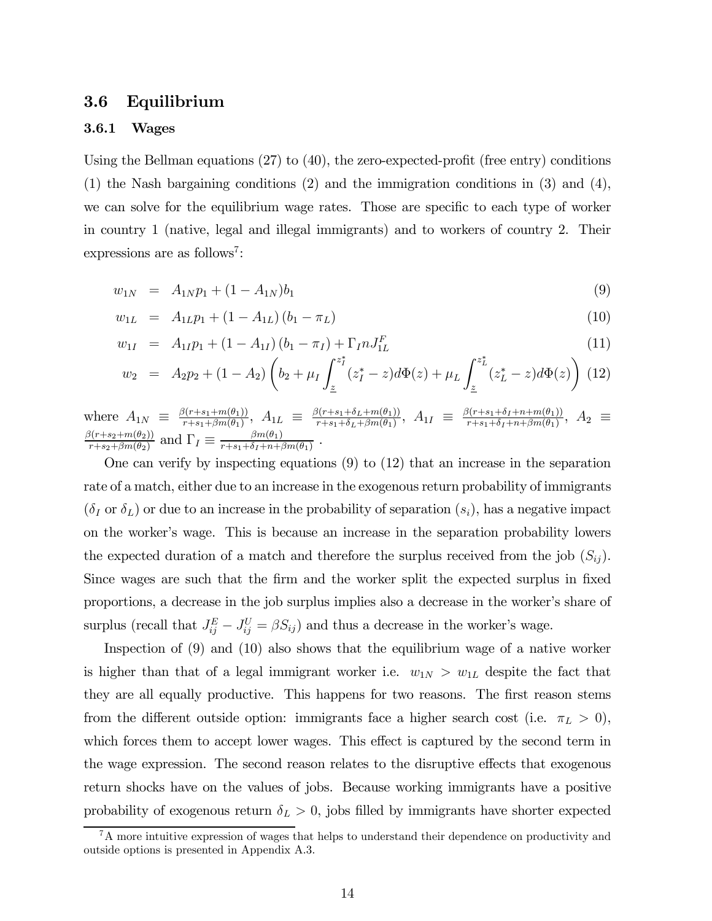## 3.6 Equilibrium

### 3.6.1 Wages

Using the Bellman equations (27) to (40), the zero-expected-profit (free entry) conditions (1) the Nash bargaining conditions (2) and the immigration conditions in (3) and (4), we can solve for the equilibrium wage rates. Those are specific to each type of worker in country 1 (native, legal and illegal immigrants) and to workers of country 2. Their expressions are as follows[7]:

$$
\begin{aligned}
w_{1N} &= A_{1N}p_1 + (1 - A_{1N})b_1 && (9) \\
w_{1L} &= A_{1L}p_1 + (1 - A_{1L})(b_1 - \pi_L) && (10) \\
w_{1I} &= A_{1I}p_1 + (1 - A_{1I})(b_1 - \pi_I) + \Gamma_I n J_{1L}^F && (11) \\
w_2 &= A_2 p_2 + (1 - A_2)\left(b_2 + \mu_I \int_{\underline{z}}^{z_I^*} (z_I^* - z)d\Phi(z) + \mu_L \int_{\underline{z}}^{z_L^*} (z_L^* - z)d\Phi(z)\right) && (12)
\end{aligned}
$$

where $A_{1N} \equiv \frac{\beta(r+s_1+m(\theta_1))}{r+s_1+\beta m(\theta_1)}$, $A_{1L} \equiv \frac{\beta(r+s_1+\delta_L+m(\theta_1))}{r+s_1+\delta_L+\beta m(\theta_1)}$, $A_{1I} \equiv \frac{\beta(r+s_1+\delta_I+n+m(\theta_1))}{r+s_1+\delta_I+n+\beta m(\theta_1)}$, $A_2 \equiv \frac{\beta(r+s_2+m(\theta_2))}{r+s_2+\beta m(\theta_2)}$ and $\Gamma_I \equiv \frac{\beta m(\theta_1)}{r+s_1+\delta_I+n+\beta m(\theta_1)}$.

One can verify by inspecting equations (9) to (12) that an increase in the separation rate of a match, either due to an increase in the exogenous return probability of immigrants ($\delta_I$ or $\delta_L$) or due to an increase in the probability of separation ($s_i$), has a negative impact on the worker's wage. This is because an increase in the separation probability lowers the expected duration of a match and therefore the surplus received from the job ($S_{ij}$). Since wages are such that the firm and the worker split the expected surplus in fixed proportions, a decrease in the job surplus implies also a decrease in the worker's share of surplus (recall that $J_{ij}^E - J_{ij}^U = \beta S_{ij}$) and thus a decrease in the worker's wage.

Inspection of (9) and (10) also shows that the equilibrium wage of a native worker is higher than that of a legal immigrant worker i.e. $w_{1N} > w_{1L}$ despite the fact that they are all equally productive. This happens for two reasons. The first reason stems from the different outside option: immigrants face a higher search cost (i.e. $\pi_L > 0$), which forces them to accept lower wages. This effect is captured by the second term in the wage expression. The second reason relates to the disruptive effects that exogenous return shocks have on the values of jobs. Because working immigrants have a positive probability of exogenous return $\delta_L > 0$, jobs filled by immigrants have shorter expected

[7] A more intuitive expression of wages that helps to understand their dependence on productivity and outside options is presented in Appendix A.3.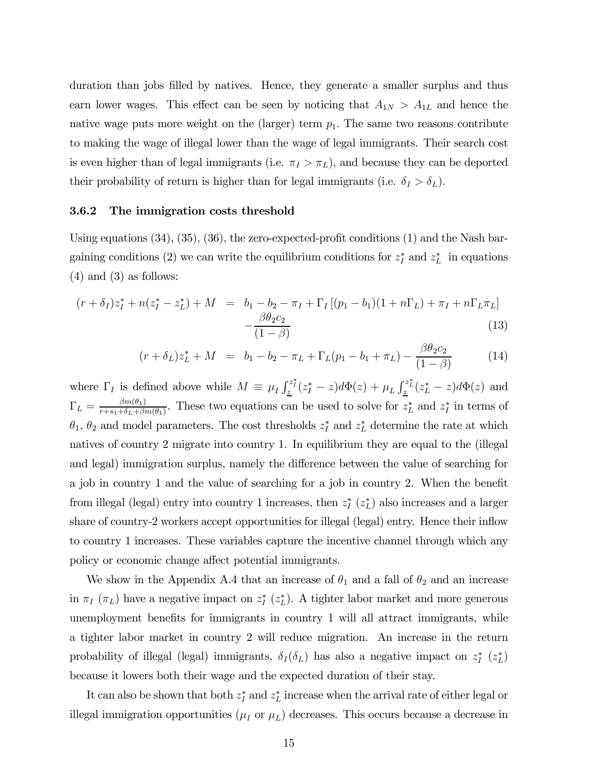duration than jobs filled by natives. Hence, they generate a smaller surplus and thus earn lower wages. This effect can be seen by noticing that $A_{1N} > A_{1L}$ and hence the native wage puts more weight on the (larger) term $p_1$. The same two reasons contribute to making the wage of illegal lower than the wage of legal immigrants. Their search cost is even higher than of legal immigrants (i.e. $\pi_I > \pi_L$), and because they can be deported their probability of return is higher than for legal immigrants (i.e. $\delta_I > \delta_L$).

### 3.6.2 The immigration costs threshold

Using equations (34), (35), (36), the zero-expected-profit conditions (1) and the Nash bargaining conditions (2) we can write the equilibrium conditions for $z_I^*$ and $z_L^*$ in equations (4) and (3) as follows:

$$
\begin{aligned}
(r+\delta_I)z_I^* + n(z_I^* - z_L^*) + M &= b_1 - b_2 - \pi_I + \Gamma_I \left[(p_1 - b_1)(1 + n\Gamma_L) + \pi_I + n\Gamma_L \pi_L\right] \\
&\quad - \frac{\beta \theta_2 c_2}{(1-\beta)} \qquad (13) \\
(r+\delta_L)z_L^* + M &= b_1 - b_2 - \pi_L + \Gamma_L(p_1 - b_1 + \pi_L) - \frac{\beta \theta_2 c_2}{(1-\beta)} \qquad (14)
\end{aligned}
$$

where $\Gamma_I$ is defined above while $M \equiv \mu_I \int_{\underline{z}}^{z_I^*}(z_I^* - z)d\Phi(z) + \mu_L \int_{\underline{z}}^{z_L^*}(z_L^* - z)d\Phi(z)$ and $\Gamma_L = \frac{\beta m(\theta_1)}{r+s_1+\delta_L+\beta m(\theta_1)}$. These two equations can be used to solve for $z_L^*$ and $z_I^*$ in terms of $\theta_1$, $\theta_2$ and model parameters. The cost thresholds $z_I^*$ and $z_L^*$ determine the rate at which natives of country 2 migrate into country 1. In equilibrium they are equal to the (illegal and legal) immigration surplus, namely the difference between the value of searching for a job in country 1 and the value of searching for a job in country 2. When the benefit from illegal (legal) entry into country 1 increases, then $z_I^*$ ($z_L^*$) also increases and a larger share of country-2 workers accept opportunities for illegal (legal) entry. Hence their inflow to country 1 increases. These variables capture the incentive channel through which any policy or economic change affect potential immigrants.

We show in the Appendix A.4 that an increase of $\theta_1$ and a fall of $\theta_2$ and an increase in $\pi_I$ ($\pi_L$) have a negative impact on $z_I^*$ ($z_L^*$). A tighter labor market and more generous unemployment benefits for immigrants in country 1 will all attract immigrants, while a tighter labor market in country 2 will reduce migration. An increase in the return probability of illegal (legal) immigrants, $\delta_I(\delta_L)$ has also a negative impact on $z_I^*$ ($z_L^*$) because it lowers both their wage and the expected duration of their stay.

It can also be shown that both $z_I^*$ and $z_L^*$ increase when the arrival rate of either legal or illegal immigration opportunities ($\mu_I$ or $\mu_L$) decreases. This occurs because a decrease in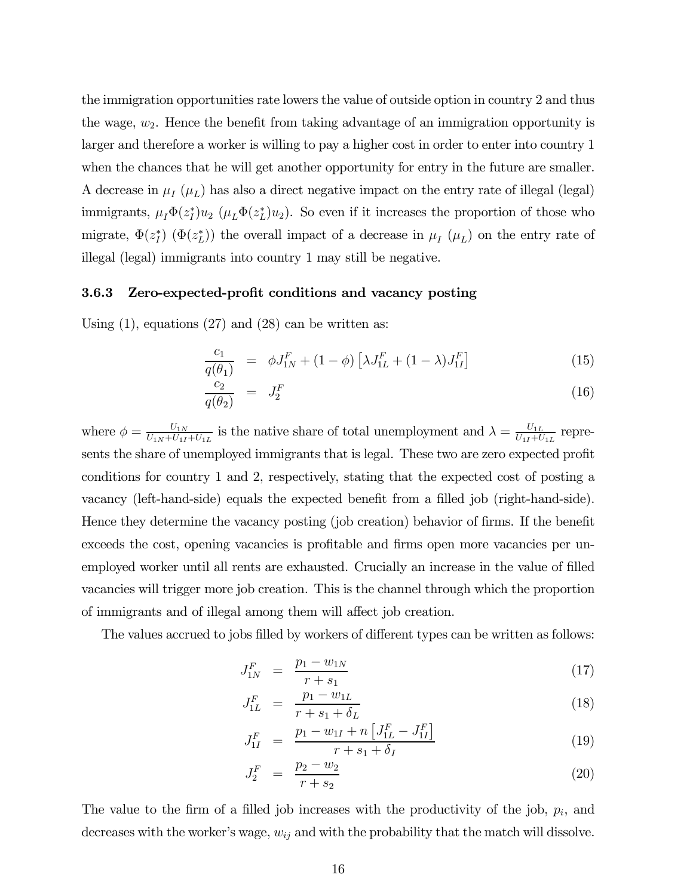the immigration opportunities rate lowers the value of outside option in country 2 and thus the wage, $w_2$. Hence the benefit from taking advantage of an immigration opportunity is larger and therefore a worker is willing to pay a higher cost in order to enter into country 1 when the chances that he will get another opportunity for entry in the future are smaller. A decrease in $\mu_I$ ($\mu_L$) has also a direct negative impact on the entry rate of illegal (legal) immigrants, $\mu_I \Phi(z_I^*) u_2$ ($\mu_L \Phi(z_L^*) u_2$). So even if it increases the proportion of those who migrate, $\Phi(z_I^*)$ ($\Phi(z_L^*)$) the overall impact of a decrease in $\mu_I$ ($\mu_L$) on the entry rate of illegal (legal) immigrants into country 1 may still be negative.

### 3.6.3 Zero-expected-profit conditions and vacancy posting

Using (1), equations (27) and (28) can be written as:

$$\frac{c_1}{q(\theta_1)} = \phi J_{1N}^F + (1-\phi)\left[\lambda J_{1L}^F + (1-\lambda) J_{1I}^F\right] \tag{15}$$

$$\frac{c_2}{q(\theta_2)} = J_2^F \tag{16}$$

where $\phi = \frac{U_{1N}}{U_{1N}+U_{1I}+U_{1L}}$ is the native share of total unemployment and $\lambda = \frac{U_{1L}}{U_{1I}+U_{1L}}$ represents the share of unemployed immigrants that is legal. These two are zero expected profit conditions for country 1 and 2, respectively, stating that the expected cost of posting a vacancy (left-hand-side) equals the expected benefit from a filled job (right-hand-side). Hence they determine the vacancy posting (job creation) behavior of firms. If the benefit exceeds the cost, opening vacancies is profitable and firms open more vacancies per unemployed worker until all rents are exhausted. Crucially an increase in the value of filled vacancies will trigger more job creation. This is the channel through which the proportion of immigrants and of illegal among them will affect job creation.

The values accrued to jobs filled by workers of different types can be written as follows:

$$J_{1N}^F = \frac{p_1 - w_{1N}}{r + s_1} \tag{17}$$

$$J_{1L}^F = \frac{p_1 - w_{1L}}{r + s_1 + \delta_L} \tag{18}$$

$$J_{1I}^F = \frac{p_1 - w_{1I} + n\left[J_{1L}^F - J_{1I}^F\right]}{r + s_1 + \delta_I} \tag{19}$$

$$J_2^F = \frac{p_2 - w_2}{r + s_2} \tag{20}$$

The value to the firm of a filled job increases with the productivity of the job, $p_i$, and decreases with the worker's wage, $w_{ij}$ and with the probability that the match will dissolve.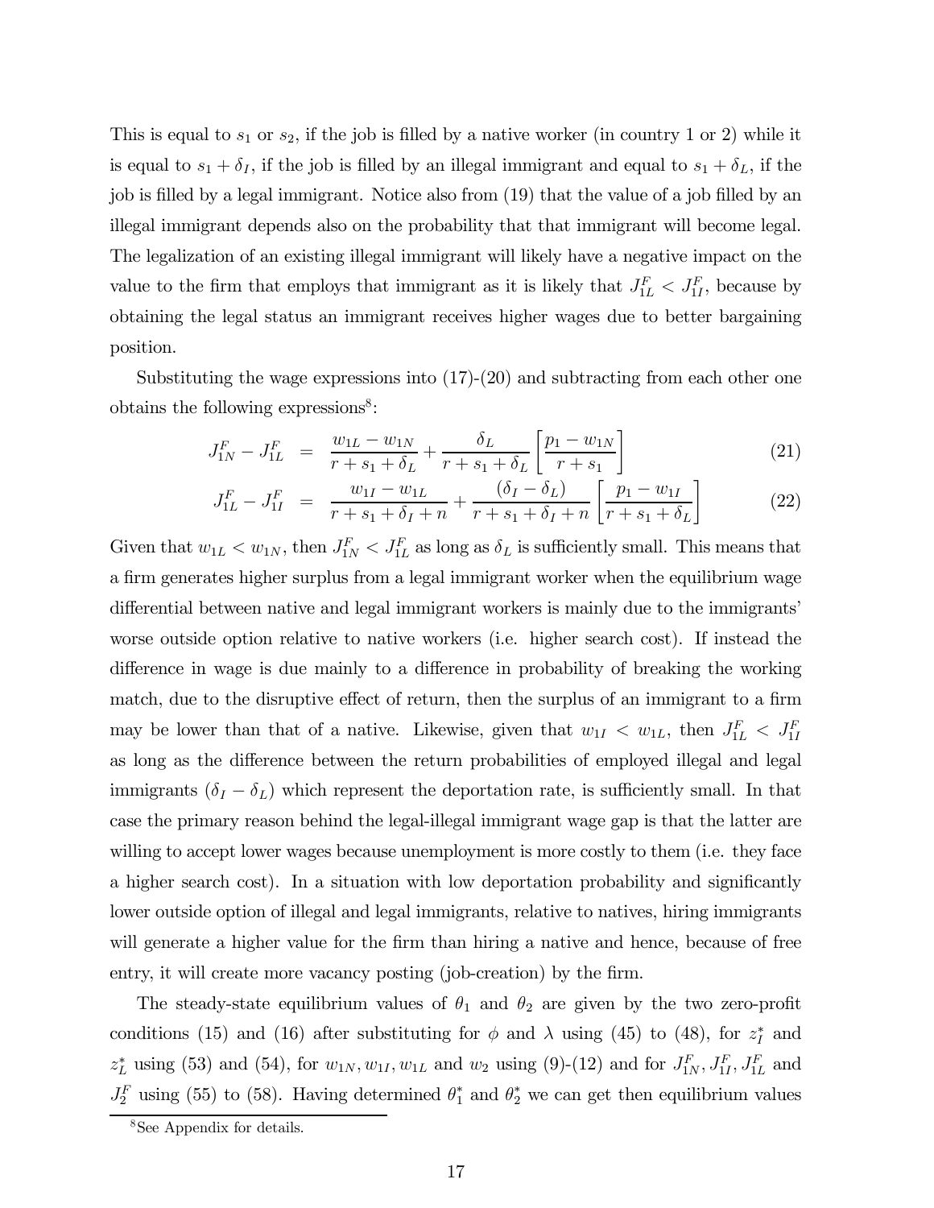This is equal to $s_1$ or $s_2$, if the job is filled by a native worker (in country 1 or 2) while it is equal to $s_1 + \delta_I$, if the job is filled by an illegal immigrant and equal to $s_1 + \delta_L$, if the job is filled by a legal immigrant. Notice also from (19) that the value of a job filled by an illegal immigrant depends also on the probability that that immigrant will become legal. The legalization of an existing illegal immigrant will likely have a negative impact on the value to the firm that employs that immigrant as it is likely that $J_{1L}^F < J_{1I}^F$, because by obtaining the legal status an immigrant receives higher wages due to better bargaining position.

Substituting the wage expressions into (17)-(20) and subtracting from each other one obtains the following expressions[8]:

$$
\begin{aligned}
J_{1N}^F - J_{1L}^F &= \frac{w_{1L} - w_{1N}}{r + s_1 + \delta_L} + \frac{\delta_L}{r + s_1 + \delta_L}\left[\frac{p_1 - w_{1N}}{r + s_1}\right] && (21)\\
J_{1L}^F - J_{1I}^F &= \frac{w_{1I} - w_{1L}}{r + s_1 + \delta_I + n} + \frac{(\delta_I - \delta_L)}{r + s_1 + \delta_I + n}\left[\frac{p_1 - w_{1I}}{r + s_1 + \delta_L}\right] && (22)
\end{aligned}
$$

Given that $w_{1L} < w_{1N}$, then $J_{1N}^F < J_{1L}^F$ as long as $\delta_L$ is sufficiently small. This means that a firm generates higher surplus from a legal immigrant worker when the equilibrium wage differential between native and legal immigrant workers is mainly due to the immigrants' worse outside option relative to native workers (i.e. higher search cost). If instead the difference in wage is due mainly to a difference in probability of breaking the working match, due to the disruptive effect of return, then the surplus of an immigrant to a firm may be lower than that of a native. Likewise, given that $w_{1I} < w_{1L}$, then $J_{1L}^F < J_{1I}^F$ as long as the difference between the return probabilities of employed illegal and legal immigrants $(\delta_I - \delta_L)$ which represent the deportation rate, is sufficiently small. In that case the primary reason behind the legal-illegal immigrant wage gap is that the latter are willing to accept lower wages because unemployment is more costly to them (i.e. they face a higher search cost). In a situation with low deportation probability and significantly lower outside option of illegal and legal immigrants, relative to natives, hiring immigrants will generate a higher value for the firm than hiring a native and hence, because of free entry, it will create more vacancy posting (job-creation) by the firm.

The steady-state equilibrium values of $\theta_1$ and $\theta_2$ are given by the two zero-profit conditions (15) and (16) after substituting for $\phi$ and $\lambda$ using (45) to (48), for $z_I^*$ and $z_L^*$ using (53) and (54), for $w_{1N}, w_{1I}, w_{1L}$ and $w_2$ using (9)-(12) and for $J_{1N}^F, J_{1I}^F, J_{1L}^F$ and $J_2^F$ using (55) to (58). Having determined $\theta_1^*$ and $\theta_2^*$ we can get then equilibrium values

[8] See Appendix for details.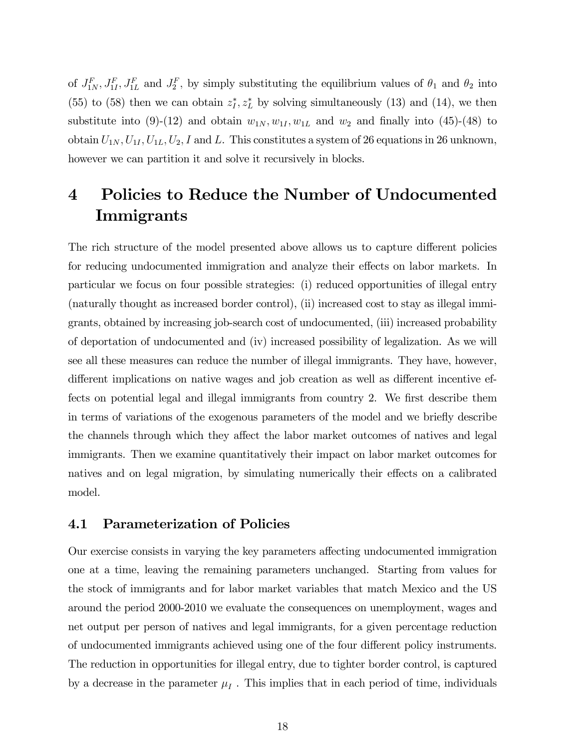of $J_{1N}^F, J_{1I}^F, J_{1L}^F$ and $J_2^F$, by simply substituting the equilibrium values of $\theta_1$ and $\theta_2$ into (55) to (58) then we can obtain $z_I^*, z_L^*$ by solving simultaneously (13) and (14), we then substitute into (9)-(12) and obtain $w_{1N}, w_{1I}, w_{1L}$ and $w_2$ and finally into (45)-(48) to obtain $U_{1N}, U_{1I}, U_{1L}, U_2, I$ and $L$. This constitutes a system of 26 equations in 26 unknown, however we can partition it and solve it recursively in blocks.

# 4 Policies to Reduce the Number of Undocumented Immigrants

The rich structure of the model presented above allows us to capture different policies for reducing undocumented immigration and analyze their effects on labor markets. In particular we focus on four possible strategies: (i) reduced opportunities of illegal entry (naturally thought as increased border control), (ii) increased cost to stay as illegal immigrants, obtained by increasing job-search cost of undocumented, (iii) increased probability of deportation of undocumented and (iv) increased possibility of legalization. As we will see all these measures can reduce the number of illegal immigrants. They have, however, different implications on native wages and job creation as well as different incentive effects on potential legal and illegal immigrants from country 2. We first describe them in terms of variations of the exogenous parameters of the model and we briefly describe the channels through which they affect the labor market outcomes of natives and legal immigrants. Then we examine quantitatively their impact on labor market outcomes for natives and on legal migration, by simulating numerically their effects on a calibrated model.

## 4.1 Parameterization of Policies

Our exercise consists in varying the key parameters affecting undocumented immigration one at a time, leaving the remaining parameters unchanged. Starting from values for the stock of immigrants and for labor market variables that match Mexico and the US around the period 2000-2010 we evaluate the consequences on unemployment, wages and net output per person of natives and legal immigrants, for a given percentage reduction of undocumented immigrants achieved using one of the four different policy instruments. The reduction in opportunities for illegal entry, due to tighter border control, is captured by a decrease in the parameter $\mu_I$ . This implies that in each period of time, individuals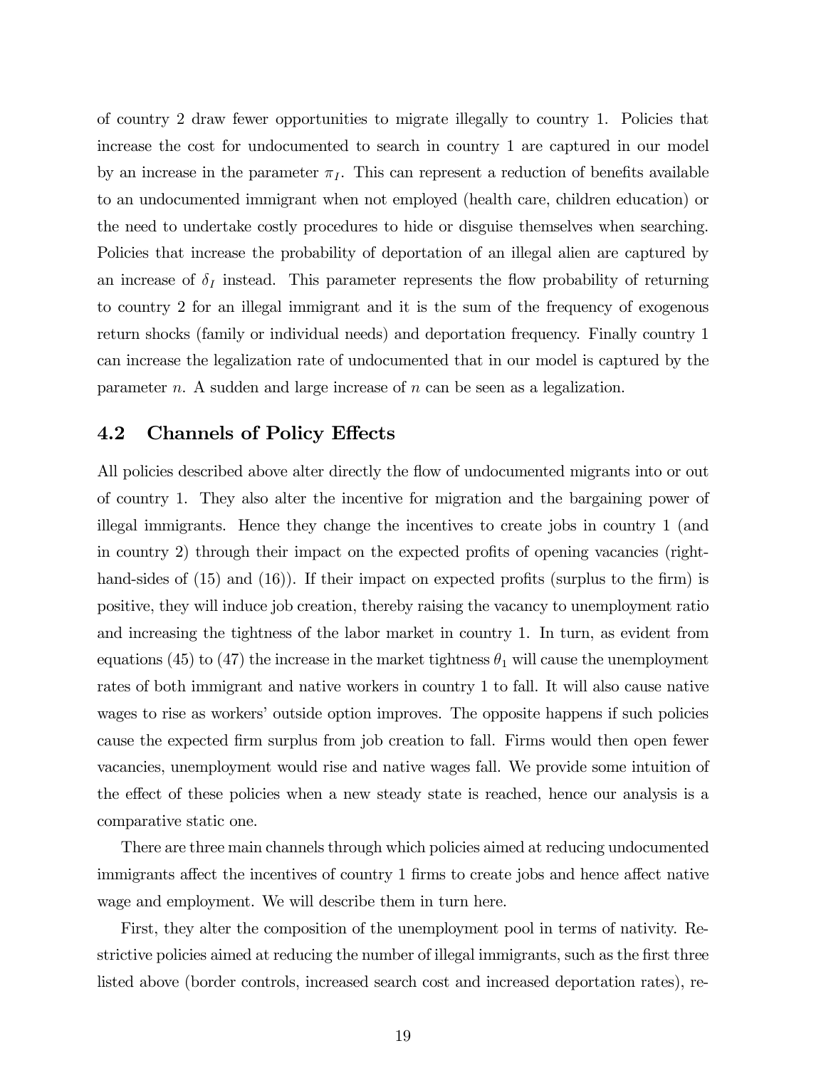of country 2 draw fewer opportunities to migrate illegally to country 1. Policies that increase the cost for undocumented to search in country 1 are captured in our model by an increase in the parameter $\pi_I$. This can represent a reduction of benefits available to an undocumented immigrant when not employed (health care, children education) or the need to undertake costly procedures to hide or disguise themselves when searching. Policies that increase the probability of deportation of an illegal alien are captured by an increase of $\delta_I$ instead. This parameter represents the flow probability of returning to country 2 for an illegal immigrant and it is the sum of the frequency of exogenous return shocks (family or individual needs) and deportation frequency. Finally country 1 can increase the legalization rate of undocumented that in our model is captured by the parameter $n$. A sudden and large increase of $n$ can be seen as a legalization.

## 4.2 Channels of Policy Effects

All policies described above alter directly the flow of undocumented migrants into or out of country 1. They also alter the incentive for migration and the bargaining power of illegal immigrants. Hence they change the incentives to create jobs in country 1 (and in country 2) through their impact on the expected profits of opening vacancies (right-hand-sides of (15) and (16)). If their impact on expected profits (surplus to the firm) is positive, they will induce job creation, thereby raising the vacancy to unemployment ratio and increasing the tightness of the labor market in country 1. In turn, as evident from equations (45) to (47) the increase in the market tightness $\theta_1$ will cause the unemployment rates of both immigrant and native workers in country 1 to fall. It will also cause native wages to rise as workers' outside option improves. The opposite happens if such policies cause the expected firm surplus from job creation to fall. Firms would then open fewer vacancies, unemployment would rise and native wages fall. We provide some intuition of the effect of these policies when a new steady state is reached, hence our analysis is a comparative static one.

There are three main channels through which policies aimed at reducing undocumented immigrants affect the incentives of country 1 firms to create jobs and hence affect native wage and employment. We will describe them in turn here.

First, they alter the composition of the unemployment pool in terms of nativity. Restrictive policies aimed at reducing the number of illegal immigrants, such as the first three listed above (border controls, increased search cost and increased deportation rates), re-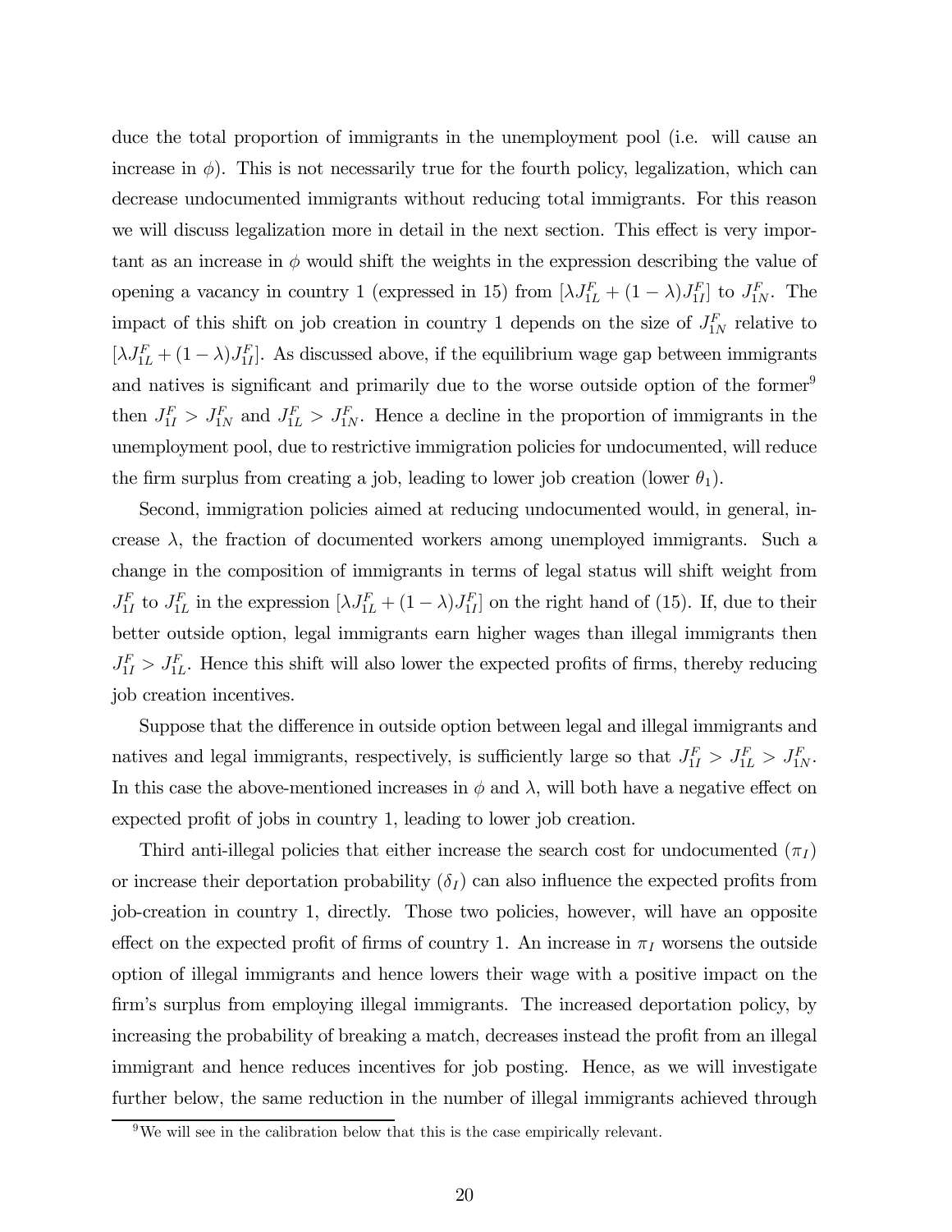duce the total proportion of immigrants in the unemployment pool (i.e. will cause an increase in $\phi$). This is not necessarily true for the fourth policy, legalization, which can decrease undocumented immigrants without reducing total immigrants. For this reason we will discuss legalization more in detail in the next section. This effect is very important as an increase in $\phi$ would shift the weights in the expression describing the value of opening a vacancy in country 1 (expressed in 15) from $[\lambda J_{1L}^F + (1-\lambda) J_{1I}^F]$ to $J_{1N}^F$. The impact of this shift on job creation in country 1 depends on the size of $J_{1N}^F$ relative to $[\lambda J_{1L}^F + (1-\lambda) J_{1I}^F]$. As discussed above, if the equilibrium wage gap between immigrants and natives is significant and primarily due to the worse outside option of the former[9] then $J_{1I}^F > J_{1N}^F$ and $J_{1L}^F > J_{1N}^F$. Hence a decline in the proportion of immigrants in the unemployment pool, due to restrictive immigration policies for undocumented, will reduce the firm surplus from creating a job, leading to lower job creation (lower $\theta_1$).

Second, immigration policies aimed at reducing undocumented would, in general, increase $\lambda$, the fraction of documented workers among unemployed immigrants. Such a change in the composition of immigrants in terms of legal status will shift weight from $J_{1I}^F$ to $J_{1L}^F$ in the expression $[\lambda J_{1L}^F + (1-\lambda) J_{1I}^F]$ on the right hand of (15). If, due to their better outside option, legal immigrants earn higher wages than illegal immigrants then $J_{1I}^F > J_{1L}^F$. Hence this shift will also lower the expected profits of firms, thereby reducing job creation incentives.

Suppose that the difference in outside option between legal and illegal immigrants and natives and legal immigrants, respectively, is sufficiently large so that $J_{1I}^F > J_{1L}^F > J_{1N}^F$. In this case the above-mentioned increases in $\phi$ and $\lambda$, will both have a negative effect on expected profit of jobs in country 1, leading to lower job creation.

Third anti-illegal policies that either increase the search cost for undocumented ($\pi_I$) or increase their deportation probability ($\delta_I$) can also influence the expected profits from job-creation in country 1, directly. Those two policies, however, will have an opposite effect on the expected profit of firms of country 1. An increase in $\pi_I$ worsens the outside option of illegal immigrants and hence lowers their wage with a positive impact on the firm's surplus from employing illegal immigrants. The increased deportation policy, by increasing the probability of breaking a match, decreases instead the profit from an illegal immigrant and hence reduces incentives for job posting. Hence, as we will investigate further below, the same reduction in the number of illegal immigrants achieved through

[9] We will see in the calibration below that this is the case empirically relevant.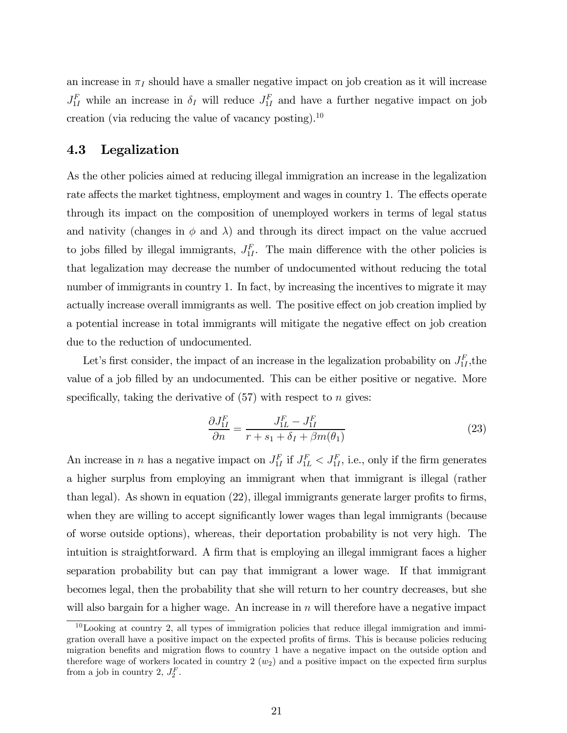an increase in $\pi_I$ should have a smaller negative impact on job creation as it will increase $J_{1I}^F$ while an increase in $\delta_I$ will reduce $J_{1I}^F$ and have a further negative impact on job creation (via reducing the value of vacancy posting).[10]

## 4.3 Legalization

As the other policies aimed at reducing illegal immigration an increase in the legalization rate affects the market tightness, employment and wages in country 1. The effects operate through its impact on the composition of unemployed workers in terms of legal status and nativity (changes in $\phi$ and $\lambda$) and through its direct impact on the value accrued to jobs filled by illegal immigrants, $J_{1I}^F$. The main difference with the other policies is that legalization may decrease the number of undocumented without reducing the total number of immigrants in country 1. In fact, by increasing the incentives to migrate it may actually increase overall immigrants as well. The positive effect on job creation implied by a potential increase in total immigrants will mitigate the negative effect on job creation due to the reduction of undocumented.

Let's first consider, the impact of an increase in the legalization probability on $J_{1I}^F$,the value of a job filled by an undocumented. This can be either positive or negative. More specifically, taking the derivative of (57) with respect to $n$ gives:

$$\frac{\partial J_{1I}^F}{\partial n} = \frac{J_{1L}^F - J_{1I}^F}{r + s_1 + \delta_I + \beta m(\theta_1)} \tag{23}$$

An increase in $n$ has a negative impact on $J_{1I}^F$ if $J_{1L}^F < J_{1I}^F$, i.e., only if the firm generates a higher surplus from employing an immigrant when that immigrant is illegal (rather than legal). As shown in equation (22), illegal immigrants generate larger profits to firms, when they are willing to accept significantly lower wages than legal immigrants (because of worse outside options), whereas, their deportation probability is not very high. The intuition is straightforward. A firm that is employing an illegal immigrant faces a higher separation probability but can pay that immigrant a lower wage. If that immigrant becomes legal, then the probability that she will return to her country decreases, but she will also bargain for a higher wage. An increase in $n$ will therefore have a negative impact

[10] Looking at country 2, all types of immigration policies that reduce illegal immigration and immigration overall have a positive impact on the expected profits of firms. This is because policies reducing migration benefits and migration flows to country 1 have a negative impact on the outside option and therefore wage of workers located in country 2 ($w_2$) and a positive impact on the expected firm surplus from a job in country 2, $J_2^F$.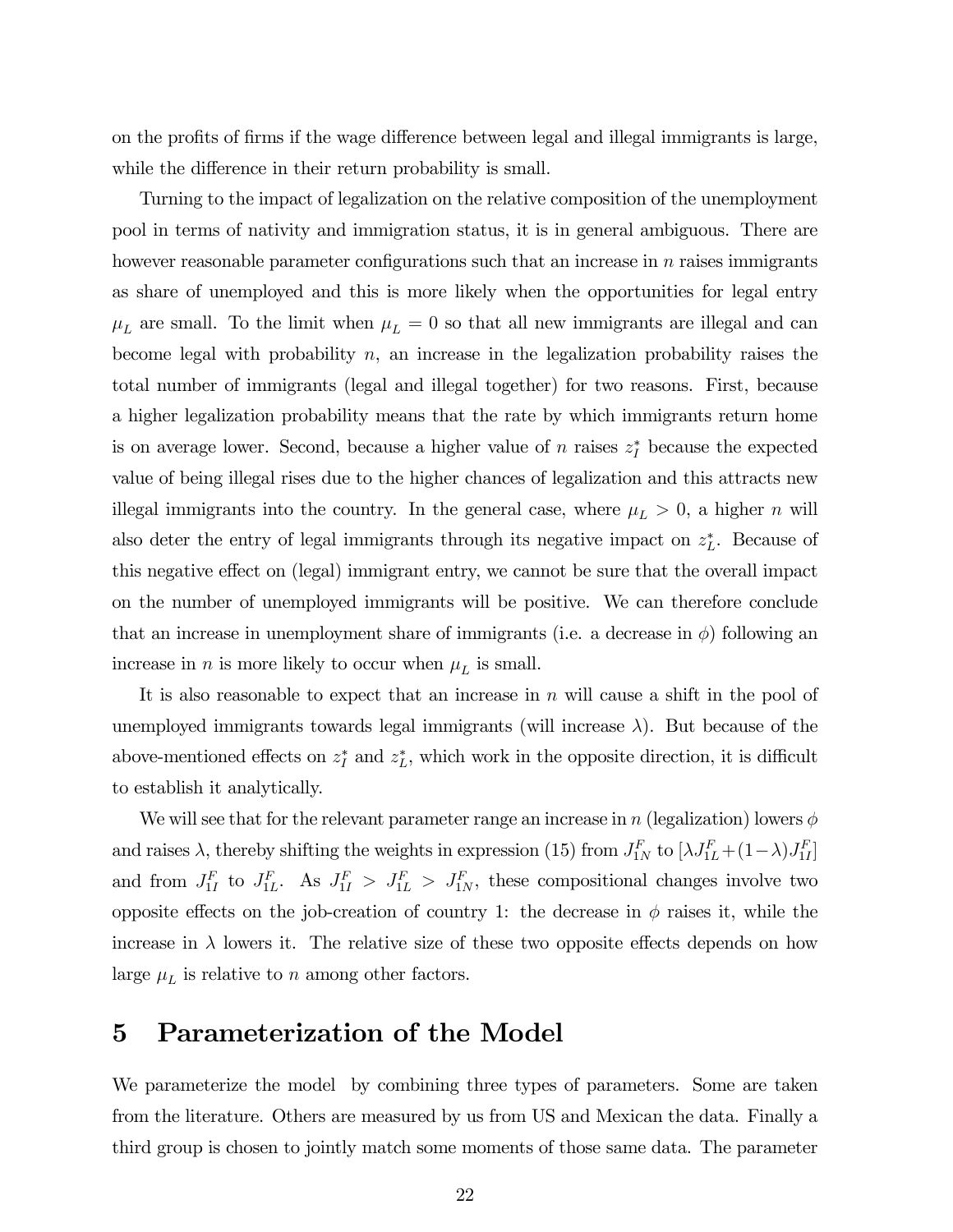on the profits of firms if the wage difference between legal and illegal immigrants is large, while the difference in their return probability is small.

Turning to the impact of legalization on the relative composition of the unemployment pool in terms of nativity and immigration status, it is in general ambiguous. There are however reasonable parameter configurations such that an increase in $n$ raises immigrants as share of unemployed and this is more likely when the opportunities for legal entry $\mu_L$ are small. To the limit when $\mu_L = 0$ so that all new immigrants are illegal and can become legal with probability $n$, an increase in the legalization probability raises the total number of immigrants (legal and illegal together) for two reasons. First, because a higher legalization probability means that the rate by which immigrants return home is on average lower. Second, because a higher value of $n$ raises $z_I^*$ because the expected value of being illegal rises due to the higher chances of legalization and this attracts new illegal immigrants into the country. In the general case, where $\mu_L > 0$, a higher $n$ will also deter the entry of legal immigrants through its negative impact on $z_L^*$. Because of this negative effect on (legal) immigrant entry, we cannot be sure that the overall impact on the number of unemployed immigrants will be positive. We can therefore conclude that an increase in unemployment share of immigrants (i.e. a decrease in $\phi$) following an increase in $n$ is more likely to occur when $\mu_L$ is small.

It is also reasonable to expect that an increase in $n$ will cause a shift in the pool of unemployed immigrants towards legal immigrants (will increase $\lambda$). But because of the above-mentioned effects on $z_I^*$ and $z_L^*$, which work in the opposite direction, it is difficult to establish it analytically.

We will see that for the relevant parameter range an increase in $n$ (legalization) lowers $\phi$ and raises $\lambda$, thereby shifting the weights in expression (15) from $J_{1N}^F$ to $[\lambda J_{1L}^F + (1-\lambda) J_{1I}^F]$ and from $J_{1I}^F$ to $J_{1L}^F$. As $J_{1I}^F > J_{1L}^F > J_{1N}^F$, these compositional changes involve two opposite effects on the job-creation of country 1: the decrease in $\phi$ raises it, while the increase in $\lambda$ lowers it. The relative size of these two opposite effects depends on how large $\mu_L$ is relative to $n$ among other factors.

# 5 Parameterization of the Model

We parameterize the model by combining three types of parameters. Some are taken from the literature. Others are measured by us from US and Mexican the data. Finally a third group is chosen to jointly match some moments of those same data. The parameter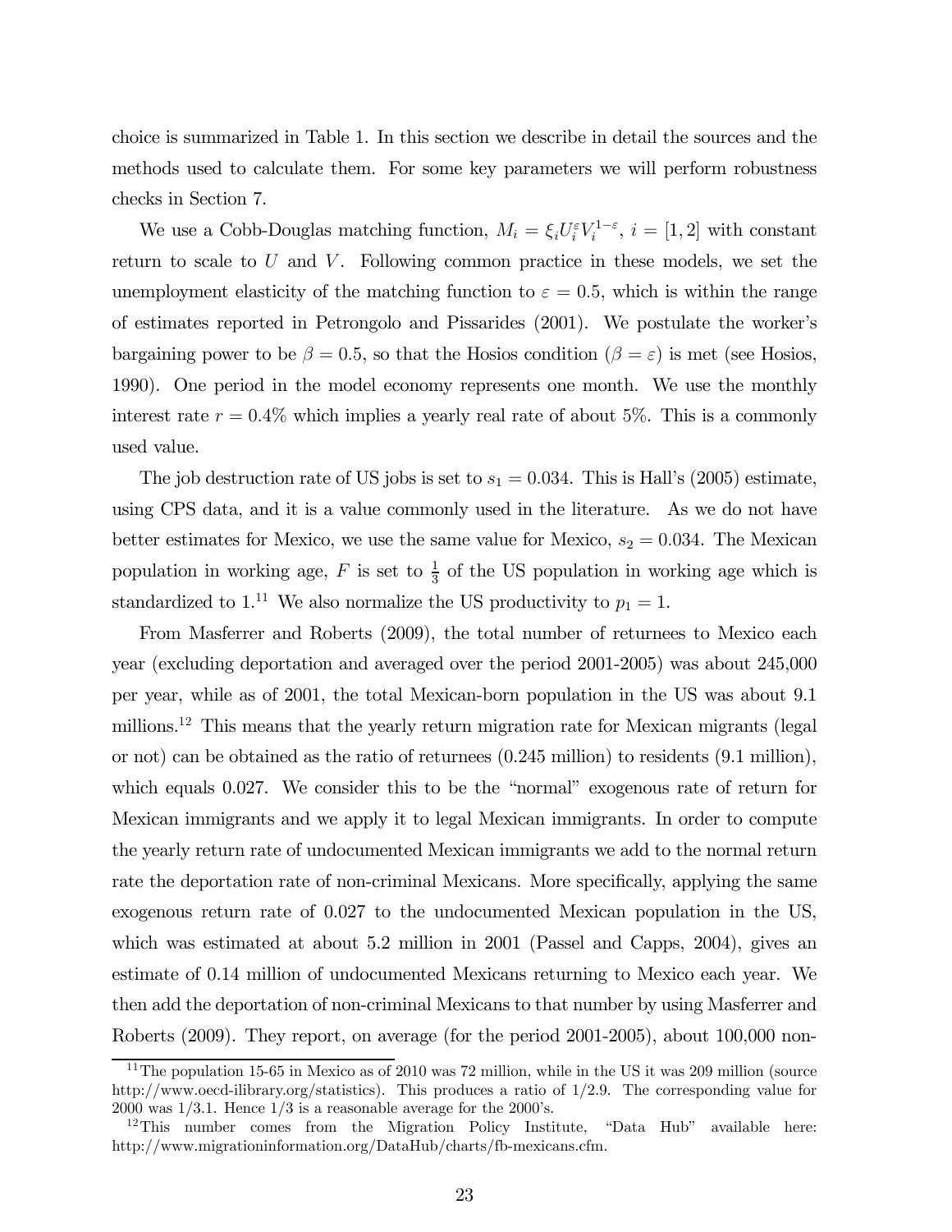choice is summarized in Table 1. In this section we describe in detail the sources and the methods used to calculate them. For some key parameters we will perform robustness checks in Section 7.

We use a Cobb-Douglas matching function, $M_i = \xi_i U_i^{\varepsilon} V_i^{1-\varepsilon}$, $i = [1, 2]$ with constant return to scale to $U$ and $V$. Following common practice in these models, we set the unemployment elasticity of the matching function to $\varepsilon = 0.5$, which is within the range of estimates reported in Petrongolo and Pissarides (2001). We postulate the worker's bargaining power to be $\beta = 0.5$, so that the Hosios condition ($\beta = \varepsilon$) is met (see Hosios, 1990). One period in the model economy represents one month. We use the monthly interest rate $r = 0.4\%$ which implies a yearly real rate of about 5%. This is a commonly used value.

The job destruction rate of US jobs is set to $s_1 = 0.034$. This is Hall's (2005) estimate, using CPS data, and it is a value commonly used in the literature. As we do not have better estimates for Mexico, we use the same value for Mexico, $s_2 = 0.034$. The Mexican population in working age, $F$ is set to $\frac{1}{3}$ of the US population in working age which is standardized to 1.[11] We also normalize the US productivity to $p_1 = 1$.

From Masferrer and Roberts (2009), the total number of returnees to Mexico each year (excluding deportation and averaged over the period 2001-2005) was about 245,000 per year, while as of 2001, the total Mexican-born population in the US was about 9.1 millions.[12] This means that the yearly return migration rate for Mexican migrants (legal or not) can be obtained as the ratio of returnees (0.245 million) to residents (9.1 million), which equals 0.027. We consider this to be the "normal" exogenous rate of return for Mexican immigrants and we apply it to legal Mexican immigrants. In order to compute the yearly return rate of undocumented Mexican immigrants we add to the normal return rate the deportation rate of non-criminal Mexicans. More specifically, applying the same exogenous return rate of 0.027 to the undocumented Mexican population in the US, which was estimated at about 5.2 million in 2001 (Passel and Capps, 2004), gives an estimate of 0.14 million of undocumented Mexicans returning to Mexico each year. We then add the deportation of non-criminal Mexicans to that number by using Masferrer and Roberts (2009). They report, on average (for the period 2001-2005), about 100,000 non-

[11] The population 15-65 in Mexico as of 2010 was 72 million, while in the US it was 209 million (source http://www.oecd-ilibrary.org/statistics). This produces a ratio of 1/2.9. The corresponding value for 2000 was 1/3.1. Hence 1/3 is a reasonable average for the 2000's.

[12] This number comes from the Migration Policy Institute, "Data Hub" available here: http://www.migrationinformation.org/DataHub/charts/fb-mexicans.cfm.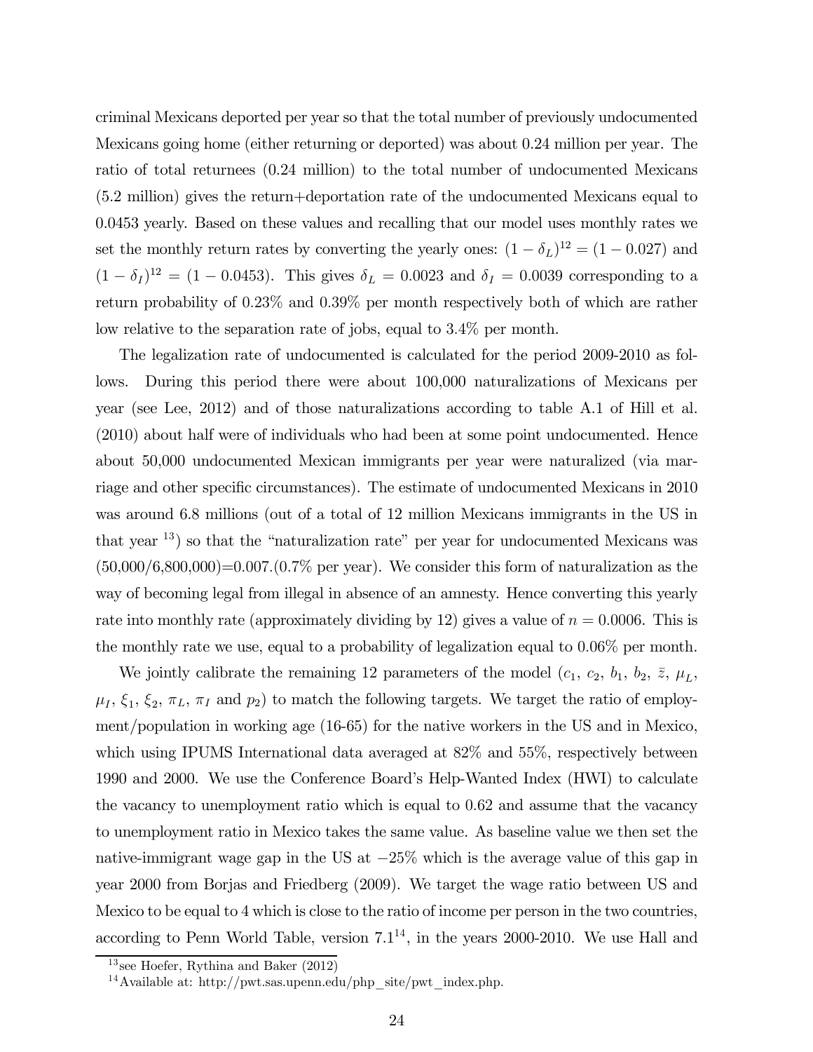criminal Mexicans deported per year so that the total number of previously undocumented Mexicans going home (either returning or deported) was about 0.24 million per year. The ratio of total returnees (0.24 million) to the total number of undocumented Mexicans (5.2 million) gives the return+deportation rate of the undocumented Mexicans equal to 0.0453 yearly. Based on these values and recalling that our model uses monthly rates we set the monthly return rates by converting the yearly ones: $(1-\delta_L)^{12} = (1-0.027)$ and $(1-\delta_I)^{12} = (1-0.0453)$. This gives $\delta_L = 0.0023$ and $\delta_I = 0.0039$ corresponding to a return probability of 0.23% and 0.39% per month respectively both of which are rather low relative to the separation rate of jobs, equal to 3.4% per month.

The legalization rate of undocumented is calculated for the period 2009-2010 as follows. During this period there were about 100,000 naturalizations of Mexicans per year (see Lee, 2012) and of those naturalizations according to table A.1 of Hill et al. (2010) about half were of individuals who had been at some point undocumented. Hence about 50,000 undocumented Mexican immigrants per year were naturalized (via marriage and other specific circumstances). The estimate of undocumented Mexicans in 2010 was around 6.8 millions (out of a total of 12 million Mexicans immigrants in the US in that year [13]) so that the "naturalization rate" per year for undocumented Mexicans was (50,000/6,800,000)=0.007.(0.7% per year). We consider this form of naturalization as the way of becoming legal from illegal in absence of an amnesty. Hence converting this yearly rate into monthly rate (approximately dividing by 12) gives a value of $n = 0.0006$. This is the monthly rate we use, equal to a probability of legalization equal to 0.06% per month.

We jointly calibrate the remaining 12 parameters of the model ($c_1$, $c_2$, $b_1$, $b_2$, $\bar{z}$, $\mu_L$, $\mu_I$, $\xi_1$, $\xi_2$, $\pi_L$, $\pi_I$ and $p_2$) to match the following targets. We target the ratio of employment/population in working age (16-65) for the native workers in the US and in Mexico, which using IPUMS International data averaged at 82% and 55%, respectively between 1990 and 2000. We use the Conference Board's Help-Wanted Index (HWI) to calculate the vacancy to unemployment ratio which is equal to 0.62 and assume that the vacancy to unemployment ratio in Mexico takes the same value. As baseline value we then set the native-immigrant wage gap in the US at $-25\%$ which is the average value of this gap in year 2000 from Borjas and Friedberg (2009). We target the wage ratio between US and Mexico to be equal to 4 which is close to the ratio of income per person in the two countries, according to Penn World Table, version 7.1[14], in the years 2000-2010. We use Hall and

[13] see Hoefer, Rythina and Baker (2012)

[14] Available at: http://pwt.sas.upenn.edu/php_site/pwt_index.php.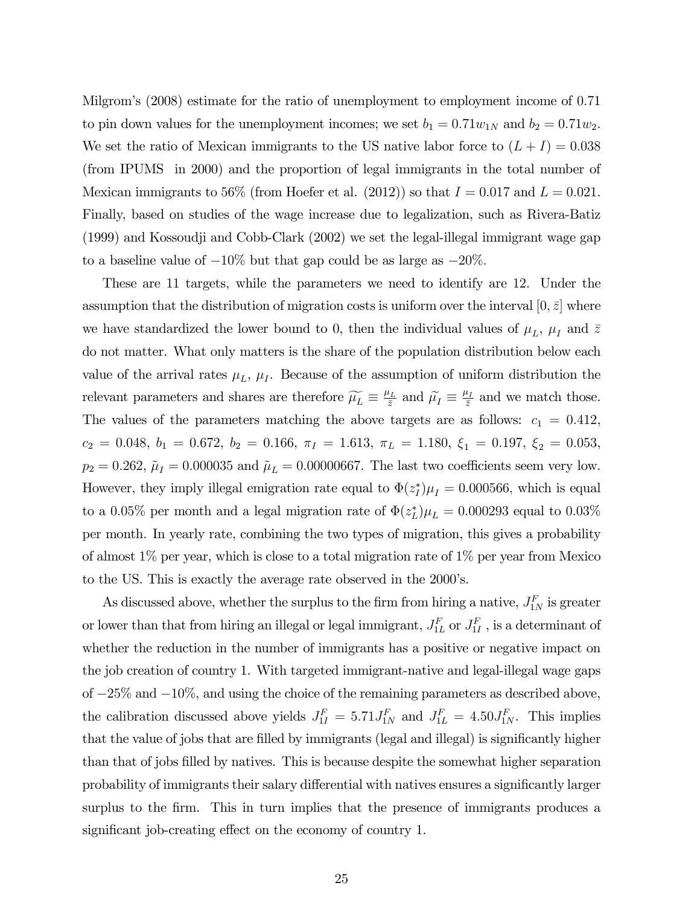Milgrom's (2008) estimate for the ratio of unemployment to employment income of 0.71 to pin down values for the unemployment incomes; we set $b_1 = 0.71w_{1N}$ and $b_2 = 0.71w_2$. We set the ratio of Mexican immigrants to the US native labor force to $(L + I) = 0.038$ (from IPUMS in 2000) and the proportion of legal immigrants in the total number of Mexican immigrants to 56% (from Hoefer et al. (2012)) so that $I = 0.017$ and $L = 0.021$. Finally, based on studies of the wage increase due to legalization, such as Rivera-Batiz (1999) and Kossoudji and Cobb-Clark (2002) we set the legal-illegal immigrant wage gap to a baseline value of $-10\%$ but that gap could be as large as $-20\%$.

These are 11 targets, while the parameters we need to identify are 12. Under the assumption that the distribution of migration costs is uniform over the interval $[0, \bar{z}]$ where we have standardized the lower bound to 0, then the individual values of $\mu_L$, $\mu_I$ and $\bar{z}$ do not matter. What only matters is the share of the population distribution below each value of the arrival rates $\mu_L$, $\mu_I$. Because of the assumption of uniform distribution the relevant parameters and shares are therefore $\widetilde{\mu_L} \equiv \frac{\mu_L}{\bar{z}}$ and $\widetilde{\mu_I} \equiv \frac{\mu_I}{\bar{z}}$ and we match those. The values of the parameters matching the above targets are as follows: $c_1 = 0.412$, $c_2 = 0.048$, $b_1 = 0.672$, $b_2 = 0.166$, $\pi_I = 1.613$, $\pi_L = 1.180$, $\xi_1 = 0.197$, $\xi_2 = 0.053$, $p_2 = 0.262$, $\tilde{\mu}_I = 0.000035$ and $\tilde{\mu}_L = 0.00000667$. The last two coefficients seem very low. However, they imply illegal emigration rate equal to $\Phi(z_I^*)\mu_I = 0.000566$, which is equal to a 0.05% per month and a legal migration rate of $\Phi(z_L^*)\mu_L = 0.000293$ equal to 0.03% per month. In yearly rate, combining the two types of migration, this gives a probability of almost 1% per year, which is close to a total migration rate of 1% per year from Mexico to the US. This is exactly the average rate observed in the 2000's.

As discussed above, whether the surplus to the firm from hiring a native, $J_{1N}^F$ is greater or lower than that from hiring an illegal or legal immigrant, $J_{1L}^F$ or $J_{1I}^F$ , is a determinant of whether the reduction in the number of immigrants has a positive or negative impact on the job creation of country 1. With targeted immigrant-native and legal-illegal wage gaps of $-25\%$ and $-10\%$, and using the choice of the remaining parameters as described above, the calibration discussed above yields $J_{1I}^F = 5.71J_{1N}^F$ and $J_{1L}^F = 4.50J_{1N}^F$. This implies that the value of jobs that are filled by immigrants (legal and illegal) is significantly higher than that of jobs filled by natives. This is because despite the somewhat higher separation probability of immigrants their salary differential with natives ensures a significantly larger surplus to the firm. This in turn implies that the presence of immigrants produces a significant job-creating effect on the economy of country 1.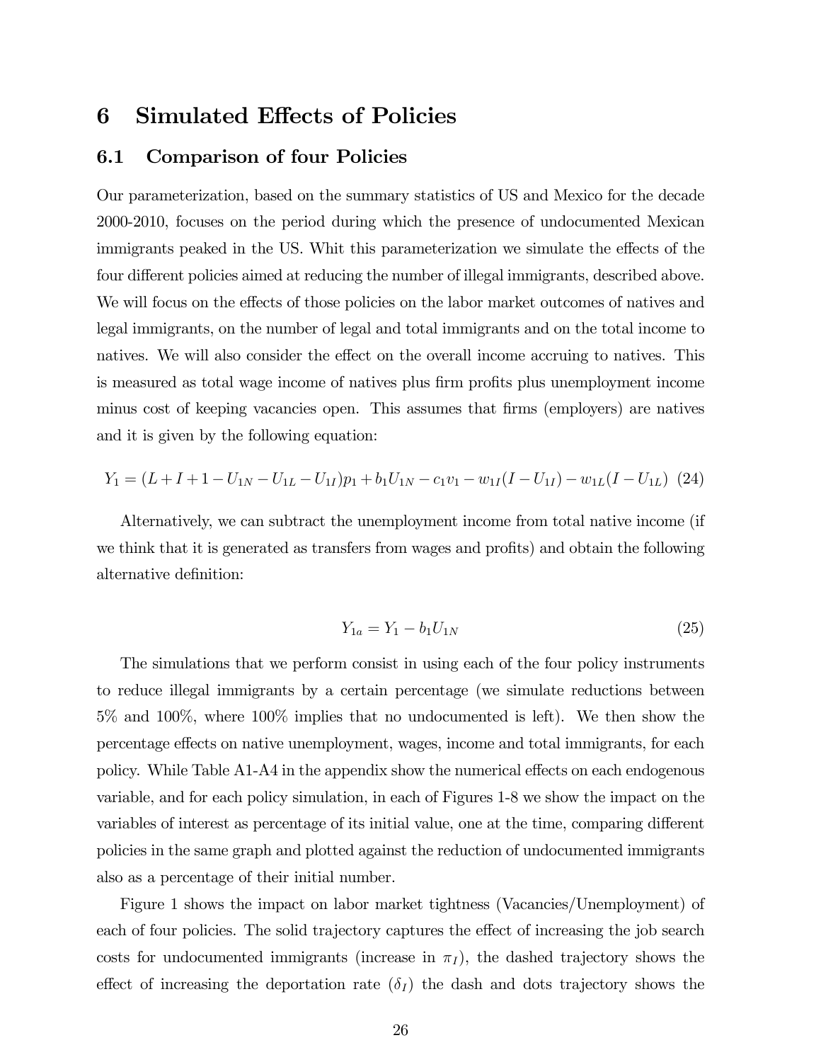# 6 Simulated Effects of Policies

## 6.1 Comparison of four Policies

Our parameterization, based on the summary statistics of US and Mexico for the decade 2000-2010, focuses on the period during which the presence of undocumented Mexican immigrants peaked in the US. Whit this parameterization we simulate the effects of the four different policies aimed at reducing the number of illegal immigrants, described above. We will focus on the effects of those policies on the labor market outcomes of natives and legal immigrants, on the number of legal and total immigrants and on the total income to natives. We will also consider the effect on the overall income accruing to natives. This is measured as total wage income of natives plus firm profits plus unemployment income minus cost of keeping vacancies open. This assumes that firms (employers) are natives and it is given by the following equation:

$$Y_1 = (L + I + 1 - U_{1N} - U_{1L} - U_{1I})p_1 + b_1 U_{1N} - c_1 v_1 - w_{1I}(I - U_{1I}) - w_{1L}(I - U_{1L}) \quad (24)$$

Alternatively, we can subtract the unemployment income from total native income (if we think that it is generated as transfers from wages and profits) and obtain the following alternative definition:

$$Y_{1a} = Y_1 - b_1 U_{1N} \quad (25)$$

The simulations that we perform consist in using each of the four policy instruments to reduce illegal immigrants by a certain percentage (we simulate reductions between 5% and 100%, where 100% implies that no undocumented is left). We then show the percentage effects on native unemployment, wages, income and total immigrants, for each policy. While Table A1-A4 in the appendix show the numerical effects on each endogenous variable, and for each policy simulation, in each of Figures 1-8 we show the impact on the variables of interest as percentage of its initial value, one at the time, comparing different policies in the same graph and plotted against the reduction of undocumented immigrants also as a percentage of their initial number.

Figure 1 shows the impact on labor market tightness (Vacancies/Unemployment) of each of four policies. The solid trajectory captures the effect of increasing the job search costs for undocumented immigrants (increase in $\pi_I$), the dashed trajectory shows the effect of increasing the deportation rate ($\delta_I$) the dash and dots trajectory shows the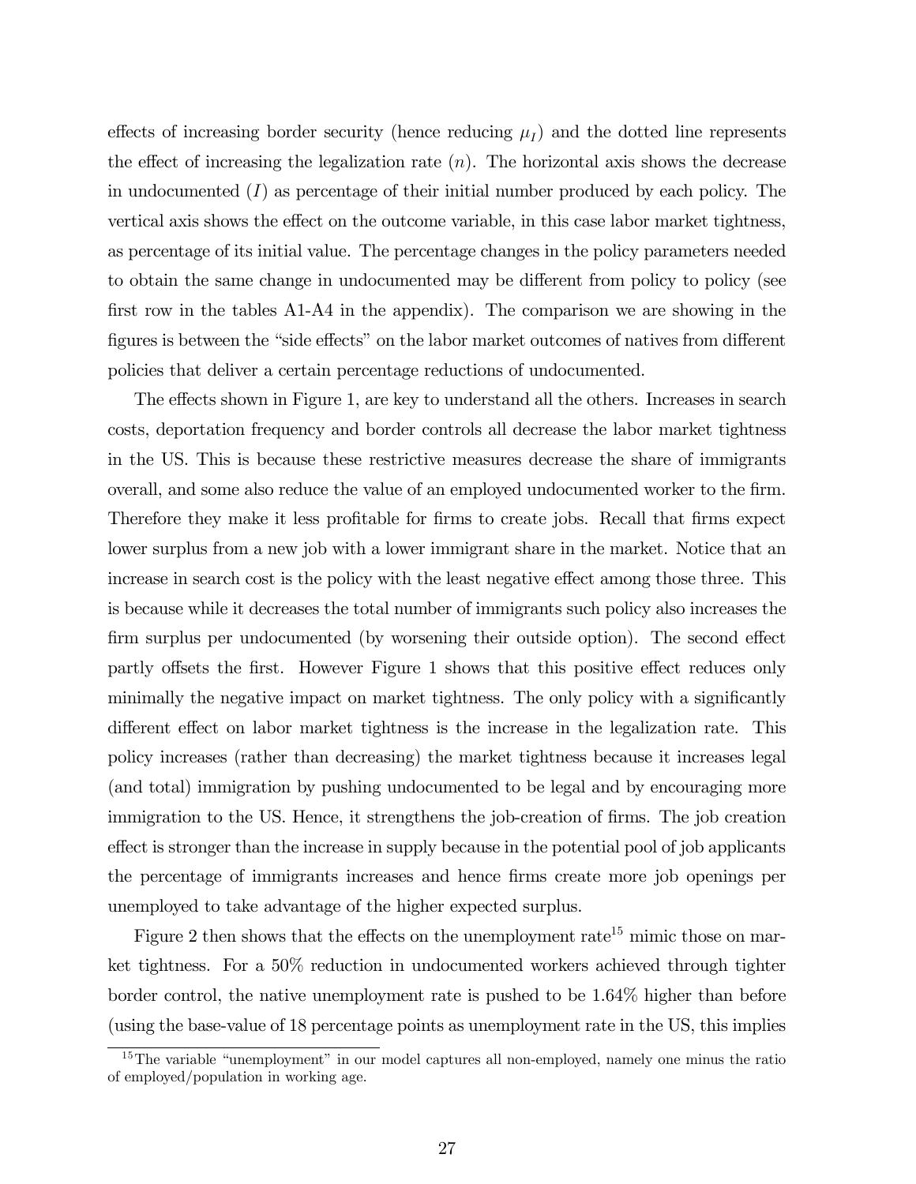effects of increasing border security (hence reducing $\mu_I$) and the dotted line represents the effect of increasing the legalization rate ($n$). The horizontal axis shows the decrease in undocumented ($I$) as percentage of their initial number produced by each policy. The vertical axis shows the effect on the outcome variable, in this case labor market tightness, as percentage of its initial value. The percentage changes in the policy parameters needed to obtain the same change in undocumented may be different from policy to policy (see first row in the tables A1-A4 in the appendix). The comparison we are showing in the figures is between the "side effects" on the labor market outcomes of natives from different policies that deliver a certain percentage reductions of undocumented.

The effects shown in Figure 1, are key to understand all the others. Increases in search costs, deportation frequency and border controls all decrease the labor market tightness in the US. This is because these restrictive measures decrease the share of immigrants overall, and some also reduce the value of an employed undocumented worker to the firm. Therefore they make it less profitable for firms to create jobs. Recall that firms expect lower surplus from a new job with a lower immigrant share in the market. Notice that an increase in search cost is the policy with the least negative effect among those three. This is because while it decreases the total number of immigrants such policy also increases the firm surplus per undocumented (by worsening their outside option). The second effect partly offsets the first. However Figure 1 shows that this positive effect reduces only minimally the negative impact on market tightness. The only policy with a significantly different effect on labor market tightness is the increase in the legalization rate. This policy increases (rather than decreasing) the market tightness because it increases legal (and total) immigration by pushing undocumented to be legal and by encouraging more immigration to the US. Hence, it strengthens the job-creation of firms. The job creation effect is stronger than the increase in supply because in the potential pool of job applicants the percentage of immigrants increases and hence firms create more job openings per unemployed to take advantage of the higher expected surplus.

Figure 2 then shows that the effects on the unemployment rate[15] mimic those on market tightness. For a 50% reduction in undocumented workers achieved through tighter border control, the native unemployment rate is pushed to be 1.64% higher than before (using the base-value of 18 percentage points as unemployment rate in the US, this implies

[15] The variable "unemployment" in our model captures all non-employed, namely one minus the ratio of employed/population in working age.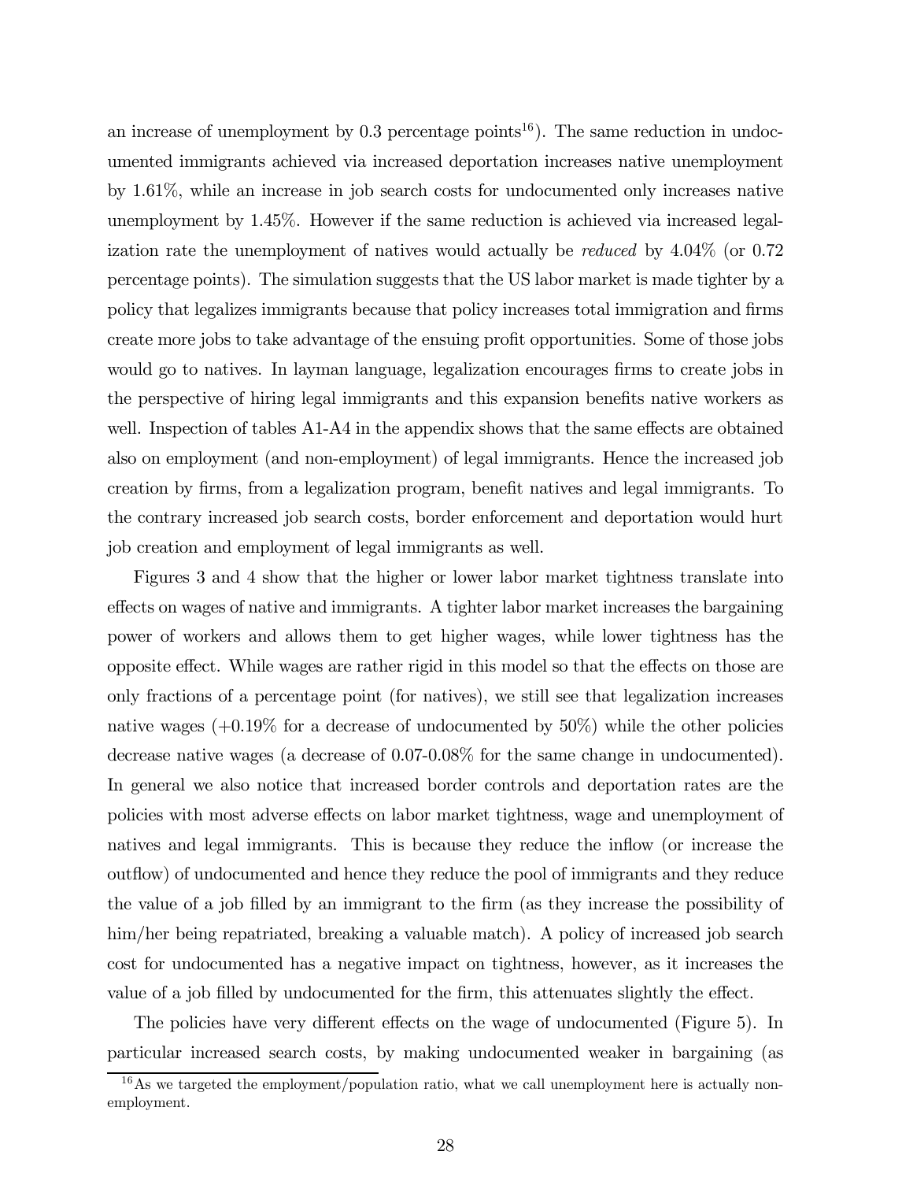an increase of unemployment by 0.3 percentage points[16]). The same reduction in undocumented immigrants achieved via increased deportation increases native unemployment by 1.61%, while an increase in job search costs for undocumented only increases native unemployment by 1.45%. However if the same reduction is achieved via increased legalization rate the unemployment of natives would actually be *reduced* by 4.04% (or 0.72 percentage points). The simulation suggests that the US labor market is made tighter by a policy that legalizes immigrants because that policy increases total immigration and firms create more jobs to take advantage of the ensuing profit opportunities. Some of those jobs would go to natives. In layman language, legalization encourages firms to create jobs in the perspective of hiring legal immigrants and this expansion benefits native workers as well. Inspection of tables A1-A4 in the appendix shows that the same effects are obtained also on employment (and non-employment) of legal immigrants. Hence the increased job creation by firms, from a legalization program, benefit natives and legal immigrants. To the contrary increased job search costs, border enforcement and deportation would hurt job creation and employment of legal immigrants as well.

Figures 3 and 4 show that the higher or lower labor market tightness translate into effects on wages of native and immigrants. A tighter labor market increases the bargaining power of workers and allows them to get higher wages, while lower tightness has the opposite effect. While wages are rather rigid in this model so that the effects on those are only fractions of a percentage point (for natives), we still see that legalization increases native wages (+0.19% for a decrease of undocumented by 50%) while the other policies decrease native wages (a decrease of 0.07-0.08% for the same change in undocumented). In general we also notice that increased border controls and deportation rates are the policies with most adverse effects on labor market tightness, wage and unemployment of natives and legal immigrants. This is because they reduce the inflow (or increase the outflow) of undocumented and hence they reduce the pool of immigrants and they reduce the value of a job filled by an immigrant to the firm (as they increase the possibility of him/her being repatriated, breaking a valuable match). A policy of increased job search cost for undocumented has a negative impact on tightness, however, as it increases the value of a job filled by undocumented for the firm, this attenuates slightly the effect.

The policies have very different effects on the wage of undocumented (Figure 5). In particular increased search costs, by making undocumented weaker in bargaining (as

[16] As we targeted the employment/population ratio, what we call unemployment here is actually non-employment.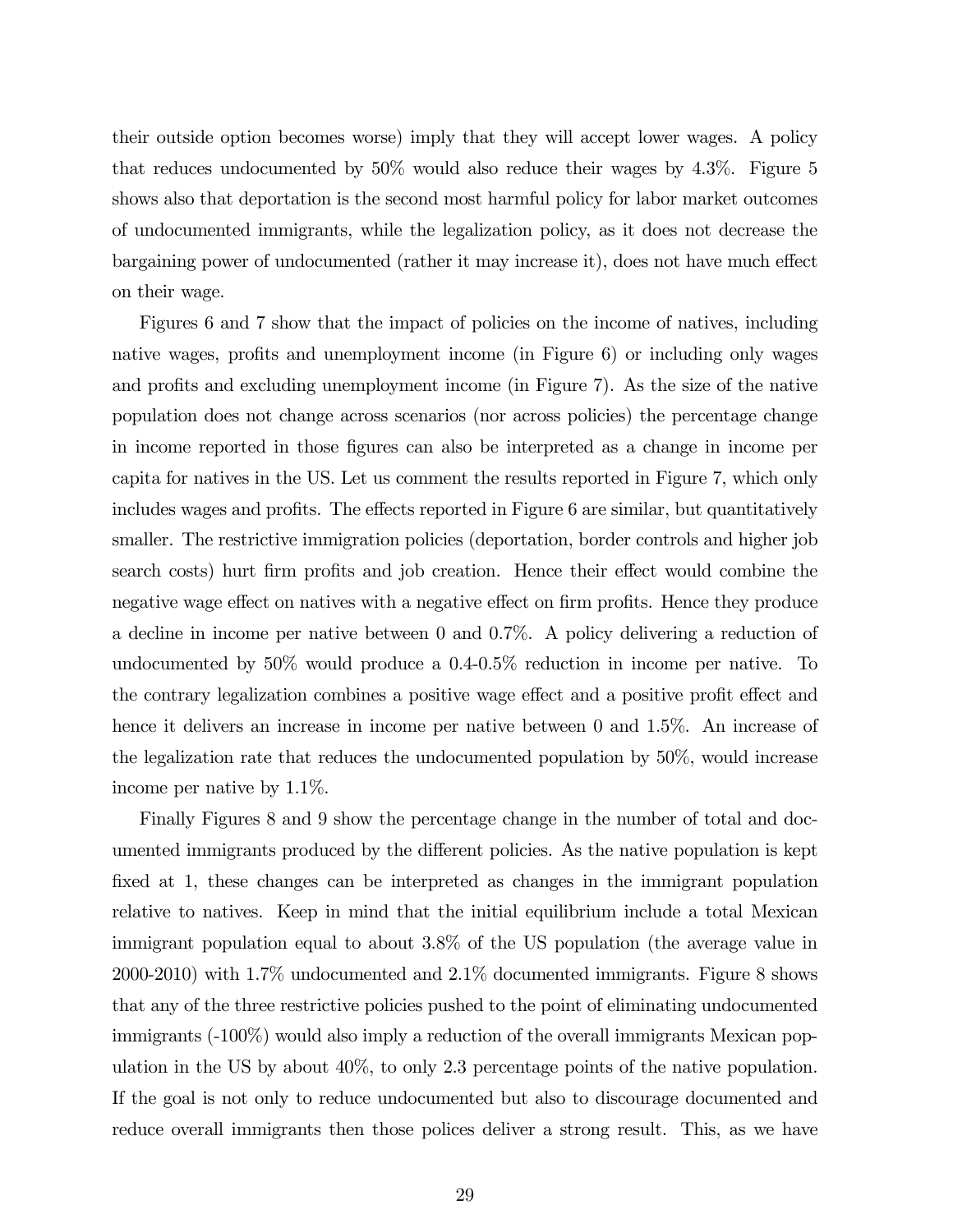their outside option becomes worse) imply that they will accept lower wages. A policy that reduces undocumented by 50% would also reduce their wages by 4.3%. Figure 5 shows also that deportation is the second most harmful policy for labor market outcomes of undocumented immigrants, while the legalization policy, as it does not decrease the bargaining power of undocumented (rather it may increase it), does not have much effect on their wage.

Figures 6 and 7 show that the impact of policies on the income of natives, including native wages, profits and unemployment income (in Figure 6) or including only wages and profits and excluding unemployment income (in Figure 7). As the size of the native population does not change across scenarios (nor across policies) the percentage change in income reported in those figures can also be interpreted as a change in income per capita for natives in the US. Let us comment the results reported in Figure 7, which only includes wages and profits. The effects reported in Figure 6 are similar, but quantitatively smaller. The restrictive immigration policies (deportation, border controls and higher job search costs) hurt firm profits and job creation. Hence their effect would combine the negative wage effect on natives with a negative effect on firm profits. Hence they produce a decline in income per native between 0 and 0.7%. A policy delivering a reduction of undocumented by 50% would produce a 0.4-0.5% reduction in income per native. To the contrary legalization combines a positive wage effect and a positive profit effect and hence it delivers an increase in income per native between 0 and 1.5%. An increase of the legalization rate that reduces the undocumented population by 50%, would increase income per native by 1.1%.

Finally Figures 8 and 9 show the percentage change in the number of total and documented immigrants produced by the different policies. As the native population is kept fixed at 1, these changes can be interpreted as changes in the immigrant population relative to natives. Keep in mind that the initial equilibrium include a total Mexican immigrant population equal to about 3.8% of the US population (the average value in 2000-2010) with 1.7% undocumented and 2.1% documented immigrants. Figure 8 shows that any of the three restrictive policies pushed to the point of eliminating undocumented immigrants (-100%) would also imply a reduction of the overall immigrants Mexican population in the US by about 40%, to only 2.3 percentage points of the native population. If the goal is not only to reduce undocumented but also to discourage documented and reduce overall immigrants then those polices deliver a strong result. This, as we have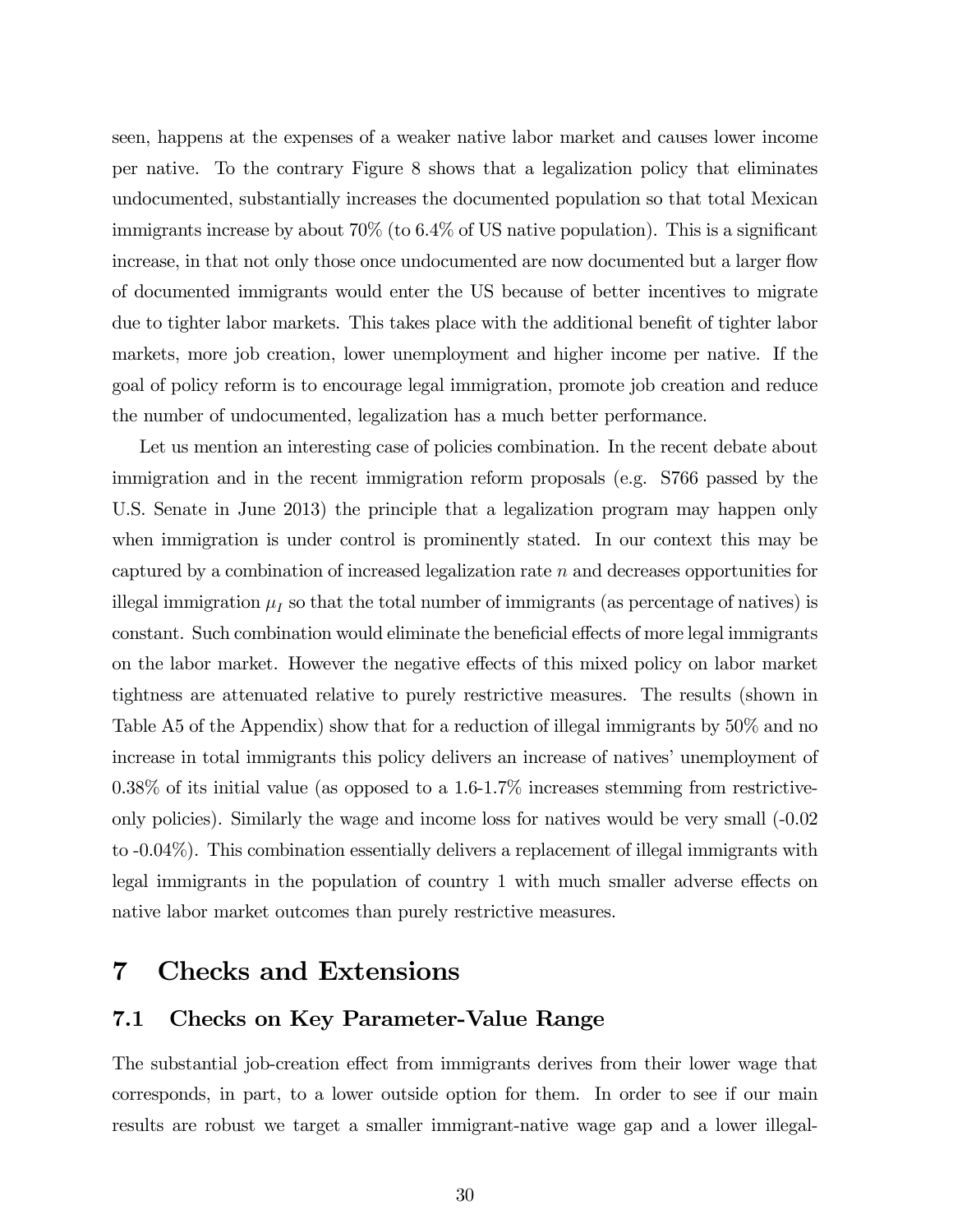seen, happens at the expenses of a weaker native labor market and causes lower income per native. To the contrary Figure 8 shows that a legalization policy that eliminates undocumented, substantially increases the documented population so that total Mexican immigrants increase by about 70% (to 6.4% of US native population). This is a significant increase, in that not only those once undocumented are now documented but a larger flow of documented immigrants would enter the US because of better incentives to migrate due to tighter labor markets. This takes place with the additional benefit of tighter labor markets, more job creation, lower unemployment and higher income per native. If the goal of policy reform is to encourage legal immigration, promote job creation and reduce the number of undocumented, legalization has a much better performance.

Let us mention an interesting case of policies combination. In the recent debate about immigration and in the recent immigration reform proposals (e.g. S766 passed by the U.S. Senate in June 2013) the principle that a legalization program may happen only when immigration is under control is prominently stated. In our context this may be captured by a combination of increased legalization rate $n$ and decreases opportunities for illegal immigration $\mu_I$ so that the total number of immigrants (as percentage of natives) is constant. Such combination would eliminate the beneficial effects of more legal immigrants on the labor market. However the negative effects of this mixed policy on labor market tightness are attenuated relative to purely restrictive measures. The results (shown in Table A5 of the Appendix) show that for a reduction of illegal immigrants by 50% and no increase in total immigrants this policy delivers an increase of natives' unemployment of 0.38% of its initial value (as opposed to a 1.6-1.7% increases stemming from restrictive-only policies). Similarly the wage and income loss for natives would be very small (-0.02 to -0.04%). This combination essentially delivers a replacement of illegal immigrants with legal immigrants in the population of country 1 with much smaller adverse effects on native labor market outcomes than purely restrictive measures.

# 7 Checks and Extensions

## 7.1 Checks on Key Parameter-Value Range

The substantial job-creation effect from immigrants derives from their lower wage that corresponds, in part, to a lower outside option for them. In order to see if our main results are robust we target a smaller immigrant-native wage gap and a lower illegal-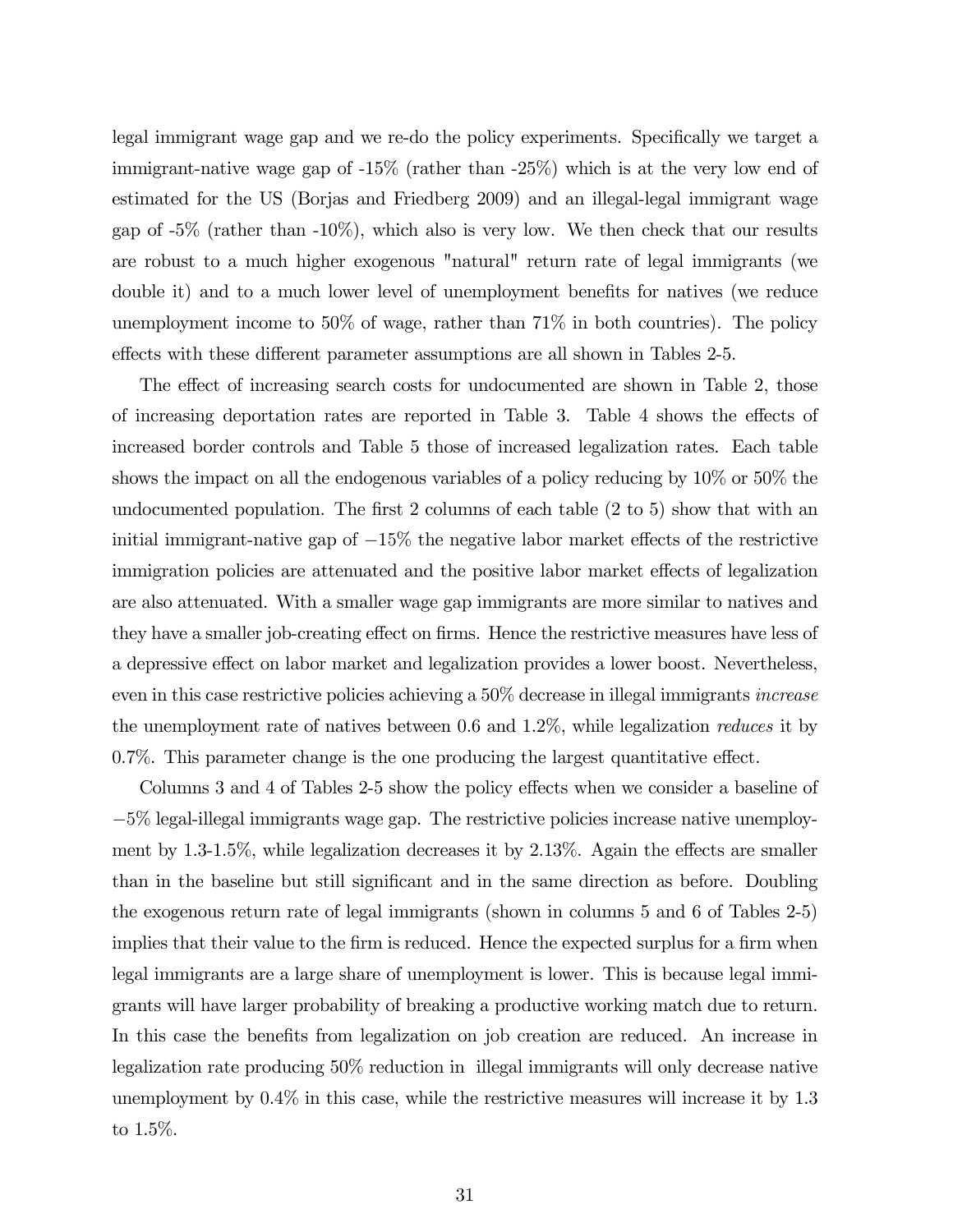legal immigrant wage gap and we re-do the policy experiments. Specifically we target a immigrant-native wage gap of -15% (rather than -25%) which is at the very low end of estimated for the US (Borjas and Friedberg 2009) and an illegal-legal immigrant wage gap of -5% (rather than -10%), which also is very low. We then check that our results are robust to a much higher exogenous "natural" return rate of legal immigrants (we double it) and to a much lower level of unemployment benefits for natives (we reduce unemployment income to 50% of wage, rather than 71% in both countries). The policy effects with these different parameter assumptions are all shown in Tables 2-5.

The effect of increasing search costs for undocumented are shown in Table 2, those of increasing deportation rates are reported in Table 3. Table 4 shows the effects of increased border controls and Table 5 those of increased legalization rates. Each table shows the impact on all the endogenous variables of a policy reducing by 10% or 50% the undocumented population. The first 2 columns of each table (2 to 5) show that with an initial immigrant-native gap of $-15\%$ the negative labor market effects of the restrictive immigration policies are attenuated and the positive labor market effects of legalization are also attenuated. With a smaller wage gap immigrants are more similar to natives and they have a smaller job-creating effect on firms. Hence the restrictive measures have less of a depressive effect on labor market and legalization provides a lower boost. Nevertheless, even in this case restrictive policies achieving a 50% decrease in illegal immigrants *increase* the unemployment rate of natives between 0.6 and 1.2%, while legalization *reduces* it by 0.7%. This parameter change is the one producing the largest quantitative effect.

Columns 3 and 4 of Tables 2-5 show the policy effects when we consider a baseline of $-5\%$ legal-illegal immigrants wage gap. The restrictive policies increase native unemployment by 1.3-1.5%, while legalization decreases it by 2.13%. Again the effects are smaller than in the baseline but still significant and in the same direction as before. Doubling the exogenous return rate of legal immigrants (shown in columns 5 and 6 of Tables 2-5) implies that their value to the firm is reduced. Hence the expected surplus for a firm when legal immigrants are a large share of unemployment is lower. This is because legal immigrants will have larger probability of breaking a productive working match due to return. In this case the benefits from legalization on job creation are reduced. An increase in legalization rate producing 50% reduction in illegal immigrants will only decrease native unemployment by 0.4% in this case, while the restrictive measures will increase it by 1.3 to 1.5%.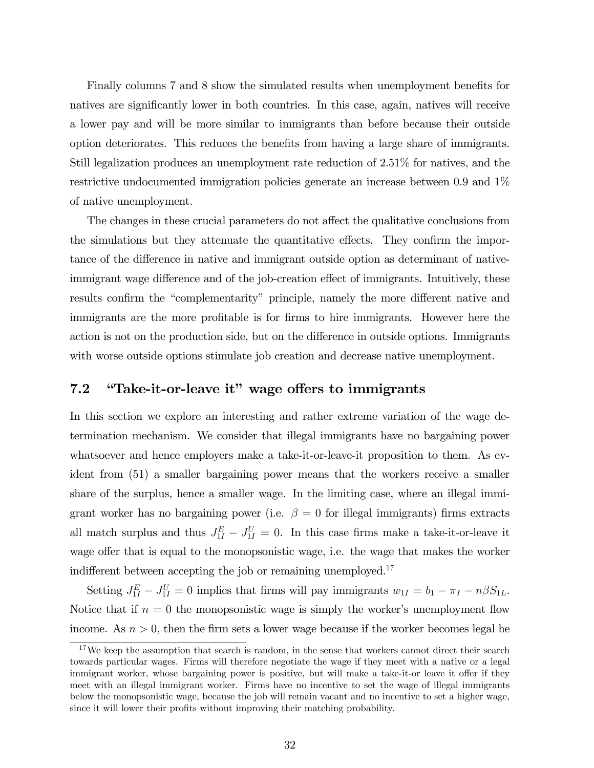Finally columns 7 and 8 show the simulated results when unemployment benefits for natives are significantly lower in both countries. In this case, again, natives will receive a lower pay and will be more similar to immigrants than before because their outside option deteriorates. This reduces the benefits from having a large share of immigrants. Still legalization produces an unemployment rate reduction of 2.51% for natives, and the restrictive undocumented immigration policies generate an increase between 0.9 and 1% of native unemployment.

The changes in these crucial parameters do not affect the qualitative conclusions from the simulations but they attenuate the quantitative effects. They confirm the importance of the difference in native and immigrant outside option as determinant of native-immigrant wage difference and of the job-creation effect of immigrants. Intuitively, these results confirm the "complementarity" principle, namely the more different native and immigrants are the more profitable is for firms to hire immigrants. However here the action is not on the production side, but on the difference in outside options. Immigrants with worse outside options stimulate job creation and decrease native unemployment.

## 7.2 "Take-it-or-leave it" wage offers to immigrants

In this section we explore an interesting and rather extreme variation of the wage determination mechanism. We consider that illegal immigrants have no bargaining power whatsoever and hence employers make a take-it-or-leave-it proposition to them. As evident from (51) a smaller bargaining power means that the workers receive a smaller share of the surplus, hence a smaller wage. In the limiting case, where an illegal immigrant worker has no bargaining power (i.e. $\beta = 0$ for illegal immigrants) firms extracts all match surplus and thus $J_{1I}^{E} - J_{1I}^{U} = 0$. In this case firms make a take-it-or-leave it wage offer that is equal to the monopsonistic wage, i.e. the wage that makes the worker indifferent between accepting the job or remaining unemployed.[17]

Setting $J_{1I}^{E} - J_{1I}^{U} = 0$ implies that firms will pay immigrants $w_{1I} = b_1 - \pi_I - n\beta S_{1L}$. Notice that if $n = 0$ the monopsonistic wage is simply the worker's unemployment flow income. As $n > 0$, then the firm sets a lower wage because if the worker becomes legal he

[17] We keep the assumption that search is random, in the sense that workers cannot direct their search towards particular wages. Firms will therefore negotiate the wage if they meet with a native or a legal immigrant worker, whose bargaining power is positive, but will make a take-it-or leave it offer if they meet with an illegal immigrant worker. Firms have no incentive to set the wage of illegal immigrants below the monopsonistic wage, because the job will remain vacant and no incentive to set a higher wage, since it will lower their profits without improving their matching probability.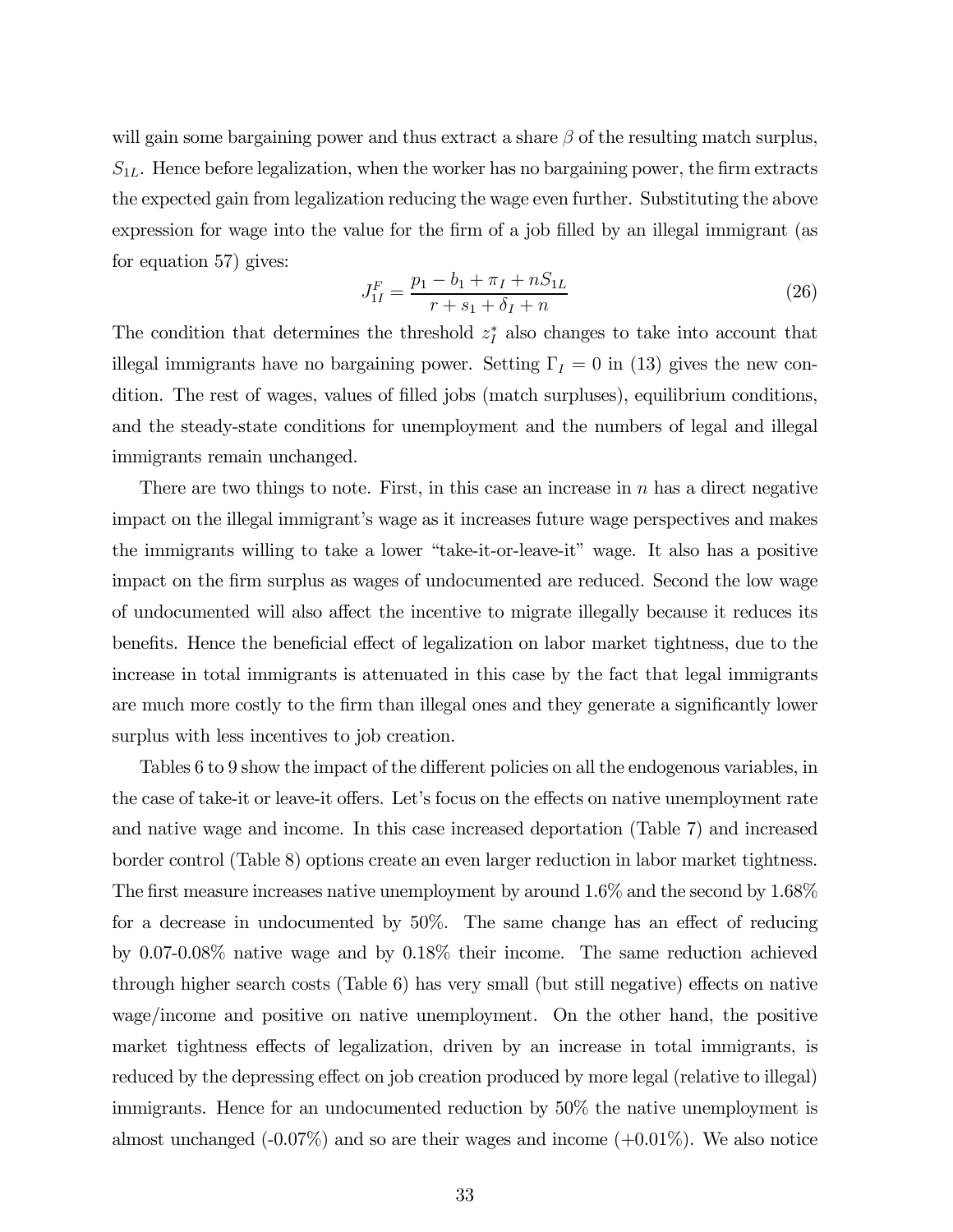will gain some bargaining power and thus extract a share $\beta$ of the resulting match surplus, $S_{1L}$. Hence before legalization, when the worker has no bargaining power, the firm extracts the expected gain from legalization reducing the wage even further. Substituting the above expression for wage into the value for the firm of a job filled by an illegal immigrant (as for equation 57) gives:

$$J_{1I}^F = \frac{p_1 - b_1 + \pi_I + nS_{1L}}{r + s_1 + \delta_I + n} \tag{26}$$

The condition that determines the threshold $z_I^*$ also changes to take into account that illegal immigrants have no bargaining power. Setting $\Gamma_I = 0$ in (13) gives the new condition. The rest of wages, values of filled jobs (match surpluses), equilibrium conditions, and the steady-state conditions for unemployment and the numbers of legal and illegal immigrants remain unchanged.

There are two things to note. First, in this case an increase in $n$ has a direct negative impact on the illegal immigrant's wage as it increases future wage perspectives and makes the immigrants willing to take a lower "take-it-or-leave-it" wage. It also has a positive impact on the firm surplus as wages of undocumented are reduced. Second the low wage of undocumented will also affect the incentive to migrate illegally because it reduces its benefits. Hence the beneficial effect of legalization on labor market tightness, due to the increase in total immigrants is attenuated in this case by the fact that legal immigrants are much more costly to the firm than illegal ones and they generate a significantly lower surplus with less incentives to job creation.

Tables 6 to 9 show the impact of the different policies on all the endogenous variables, in the case of take-it or leave-it offers. Let's focus on the effects on native unemployment rate and native wage and income. In this case increased deportation (Table 7) and increased border control (Table 8) options create an even larger reduction in labor market tightness. The first measure increases native unemployment by around 1.6% and the second by 1.68% for a decrease in undocumented by 50%. The same change has an effect of reducing by 0.07-0.08% native wage and by 0.18% their income. The same reduction achieved through higher search costs (Table 6) has very small (but still negative) effects on native wage/income and positive on native unemployment. On the other hand, the positive market tightness effects of legalization, driven by an increase in total immigrants, is reduced by the depressing effect on job creation produced by more legal (relative to illegal) immigrants. Hence for an undocumented reduction by 50% the native unemployment is almost unchanged (-0.07%) and so are their wages and income (+0.01%). We also notice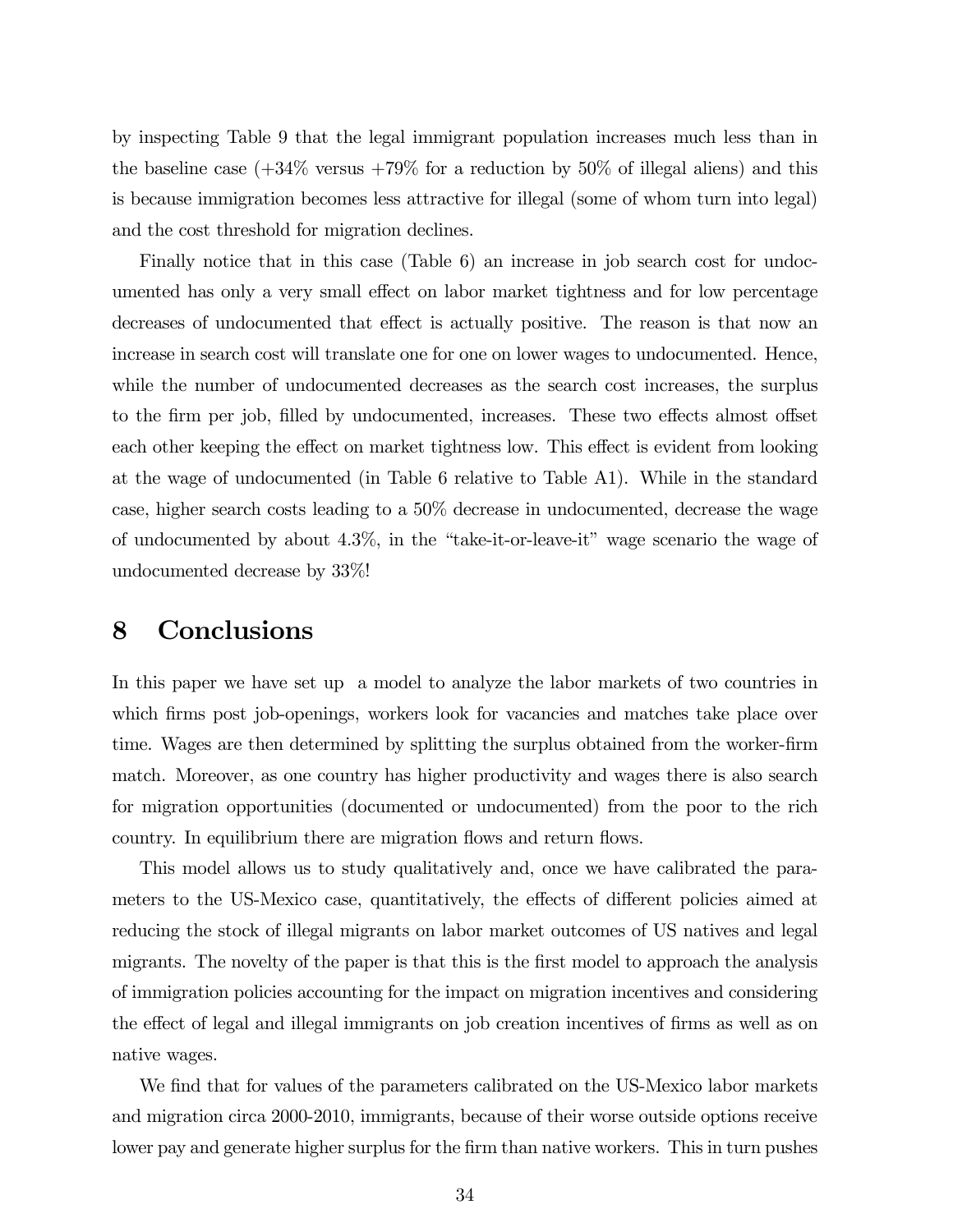by inspecting Table 9 that the legal immigrant population increases much less than in the baseline case (+34% versus +79% for a reduction by 50% of illegal aliens) and this is because immigration becomes less attractive for illegal (some of whom turn into legal) and the cost threshold for migration declines.

Finally notice that in this case (Table 6) an increase in job search cost for undocumented has only a very small effect on labor market tightness and for low percentage decreases of undocumented that effect is actually positive. The reason is that now an increase in search cost will translate one for one on lower wages to undocumented. Hence, while the number of undocumented decreases as the search cost increases, the surplus to the firm per job, filled by undocumented, increases. These two effects almost offset each other keeping the effect on market tightness low. This effect is evident from looking at the wage of undocumented (in Table 6 relative to Table A1). While in the standard case, higher search costs leading to a 50% decrease in undocumented, decrease the wage of undocumented by about 4.3%, in the "take-it-or-leave-it" wage scenario the wage of undocumented decrease by 33%!

# 8 Conclusions

In this paper we have set up a model to analyze the labor markets of two countries in which firms post job-openings, workers look for vacancies and matches take place over time. Wages are then determined by splitting the surplus obtained from the worker-firm match. Moreover, as one country has higher productivity and wages there is also search for migration opportunities (documented or undocumented) from the poor to the rich country. In equilibrium there are migration flows and return flows.

This model allows us to study qualitatively and, once we have calibrated the parameters to the US-Mexico case, quantitatively, the effects of different policies aimed at reducing the stock of illegal migrants on labor market outcomes of US natives and legal migrants. The novelty of the paper is that this is the first model to approach the analysis of immigration policies accounting for the impact on migration incentives and considering the effect of legal and illegal immigrants on job creation incentives of firms as well as on native wages.

We find that for values of the parameters calibrated on the US-Mexico labor markets and migration circa 2000-2010, immigrants, because of their worse outside options receive lower pay and generate higher surplus for the firm than native workers. This in turn pushes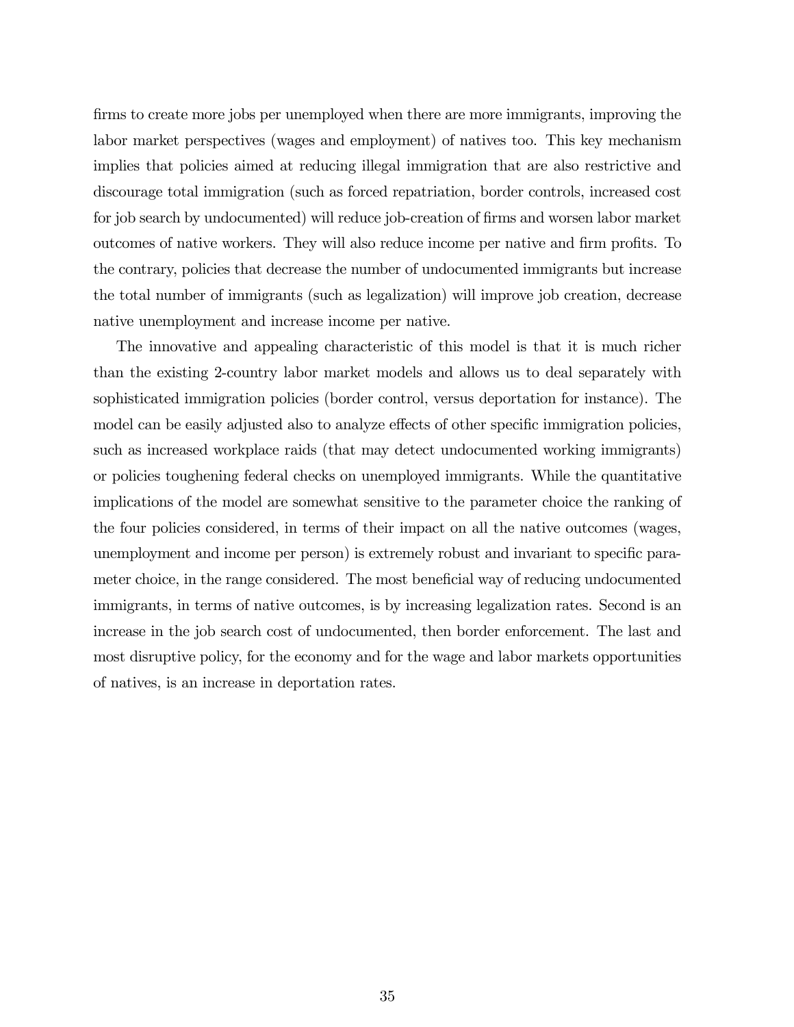firms to create more jobs per unemployed when there are more immigrants, improving the labor market perspectives (wages and employment) of natives too. This key mechanism implies that policies aimed at reducing illegal immigration that are also restrictive and discourage total immigration (such as forced repatriation, border controls, increased cost for job search by undocumented) will reduce job-creation of firms and worsen labor market outcomes of native workers. They will also reduce income per native and firm profits. To the contrary, policies that decrease the number of undocumented immigrants but increase the total number of immigrants (such as legalization) will improve job creation, decrease native unemployment and increase income per native.

The innovative and appealing characteristic of this model is that it is much richer than the existing 2-country labor market models and allows us to deal separately with sophisticated immigration policies (border control, versus deportation for instance). The model can be easily adjusted also to analyze effects of other specific immigration policies, such as increased workplace raids (that may detect undocumented working immigrants) or policies toughening federal checks on unemployed immigrants. While the quantitative implications of the model are somewhat sensitive to the parameter choice the ranking of the four policies considered, in terms of their impact on all the native outcomes (wages, unemployment and income per person) is extremely robust and invariant to specific parameter choice, in the range considered. The most beneficial way of reducing undocumented immigrants, in terms of native outcomes, is by increasing legalization rates. Second is an increase in the job search cost of undocumented, then border enforcement. The last and most disruptive policy, for the economy and for the wage and labor markets opportunities of natives, is an increase in deportation rates.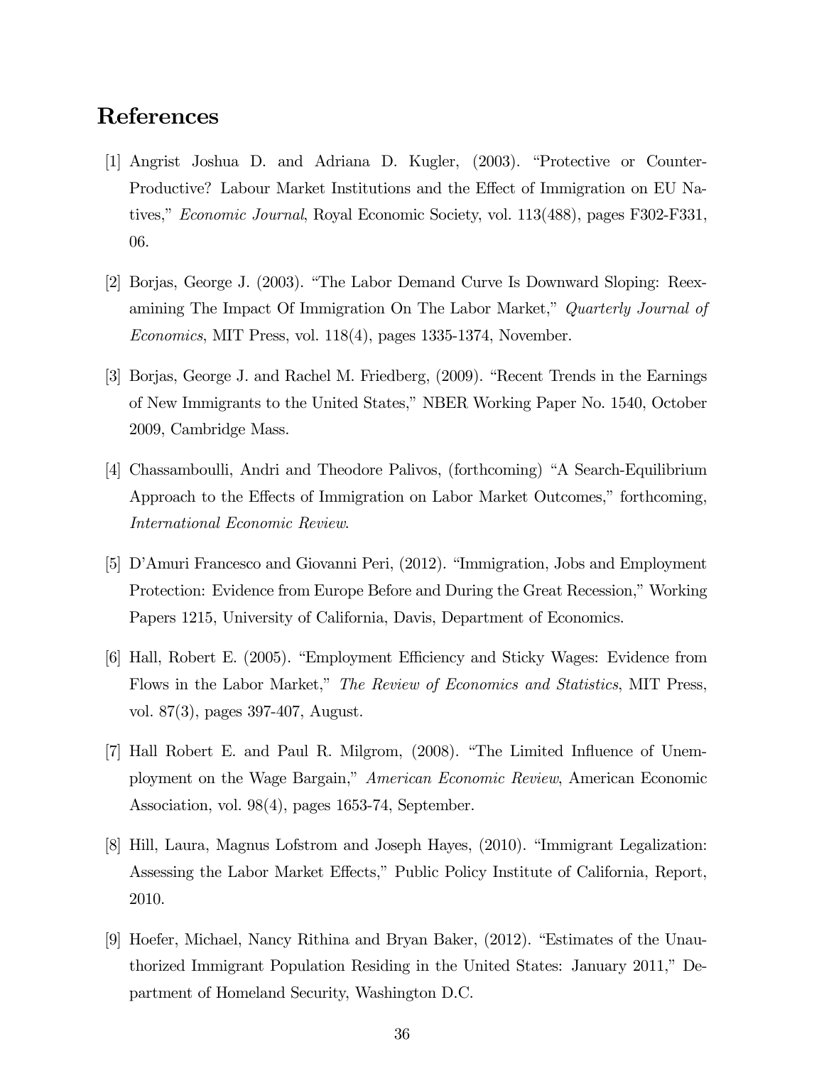# References

[1] Angrist Joshua D. and Adriana D. Kugler, (2003). "Protective or Counter-Productive? Labour Market Institutions and the Effect of Immigration on EU Natives," *Economic Journal*, Royal Economic Society, vol. 113(488), pages F302-F331, 06.

[2] Borjas, George J. (2003). "The Labor Demand Curve Is Downward Sloping: Reexamining The Impact Of Immigration On The Labor Market," *Quarterly Journal of Economics*, MIT Press, vol. 118(4), pages 1335-1374, November.

[3] Borjas, George J. and Rachel M. Friedberg, (2009). "Recent Trends in the Earnings of New Immigrants to the United States," NBER Working Paper No. 1540, October 2009, Cambridge Mass.

[4] Chassamboulli, Andri and Theodore Palivos, (forthcoming) "A Search-Equilibrium Approach to the Effects of Immigration on Labor Market Outcomes," forthcoming, *International Economic Review*.

[5] D'Amuri Francesco and Giovanni Peri, (2012). "Immigration, Jobs and Employment Protection: Evidence from Europe Before and During the Great Recession," Working Papers 1215, University of California, Davis, Department of Economics.

[6] Hall, Robert E. (2005). "Employment Efficiency and Sticky Wages: Evidence from Flows in the Labor Market," *The Review of Economics and Statistics*, MIT Press, vol. 87(3), pages 397-407, August.

[7] Hall Robert E. and Paul R. Milgrom, (2008). "The Limited Influence of Unemployment on the Wage Bargain," *American Economic Review*, American Economic Association, vol. 98(4), pages 1653-74, September.

[8] Hill, Laura, Magnus Lofstrom and Joseph Hayes, (2010). "Immigrant Legalization: Assessing the Labor Market Effects," Public Policy Institute of California, Report, 2010.

[9] Hoefer, Michael, Nancy Rithina and Bryan Baker, (2012). "Estimates of the Unauthorized Immigrant Population Residing in the United States: January 2011," Department of Homeland Security, Washington D.C.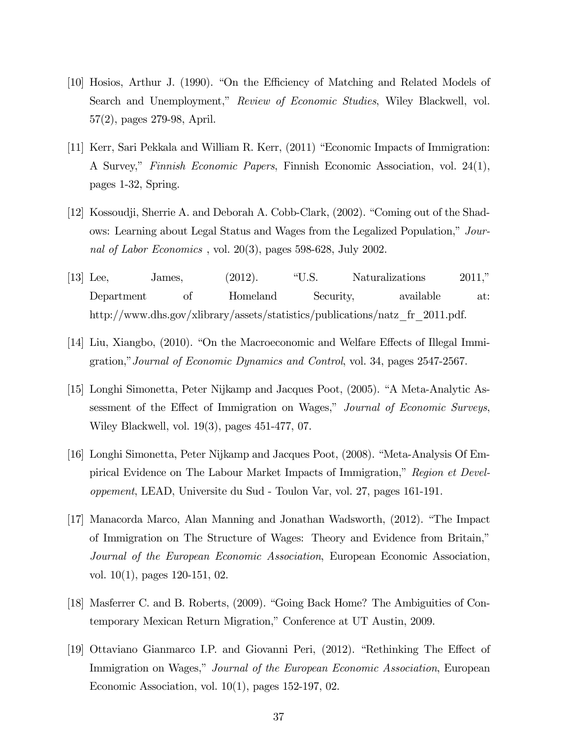[10] Hosios, Arthur J. (1990). "On the Efficiency of Matching and Related Models of Search and Unemployment," *Review of Economic Studies*, Wiley Blackwell, vol. 57(2), pages 279-98, April.

[11] Kerr, Sari Pekkala and William R. Kerr, (2011) "Economic Impacts of Immigration: A Survey," *Finnish Economic Papers*, Finnish Economic Association, vol. 24(1), pages 1-32, Spring.

[12] Kossoudji, Sherrie A. and Deborah A. Cobb-Clark, (2002). "Coming out of the Shadows: Learning about Legal Status and Wages from the Legalized Population," *Journal of Labor Economics* , vol. 20(3), pages 598-628, July 2002.

[13] Lee, James, (2012). "U.S. Naturalizations 2011," Department of Homeland Security, available at: http://www.dhs.gov/xlibrary/assets/statistics/publications/natz_fr_2011.pdf.

[14] Liu, Xiangbo, (2010). "On the Macroeconomic and Welfare Effects of Illegal Immigration," *Journal of Economic Dynamics and Control*, vol. 34, pages 2547-2567.

[15] Longhi Simonetta, Peter Nijkamp and Jacques Poot, (2005). "A Meta-Analytic Assessment of the Effect of Immigration on Wages," *Journal of Economic Surveys*, Wiley Blackwell, vol. 19(3), pages 451-477, 07.

[16] Longhi Simonetta, Peter Nijkamp and Jacques Poot, (2008). "Meta-Analysis Of Empirical Evidence on The Labour Market Impacts of Immigration," *Region et Developpement*, LEAD, Universite du Sud - Toulon Var, vol. 27, pages 161-191.

[17] Manacorda Marco, Alan Manning and Jonathan Wadsworth, (2012). "The Impact of Immigration on The Structure of Wages: Theory and Evidence from Britain," *Journal of the European Economic Association*, European Economic Association, vol. 10(1), pages 120-151, 02.

[18] Masferrer C. and B. Roberts, (2009). "Going Back Home? The Ambiguities of Contemporary Mexican Return Migration," Conference at UT Austin, 2009.

[19] Ottaviano Gianmarco I.P. and Giovanni Peri, (2012). "Rethinking The Effect of Immigration on Wages," *Journal of the European Economic Association*, European Economic Association, vol. 10(1), pages 152-197, 02.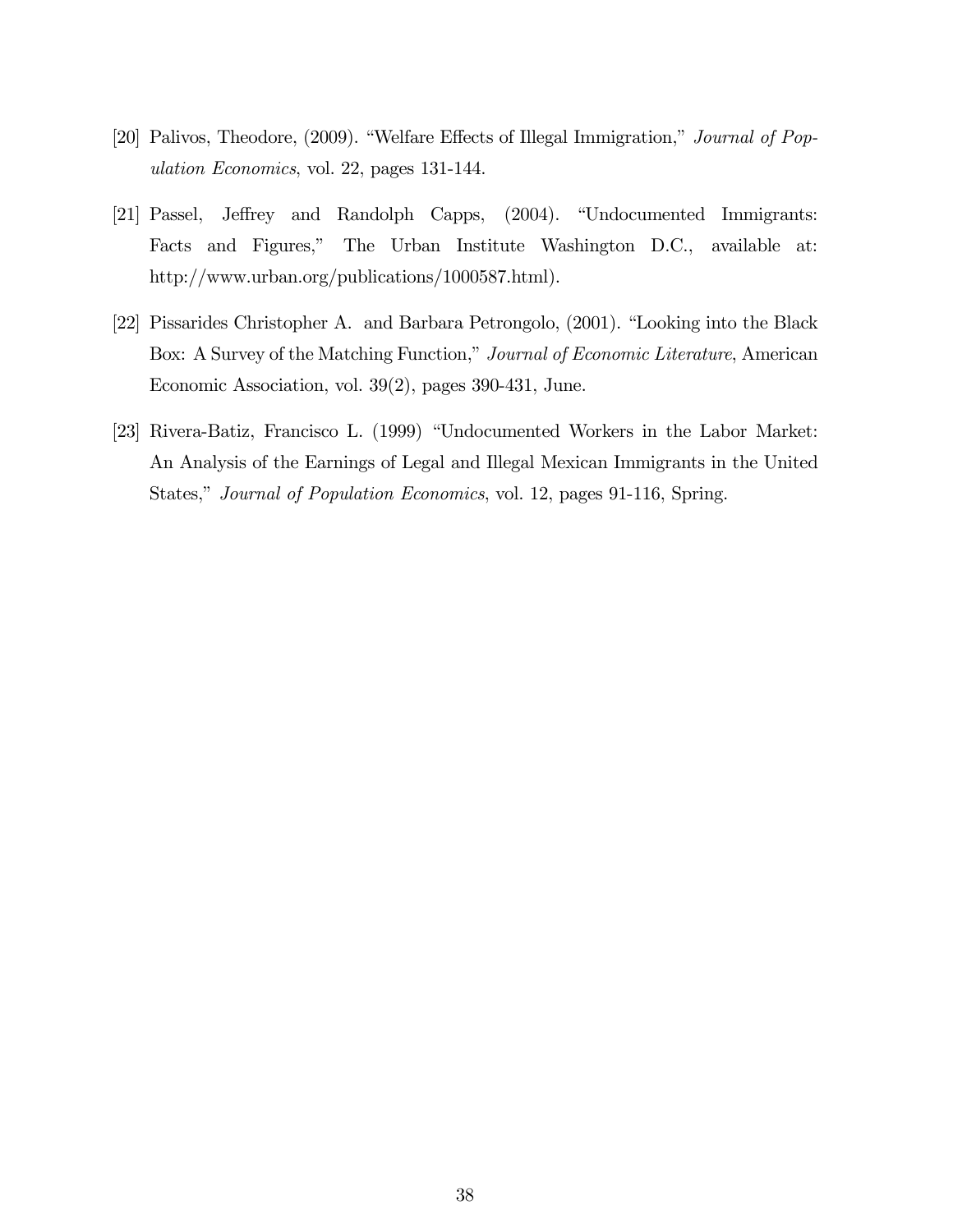[20] Palivos, Theodore, (2009). "Welfare Effects of Illegal Immigration," *Journal of Population Economics*, vol. 22, pages 131-144.

[21] Passel, Jeffrey and Randolph Capps, (2004). "Undocumented Immigrants: Facts and Figures," The Urban Institute Washington D.C., available at: http://www.urban.org/publications/1000587.html).

[22] Pissarides Christopher A. and Barbara Petrongolo, (2001). "Looking into the Black Box: A Survey of the Matching Function," *Journal of Economic Literature*, American Economic Association, vol. 39(2), pages 390-431, June.

[23] Rivera-Batiz, Francisco L. (1999) "Undocumented Workers in the Labor Market: An Analysis of the Earnings of Legal and Illegal Mexican Immigrants in the United States," *Journal of Population Economics*, vol. 12, pages 91-116, Spring.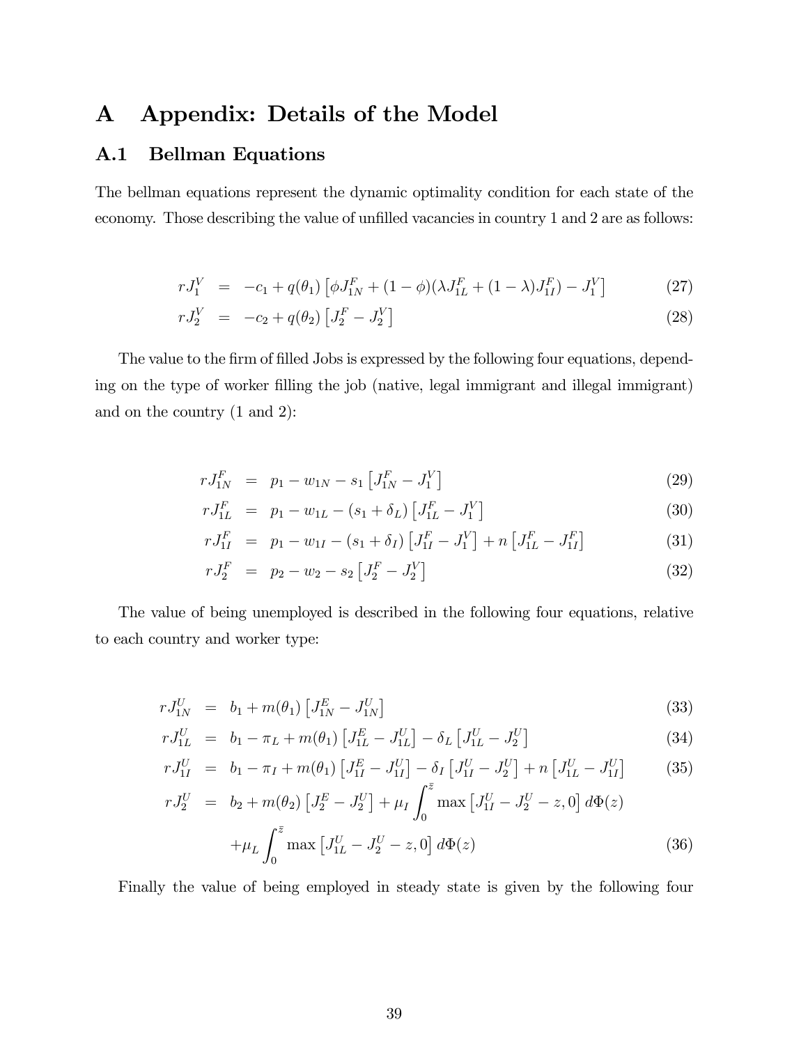# A Appendix: Details of the Model

## A.1 Bellman Equations

The bellman equations represent the dynamic optimality condition for each state of the economy. Those describing the value of unfilled vacancies in country 1 and 2 are as follows:

$$
\begin{aligned}
rJ_1^V &= -c_1 + q(\theta_1)\left[\phi J_{1N}^F + (1-\phi)(\lambda J_{1L}^F + (1-\lambda)J_{1I}^F) - J_1^V\right] && (27)\\
rJ_2^V &= -c_2 + q(\theta_2)\left[J_2^F - J_2^V\right] && (28)
\end{aligned}
$$

The value to the firm of filled Jobs is expressed by the following four equations, depending on the type of worker filling the job (native, legal immigrant and illegal immigrant) and on the country (1 and 2):

$$
\begin{aligned}
rJ_{1N}^F &= p_1 - w_{1N} - s_1\left[J_{1N}^F - J_1^V\right] && (29)\\
rJ_{1L}^F &= p_1 - w_{1L} - (s_1+\delta_L)\left[J_{1L}^F - J_1^V\right] && (30)\\
rJ_{1I}^F &= p_1 - w_{1I} - (s_1+\delta_I)\left[J_{1I}^F - J_1^V\right] + n\left[J_{1L}^F - J_{1I}^F\right] && (31)\\
rJ_2^F &= p_2 - w_2 - s_2\left[J_2^F - J_2^V\right] && (32)
\end{aligned}
$$

The value of being unemployed is described in the following four equations, relative to each country and worker type:

$$
\begin{aligned}
rJ_{1N}^U &= b_1 + m(\theta_1)\left[J_{1N}^E - J_{1N}^U\right] && (33)\\
rJ_{1L}^U &= b_1 - \pi_L + m(\theta_1)\left[J_{1L}^E - J_{1L}^U\right] - \delta_L\left[J_{1L}^U - J_2^U\right] && (34)\\
rJ_{1I}^U &= b_1 - \pi_I + m(\theta_1)\left[J_{1I}^E - J_{1I}^U\right] - \delta_I\left[J_{1I}^U - J_2^U\right] + n\left[J_{1L}^U - J_{1I}^U\right] && (35)\\
rJ_2^U &= b_2 + m(\theta_2)\left[J_2^E - J_2^U\right] + \mu_I\int_0^{\bar{z}} \max\left[J_{1I}^U - J_2^U - z, 0\right] d\Phi(z)\\
&\quad + \mu_L\int_0^{\bar{z}} \max\left[J_{1L}^U - J_2^U - z, 0\right] d\Phi(z) && (36)
\end{aligned}
$$

Finally the value of being employed in steady state is given by the following four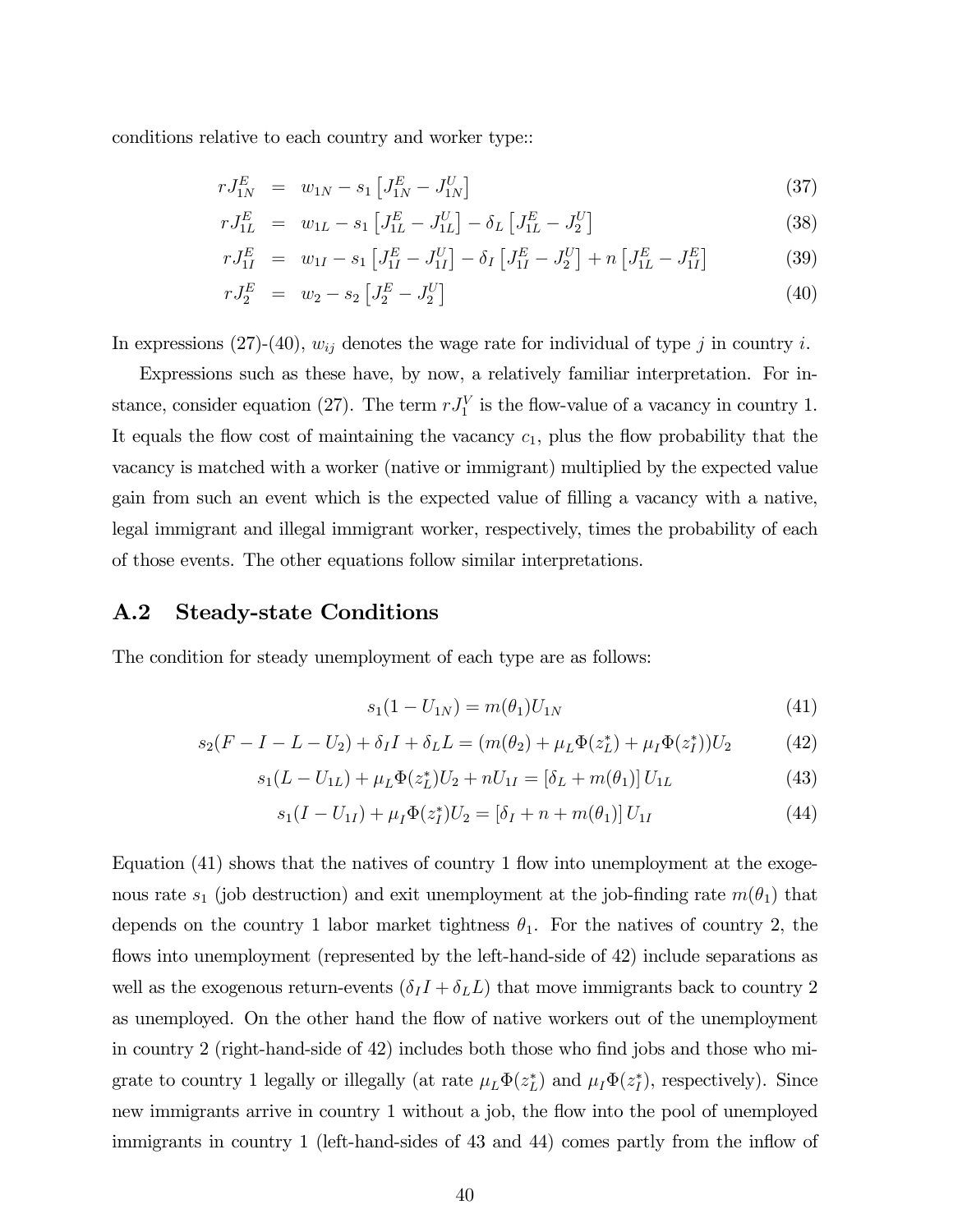conditions relative to each country and worker type::

$$
\begin{aligned}
rJ_{1N}^{E} &= w_{1N} - s_1\left[J_{1N}^{E} - J_{1N}^{U}\right] && (37)\\
rJ_{1L}^{E} &= w_{1L} - s_1\left[J_{1L}^{E} - J_{1L}^{U}\right] - \delta_L\left[J_{1L}^{E} - J_{2}^{U}\right] && (38)\\
rJ_{1I}^{E} &= w_{1I} - s_1\left[J_{1I}^{E} - J_{1I}^{U}\right] - \delta_I\left[J_{1I}^{E} - J_{2}^{U}\right] + n\left[J_{1L}^{E} - J_{1I}^{E}\right] && (39)\\
rJ_{2}^{E} &= w_{2} - s_2\left[J_{2}^{E} - J_{2}^{U}\right] && (40)
\end{aligned}
$$

In expressions (27)-(40), $w_{ij}$ denotes the wage rate for individual of type $j$ in country $i$.

Expressions such as these have, by now, a relatively familiar interpretation. For instance, consider equation (27). The term $rJ_1^V$ is the flow-value of a vacancy in country 1. It equals the flow cost of maintaining the vacancy $c_1$, plus the flow probability that the vacancy is matched with a worker (native or immigrant) multiplied by the expected value gain from such an event which is the expected value of filling a vacancy with a native, legal immigrant and illegal immigrant worker, respectively, times the probability of each of those events. The other equations follow similar interpretations.

## A.2 Steady-state Conditions

The condition for steady unemployment of each type are as follows:

$$s_1(1 - U_{1N}) = m(\theta_1)U_{1N} \tag{41}$$

$$s_2(F - I - L - U_2) + \delta_I I + \delta_L L = (m(\theta_2) + \mu_L\Phi(z_L^*) + \mu_I\Phi(z_I^*))U_2 \tag{42}$$

$$s_1(L - U_{1L}) + \mu_L\Phi(z_L^*)U_2 + nU_{1I} = \left[\delta_L + m(\theta_1)\right]U_{1L} \tag{43}$$

$$s_1(I - U_{1I}) + \mu_I\Phi(z_I^*)U_2 = \left[\delta_I + n + m(\theta_1)\right]U_{1I} \tag{44}$$

Equation (41) shows that the natives of country 1 flow into unemployment at the exogenous rate $s_1$ (job destruction) and exit unemployment at the job-finding rate $m(\theta_1)$ that depends on the country 1 labor market tightness $\theta_1$. For the natives of country 2, the flows into unemployment (represented by the left-hand-side of 42) include separations as well as the exogenous return-events ($\delta_I I + \delta_L L$) that move immigrants back to country 2 as unemployed. On the other hand the flow of native workers out of the unemployment in country 2 (right-hand-side of 42) includes both those who find jobs and those who migrate to country 1 legally or illegally (at rate $\mu_L\Phi(z_L^*)$ and $\mu_I\Phi(z_I^*)$, respectively). Since new immigrants arrive in country 1 without a job, the flow into the pool of unemployed immigrants in country 1 (left-hand-sides of 43 and 44) comes partly from the inflow of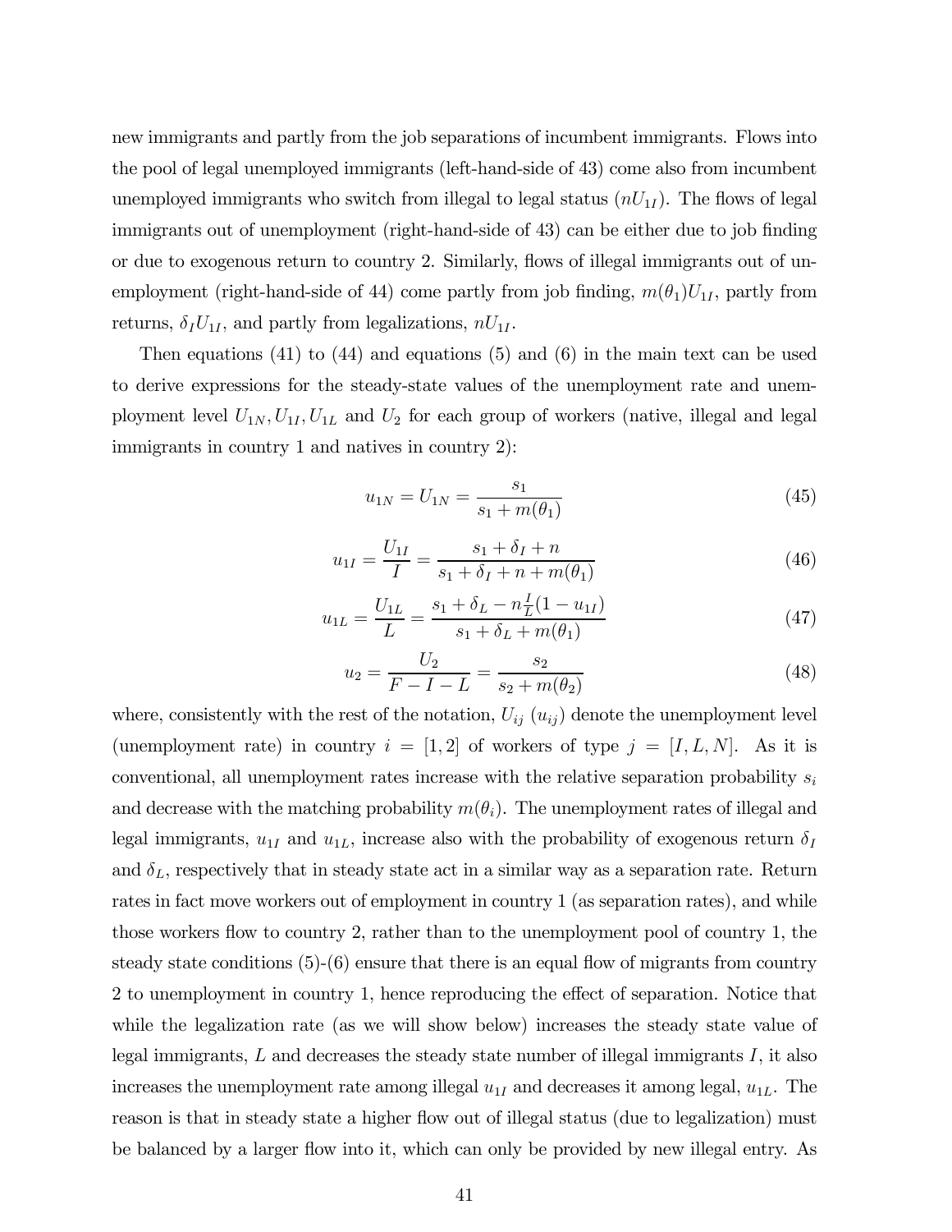new immigrants and partly from the job separations of incumbent immigrants. Flows into the pool of legal unemployed immigrants (left-hand-side of 43) come also from incumbent unemployed immigrants who switch from illegal to legal status ($nU_{1I}$). The flows of legal immigrants out of unemployment (right-hand-side of 43) can be either due to job finding or due to exogenous return to country 2. Similarly, flows of illegal immigrants out of unemployment (right-hand-side of 44) come partly from job finding, $m(\theta_1)U_{1I}$, partly from returns, $\delta_I U_{1I}$, and partly from legalizations, $nU_{1I}$.

Then equations (41) to (44) and equations (5) and (6) in the main text can be used to derive expressions for the steady-state values of the unemployment rate and unemployment level $U_{1N}, U_{1I}, U_{1L}$ and $U_2$ for each group of workers (native, illegal and legal immigrants in country 1 and natives in country 2):

$$u_{1N} = U_{1N} = \frac{s_1}{s_1 + m(\theta_1)} \tag{45}$$

$$u_{1I} = \frac{U_{1I}}{I} = \frac{s_1 + \delta_I + n}{s_1 + \delta_I + n + m(\theta_1)} \tag{46}$$

$$u_{1L} = \frac{U_{1L}}{L} = \frac{s_1 + \delta_L - n\frac{I}{L}(1 - u_{1I})}{s_1 + \delta_L + m(\theta_1)} \tag{47}$$

$$u_2 = \frac{U_2}{F - I - L} = \frac{s_2}{s_2 + m(\theta_2)} \tag{48}$$

where, consistently with the rest of the notation, $U_{ij}$ ($u_{ij}$) denote the unemployment level (unemployment rate) in country $i = [1, 2]$ of workers of type $j = [I, L, N]$. As it is conventional, all unemployment rates increase with the relative separation probability $s_i$ and decrease with the matching probability $m(\theta_i)$. The unemployment rates of illegal and legal immigrants, $u_{1I}$ and $u_{1L}$, increase also with the probability of exogenous return $\delta_I$ and $\delta_L$, respectively that in steady state act in a similar way as a separation rate. Return rates in fact move workers out of employment in country 1 (as separation rates), and while those workers flow to country 2, rather than to the unemployment pool of country 1, the steady state conditions (5)-(6) ensure that there is an equal flow of migrants from country 2 to unemployment in country 1, hence reproducing the effect of separation. Notice that while the legalization rate (as we will show below) increases the steady state value of legal immigrants, $L$ and decreases the steady state number of illegal immigrants $I$, it also increases the unemployment rate among illegal $u_{1I}$ and decreases it among legal, $u_{1L}$. The reason is that in steady state a higher flow out of illegal status (due to legalization) must be balanced by a larger flow into it, which can only be provided by new illegal entry. As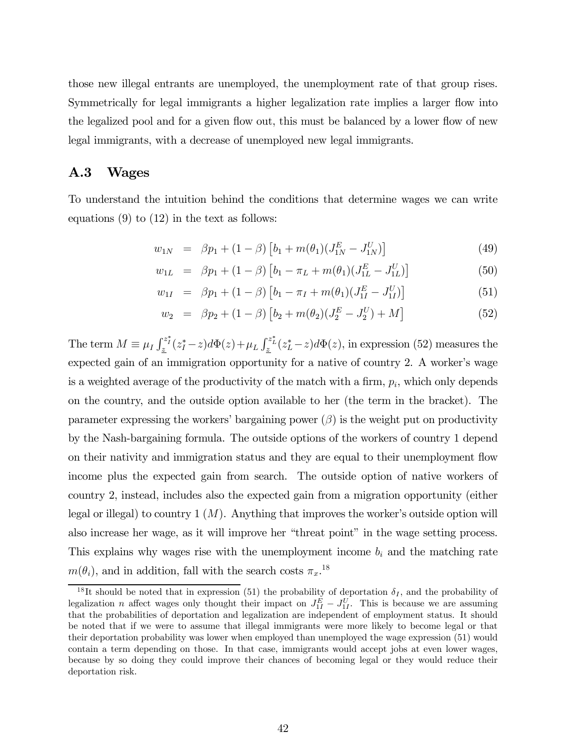those new illegal entrants are unemployed, the unemployment rate of that group rises. Symmetrically for legal immigrants a higher legalization rate implies a larger flow into the legalized pool and for a given flow out, this must be balanced by a lower flow of new legal immigrants, with a decrease of unemployed new legal immigrants.

## A.3 Wages

To understand the intuition behind the conditions that determine wages we can write equations (9) to (12) in the text as follows:

$$w_{1N} = \beta p_1 + (1-\beta)\left[b_1 + m(\theta_1)(J_{1N}^E - J_{1N}^U)\right] \tag{49}$$

$$w_{1L} = \beta p_1 + (1-\beta)\left[b_1 - \pi_L + m(\theta_1)(J_{1L}^E - J_{1L}^U)\right] \tag{50}$$

$$w_{1I} = \beta p_1 + (1-\beta)\left[b_1 - \pi_I + m(\theta_1)(J_{1I}^E - J_{1I}^U)\right] \tag{51}$$

$$w_2 = \beta p_2 + (1-\beta)\left[b_2 + m(\theta_2)(J_2^E - J_2^U) + M\right] \tag{52}$$

The term $M \equiv \mu_I \int_{\underline{z}}^{z_I^*}(z_I^* - z)d\Phi(z) + \mu_L \int_{\underline{z}}^{z_L^*}(z_L^* - z)d\Phi(z)$, in expression (52) measures the expected gain of an immigration opportunity for a native of country 2. A worker's wage is a weighted average of the productivity of the match with a firm, $p_i$, which only depends on the country, and the outside option available to her (the term in the bracket). The parameter expressing the workers' bargaining power ($\beta$) is the weight put on productivity by the Nash-bargaining formula. The outside options of the workers of country 1 depend on their nativity and immigration status and they are equal to their unemployment flow income plus the expected gain from search. The outside option of native workers of country 2, instead, includes also the expected gain from a migration opportunity (either legal or illegal) to country 1 ($M$). Anything that improves the worker's outside option will also increase her wage, as it will improve her "threat point" in the wage setting process. This explains why wages rise with the unemployment income $b_i$ and the matching rate $m(\theta_i)$, and in addition, fall with the search costs $\pi_x$.[18]

[18] It should be noted that in expression (51) the probability of deportation $\delta_I$, and the probability of legalization $n$ affect wages only thought their impact on $J_{1I}^E - J_{1I}^U$. This is because we are assuming that the probabilities of deportation and legalization are independent of employment status. It should be noted that if we were to assume that illegal immigrants were more likely to become legal or that their deportation probability was lower when employed than unemployed the wage expression (51) would contain a term depending on those. In that case, immigrants would accept jobs at even lower wages, because by so doing they could improve their chances of becoming legal or they would reduce their deportation risk.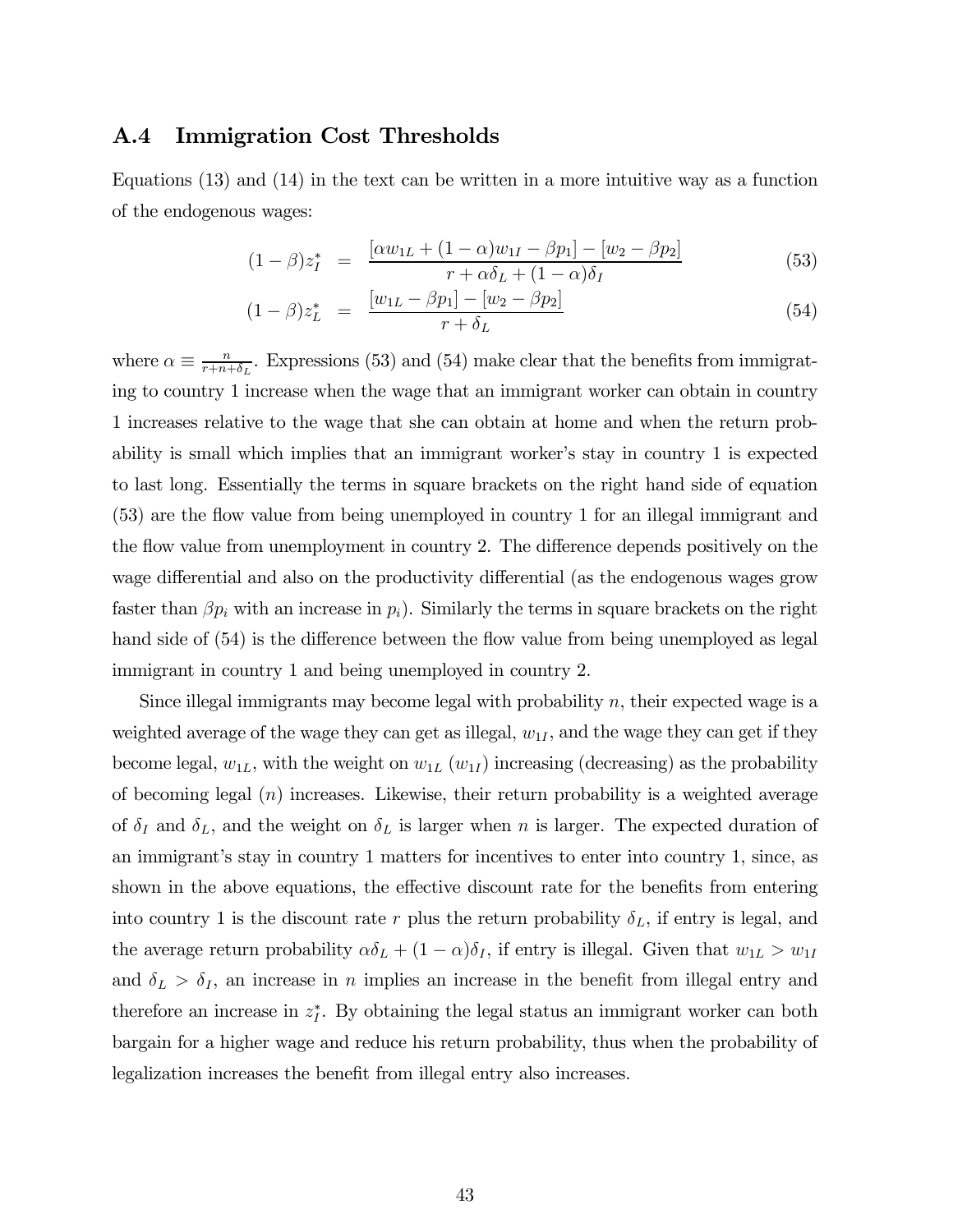## A.4 Immigration Cost Thresholds

Equations (13) and (14) in the text can be written in a more intuitive way as a function of the endogenous wages:

$$(1-\beta)z_I^* = \frac{[\alpha w_{1L} + (1-\alpha)w_{1I} - \beta p_1] - [w_2 - \beta p_2]}{r + \alpha\delta_L + (1-\alpha)\delta_I} \tag{53}$$

$$(1-\beta)z_L^* = \frac{[w_{1L} - \beta p_1] - [w_2 - \beta p_2]}{r + \delta_L} \tag{54}$$

where $\alpha \equiv \frac{n}{r+n+\delta_L}$. Expressions (53) and (54) make clear that the benefits from immigrating to country 1 increase when the wage that an immigrant worker can obtain in country 1 increases relative to the wage that she can obtain at home and when the return probability is small which implies that an immigrant worker's stay in country 1 is expected to last long. Essentially the terms in square brackets on the right hand side of equation (53) are the flow value from being unemployed in country 1 for an illegal immigrant and the flow value from unemployment in country 2. The difference depends positively on the wage differential and also on the productivity differential (as the endogenous wages grow faster than $\beta p_i$ with an increase in $p_i$). Similarly the terms in square brackets on the right hand side of (54) is the difference between the flow value from being unemployed as legal immigrant in country 1 and being unemployed in country 2.

Since illegal immigrants may become legal with probability $n$, their expected wage is a weighted average of the wage they can get as illegal, $w_{1I}$, and the wage they can get if they become legal, $w_{1L}$, with the weight on $w_{1L}$ ($w_{1I}$) increasing (decreasing) as the probability of becoming legal ($n$) increases. Likewise, their return probability is a weighted average of $\delta_I$ and $\delta_L$, and the weight on $\delta_L$ is larger when $n$ is larger. The expected duration of an immigrant's stay in country 1 matters for incentives to enter into country 1, since, as shown in the above equations, the effective discount rate for the benefits from entering into country 1 is the discount rate $r$ plus the return probability $\delta_L$, if entry is legal, and the average return probability $\alpha\delta_L + (1-\alpha)\delta_I$, if entry is illegal. Given that $w_{1L} > w_{1I}$ and $\delta_L > \delta_I$, an increase in $n$ implies an increase in the benefit from illegal entry and therefore an increase in $z_I^*$. By obtaining the legal status an immigrant worker can both bargain for a higher wage and reduce his return probability, thus when the probability of legalization increases the benefit from illegal entry also increases.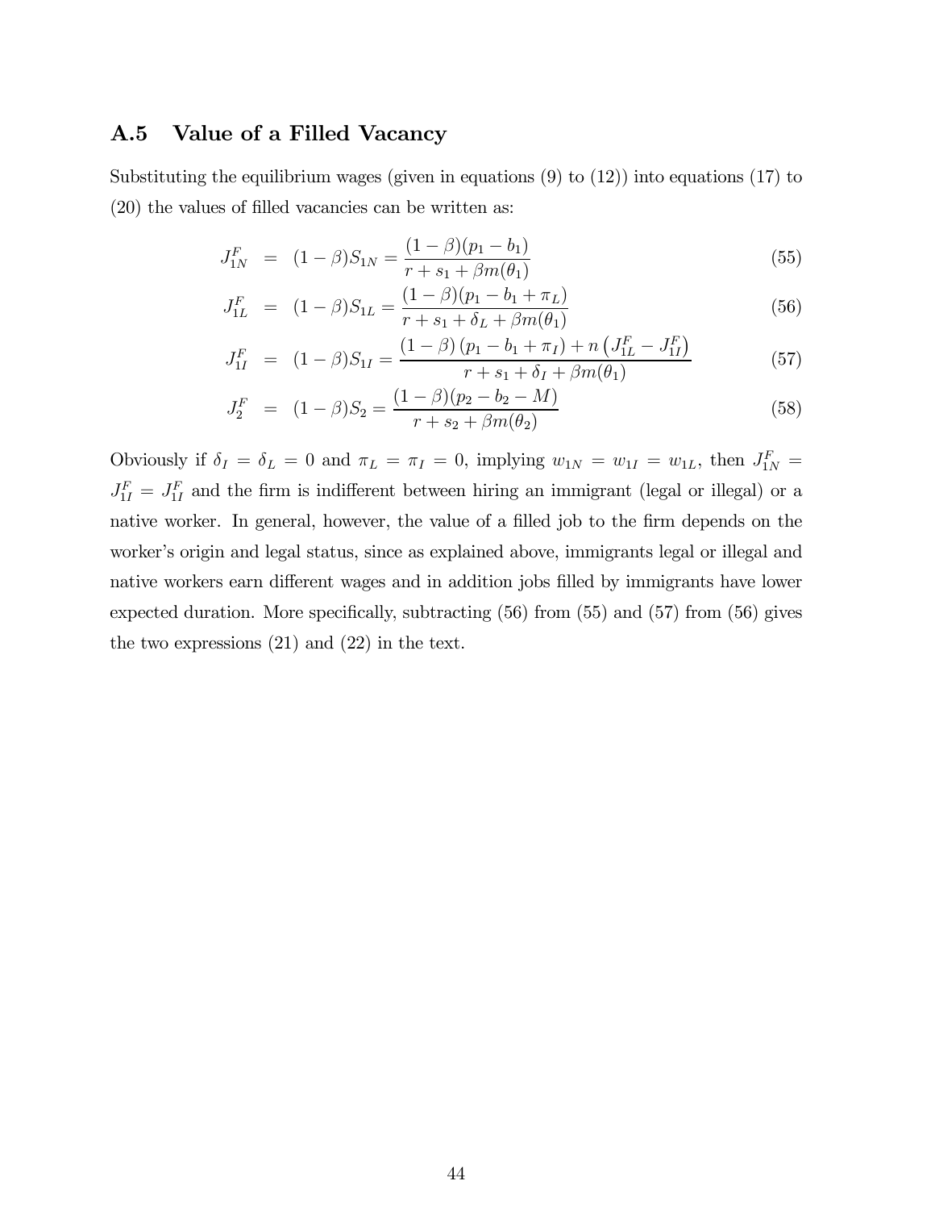## A.5 Value of a Filled Vacancy

Substituting the equilibrium wages (given in equations (9) to (12)) into equations (17) to (20) the values of filled vacancies can be written as:

$$J_{1N}^{F} = (1-\beta)S_{1N} = \frac{(1-\beta)(p_1 - b_1)}{r + s_1 + \beta m(\theta_1)} \tag{55}$$

$$J_{1L}^{F} = (1-\beta)S_{1L} = \frac{(1-\beta)(p_1 - b_1 + \pi_L)}{r + s_1 + \delta_L + \beta m(\theta_1)} \tag{56}$$

$$J_{1I}^{F} = (1-\beta)S_{1I} = \frac{(1-\beta)(p_1 - b_1 + \pi_I) + n\left(J_{1L}^{F} - J_{1I}^{F}\right)}{r + s_1 + \delta_I + \beta m(\theta_1)} \tag{57}$$

$$J_{2}^{F} = (1-\beta)S_{2} = \frac{(1-\beta)(p_2 - b_2 - M)}{r + s_2 + \beta m(\theta_2)} \tag{58}$$

Obviously if $\delta_I = \delta_L = 0$ and $\pi_L = \pi_I = 0$, implying $w_{1N} = w_{1I} = w_{1L}$, then $J_{1N}^{F} = J_{1I}^{F} = J_{1I}^{F}$ and the firm is indifferent between hiring an immigrant (legal or illegal) or a native worker. In general, however, the value of a filled job to the firm depends on the worker's origin and legal status, since as explained above, immigrants legal or illegal and native workers earn different wages and in addition jobs filled by immigrants have lower expected duration. More specifically, subtracting (56) from (55) and (57) from (56) gives the two expressions (21) and (22) in the text.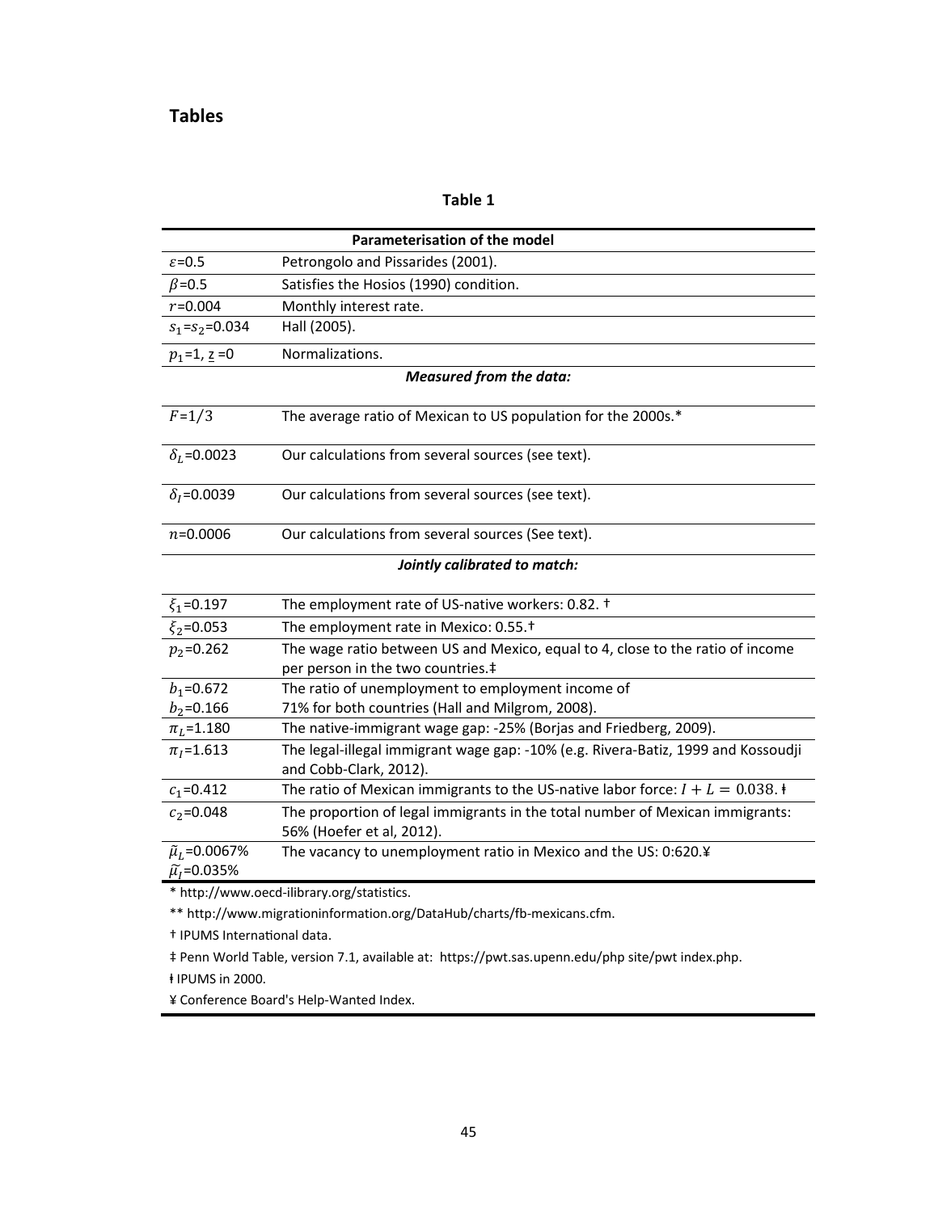## Tables

**Table 1**

| Parameterisation of the model | |
|---|---|
| $\varepsilon$=0.5 | Petrongolo and Pissarides (2001). |
| $\beta$=0.5 | Satisfies the Hosios (1990) condition. |
| $r$=0.004 | Monthly interest rate. |
| $s_1$=$s_2$=0.034 | Hall (2005). |
| $p_1$=1, $\underline{z}$ =0 | Normalizations. |
| ***Measured from the data:*** | |
| $F$=1/3 | The average ratio of Mexican to US population for the 2000s.* |
| $\delta_L$=0.0023 | Our calculations from several sources (see text). |
| $\delta_I$=0.0039 | Our calculations from several sources (see text). |
| $n$=0.0006 | Our calculations from several sources (See text). |
| ***Jointly calibrated to match:*** | |
| $\xi_1$=0.197 | The employment rate of US-native workers: 0.82. † |
| $\xi_2$=0.053 | The employment rate in Mexico: 0.55.† |
| $p_2$=0.262 | The wage ratio between US and Mexico, equal to 4, close to the ratio of income per person in the two countries.‡ |
| $b_1$=0.672<br>$b_2$=0.166 | The ratio of unemployment to employment income of 71% for both countries (Hall and Milgrom, 2008). |
| $\pi_L$=1.180 | The native-immigrant wage gap: -25% (Borjas and Friedberg, 2009). |
| $\pi_I$=1.613 | The legal-illegal immigrant wage gap: -10% (e.g. Rivera-Batiz, 1999 and Kossoudji and Cobb-Clark, 2012). |
| $c_1$=0.412 | The ratio of Mexican immigrants to the US-native labor force: $I + L = 0.038$. ⱡ |
| $c_2$=0.048 | The proportion of legal immigrants in the total number of Mexican immigrants: 56% (Hoefer et al, 2012). |
| $\widetilde{\mu}_L$=0.0067%<br>$\widetilde{\mu}_I$=0.035% | The vacancy to unemployment ratio in Mexico and the US: 0:620.¥ |

\* http://www.oecd-ilibrary.org/statistics.

\*\* http://www.migrationinformation.org/DataHub/charts/fb-mexicans.cfm.

† IPUMS International data.

‡ Penn World Table, version 7.1, available at: https://pwt.sas.upenn.edu/php site/pwt index.php.

ⱡ IPUMS in 2000.

¥ Conference Board's Help-Wanted Index.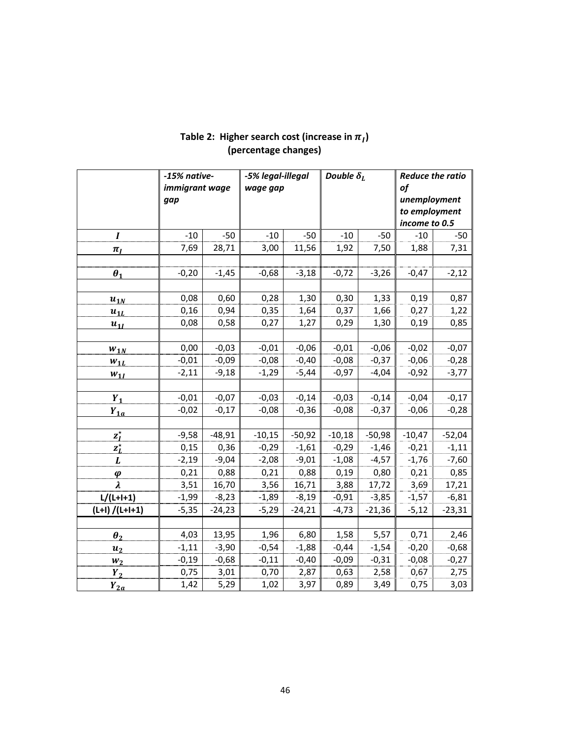**Table 2: Higher search cost (increase in $\pi_I$) (percentage changes)**

| | *-15% native-immigrant wage gap* | | *-5% legal-illegal wage gap* | | *Double $\delta_L$* | | *Reduce the ratio of unemployment to employment income to 0.5* | |
|---|---|---|---|---|---|---|---|---|
| $I$ | -10 | -50 | -10 | -50 | -10 | -50 | -10 | -50 |
| $\pi_I$ | 7,69 | 28,71 | 3,00 | 11,56 | 1,92 | 7,50 | 1,88 | 7,31 |
| | | | | | | | | |
| $\theta_1$ | -0,20 | -1,45 | -0,68 | -3,18 | -0,72 | -3,26 | -0,47 | -2,12 |
| | | | | | | | | |
| $u_{1N}$ | 0,08 | 0,60 | 0,28 | 1,30 | 0,30 | 1,33 | 0,19 | 0,87 |
| $u_{1L}$ | 0,16 | 0,94 | 0,35 | 1,64 | 0,37 | 1,66 | 0,27 | 1,22 |
| $u_{1I}$ | 0,08 | 0,58 | 0,27 | 1,27 | 0,29 | 1,30 | 0,19 | 0,85 |
| | | | | | | | | |
| $w_{1N}$ | 0,00 | -0,03 | -0,01 | -0,06 | -0,01 | -0,06 | -0,02 | -0,07 |
| $w_{1L}$ | -0,01 | -0,09 | -0,08 | -0,40 | -0,08 | -0,37 | -0,06 | -0,28 |
| $w_{1I}$ | -2,11 | -9,18 | -1,29 | -5,44 | -0,97 | -4,04 | -0,92 | -3,77 |
| | | | | | | | | |
| $Y_1$ | -0,01 | -0,07 | -0,03 | -0,14 | -0,03 | -0,14 | -0,04 | -0,17 |
| $Y_{1a}$ | -0,02 | -0,17 | -0,08 | -0,36 | -0,08 | -0,37 | -0,06 | -0,28 |
| | | | | | | | | |
| $z_I^\star$ | -9,58 | -48,91 | -10,15 | -50,92 | -10,18 | -50,98 | -10,47 | -52,04 |
| $z_L^\star$ | 0,15 | 0,36 | -0,29 | -1,61 | -0,29 | -1,46 | -0,21 | -1,11 |
| $L$ | -2,19 | -9,04 | -2,08 | -9,01 | -1,08 | -4,57 | -1,76 | -7,60 |
| $\varphi$ | 0,21 | 0,88 | 0,21 | 0,88 | 0,19 | 0,80 | 0,21 | 0,85 |
| $\lambda$ | 3,51 | 16,70 | 3,56 | 16,71 | 3,88 | 17,72 | 3,69 | 17,21 |
| L/(L+I+1) | -1,99 | -8,23 | -1,89 | -8,19 | -0,91 | -3,85 | -1,57 | -6,81 |
| (L+I) /(L+I+1) | -5,35 | -24,23 | -5,29 | -24,21 | -4,73 | -21,36 | -5,12 | -23,31 |
| | | | | | | | | |
| $\theta_2$ | 4,03 | 13,95 | 1,96 | 6,80 | 1,58 | 5,57 | 0,71 | 2,46 |
| $u_2$ | -1,11 | -3,90 | -0,54 | -1,88 | -0,44 | -1,54 | -0,20 | -0,68 |
| $w_2$ | -0,19 | -0,68 | -0,11 | -0,40 | -0,09 | -0,31 | -0,08 | -0,27 |
| $Y_2$ | 0,75 | 3,01 | 0,70 | 2,87 | 0,63 | 2,58 | 0,67 | 2,75 |
| $Y_{2a}$ | 1,42 | 5,29 | 1,02 | 3,97 | 0,89 | 3,49 | 0,75 | 3,03 |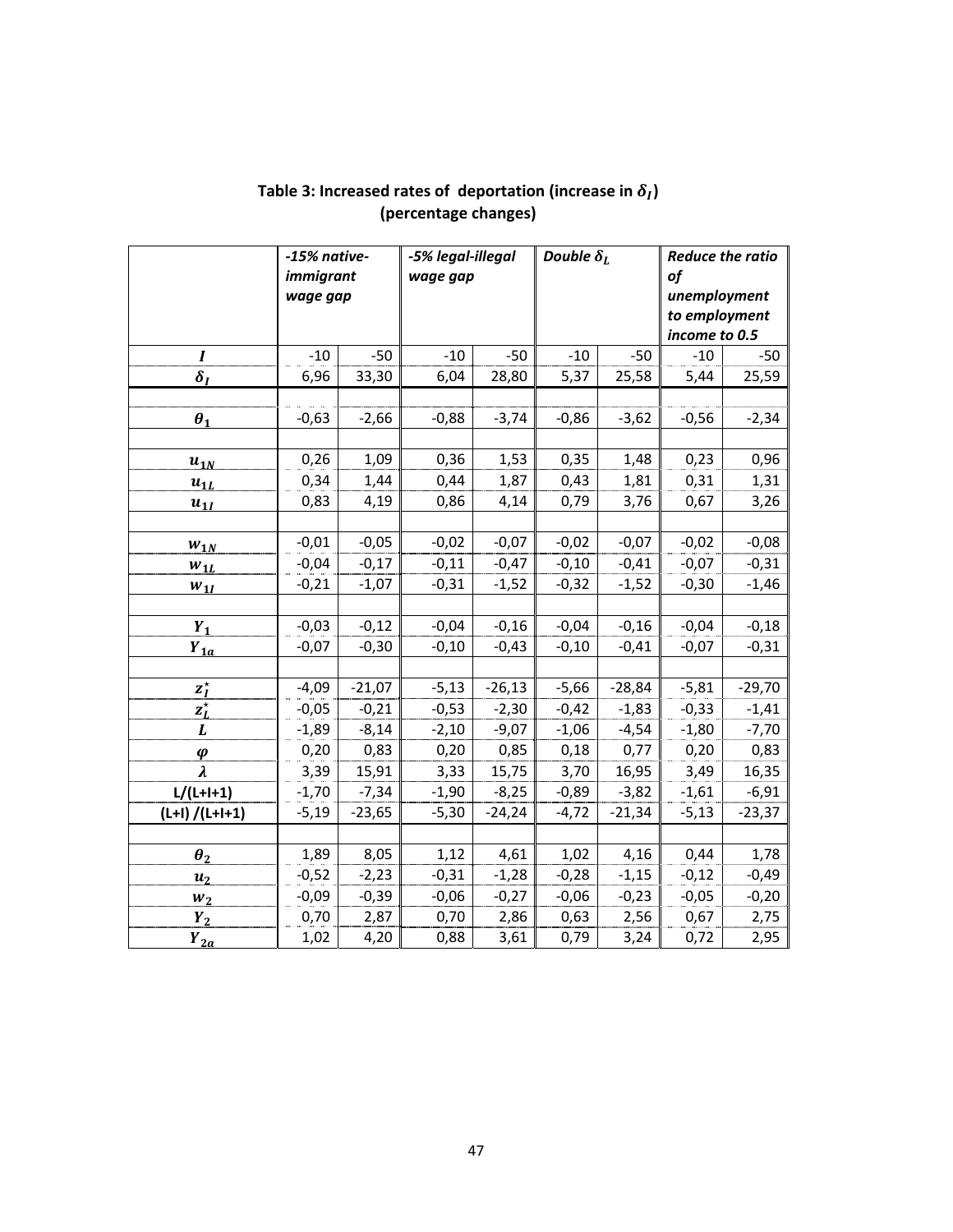## Table 3: Increased rates of deportation (increase in $\delta_I$) (percentage changes)

| | *-15% native-immigrant wage gap* | | *-5% legal-illegal wage gap* | | *Double $\delta_L$* | | *Reduce the ratio of unemployment to employment income to 0.5* | |
|---|---|---|---|---|---|---|---|---|
| $I$ | -10 | -50 | -10 | -50 | -10 | -50 | -10 | -50 |
| $\delta_I$ | 6,96 | 33,30 | 6,04 | 28,80 | 5,37 | 25,58 | 5,44 | 25,59 |
| | | | | | | | | |
| $\theta_1$ | -0,63 | -2,66 | -0,88 | -3,74 | -0,86 | -3,62 | -0,56 | -2,34 |
| | | | | | | | | |
| $u_{1N}$ | 0,26 | 1,09 | 0,36 | 1,53 | 0,35 | 1,48 | 0,23 | 0,96 |
| $u_{1L}$ | 0,34 | 1,44 | 0,44 | 1,87 | 0,43 | 1,81 | 0,31 | 1,31 |
| $u_{1I}$ | 0,83 | 4,19 | 0,86 | 4,14 | 0,79 | 3,76 | 0,67 | 3,26 |
| | | | | | | | | |
| $w_{1N}$ | -0,01 | -0,05 | -0,02 | -0,07 | -0,02 | -0,07 | -0,02 | -0,08 |
| $w_{1L}$ | -0,04 | -0,17 | -0,11 | -0,47 | -0,10 | -0,41 | -0,07 | -0,31 |
| $w_{1I}$ | -0,21 | -1,07 | -0,31 | -1,52 | -0,32 | -1,52 | -0,30 | -1,46 |
| | | | | | | | | |
| $Y_1$ | -0,03 | -0,12 | -0,04 | -0,16 | -0,04 | -0,16 | -0,04 | -0,18 |
| $Y_{1a}$ | -0,07 | -0,30 | -0,10 | -0,43 | -0,10 | -0,41 | -0,07 | -0,31 |
| | | | | | | | | |
| $z_I^\star$ | -4,09 | -21,07 | -5,13 | -26,13 | -5,66 | -28,84 | -5,81 | -29,70 |
| $z_L^\star$ | -0,05 | -0,21 | -0,53 | -2,30 | -0,42 | -1,83 | -0,33 | -1,41 |
| $L$ | -1,89 | -8,14 | -2,10 | -9,07 | -1,06 | -4,54 | -1,80 | -7,70 |
| $\varphi$ | 0,20 | 0,83 | 0,20 | 0,85 | 0,18 | 0,77 | 0,20 | 0,83 |
| $\lambda$ | 3,39 | 15,91 | 3,33 | 15,75 | 3,70 | 16,95 | 3,49 | 16,35 |
| L/(L+I+1) | -1,70 | -7,34 | -1,90 | -8,25 | -0,89 | -3,82 | -1,61 | -6,91 |
| (L+I) /(L+I+1) | -5,19 | -23,65 | -5,30 | -24,24 | -4,72 | -21,34 | -5,13 | -23,37 |
| | | | | | | | | |
| $\theta_2$ | 1,89 | 8,05 | 1,12 | 4,61 | 1,02 | 4,16 | 0,44 | 1,78 |
| $u_2$ | -0,52 | -2,23 | -0,31 | -1,28 | -0,28 | -1,15 | -0,12 | -0,49 |
| $w_2$ | -0,09 | -0,39 | -0,06 | -0,27 | -0,06 | -0,23 | -0,05 | -0,20 |
| $Y_2$ | 0,70 | 2,87 | 0,70 | 2,86 | 0,63 | 2,56 | 0,67 | 2,75 |
| $Y_{2a}$ | 1,02 | 4,20 | 0,88 | 3,61 | 0,79 | 3,24 | 0,72 | 2,95 |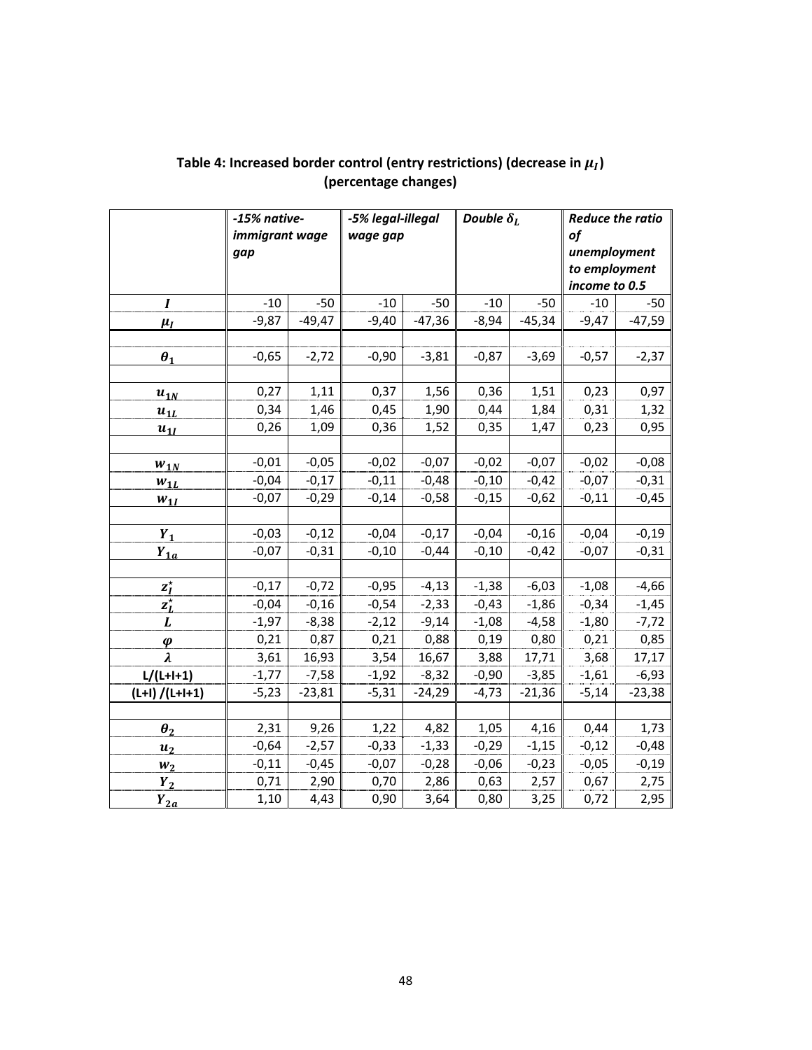**Table 4: Increased border control (entry restrictions) (decrease in $\mu_I$) (percentage changes)**

| | *-15% native-immigrant wage gap* | | *-5% legal-illegal wage gap* | | *Double $\delta_L$* | | *Reduce the ratio of unemployment to employment income to 0.5* | |
|---|---|---|---|---|---|---|---|---|
| $I$ | -10 | -50 | -10 | -50 | -10 | -50 | -10 | -50 |
| $\mu_I$ | -9,87 | -49,47 | -9,40 | -47,36 | -8,94 | -45,34 | -9,47 | -47,59 |
| | | | | | | | | |
| $\theta_1$ | -0,65 | -2,72 | -0,90 | -3,81 | -0,87 | -3,69 | -0,57 | -2,37 |
| | | | | | | | | |
| $u_{1N}$ | 0,27 | 1,11 | 0,37 | 1,56 | 0,36 | 1,51 | 0,23 | 0,97 |
| $u_{1L}$ | 0,34 | 1,46 | 0,45 | 1,90 | 0,44 | 1,84 | 0,31 | 1,32 |
| $u_{1I}$ | 0,26 | 1,09 | 0,36 | 1,52 | 0,35 | 1,47 | 0,23 | 0,95 |
| | | | | | | | | |
| $w_{1N}$ | -0,01 | -0,05 | -0,02 | -0,07 | -0,02 | -0,07 | -0,02 | -0,08 |
| $w_{1L}$ | -0,04 | -0,17 | -0,11 | -0,48 | -0,10 | -0,42 | -0,07 | -0,31 |
| $w_{1I}$ | -0,07 | -0,29 | -0,14 | -0,58 | -0,15 | -0,62 | -0,11 | -0,45 |
| | | | | | | | | |
| $Y_1$ | -0,03 | -0,12 | -0,04 | -0,17 | -0,04 | -0,16 | -0,04 | -0,19 |
| $Y_{1a}$ | -0,07 | -0,31 | -0,10 | -0,44 | -0,10 | -0,42 | -0,07 | -0,31 |
| | | | | | | | | |
| $z_I^{\star}$ | -0,17 | -0,72 | -0,95 | -4,13 | -1,38 | -6,03 | -1,08 | -4,66 |
| $z_L^{\star}$ | -0,04 | -0,16 | -0,54 | -2,33 | -0,43 | -1,86 | -0,34 | -1,45 |
| $L$ | -1,97 | -8,38 | -2,12 | -9,14 | -1,08 | -4,58 | -1,80 | -7,72 |
| $\varphi$ | 0,21 | 0,87 | 0,21 | 0,88 | 0,19 | 0,80 | 0,21 | 0,85 |
| $\lambda$ | 3,61 | 16,93 | 3,54 | 16,67 | 3,88 | 17,71 | 3,68 | 17,17 |
| L/(L+I+1) | -1,77 | -7,58 | -1,92 | -8,32 | -0,90 | -3,85 | -1,61 | -6,93 |
| (L+I) /(L+I+1) | -5,23 | -23,81 | -5,31 | -24,29 | -4,73 | -21,36 | -5,14 | -23,38 |
| | | | | | | | | |
| $\theta_2$ | 2,31 | 9,26 | 1,22 | 4,82 | 1,05 | 4,16 | 0,44 | 1,73 |
| $u_2$ | -0,64 | -2,57 | -0,33 | -1,33 | -0,29 | -1,15 | -0,12 | -0,48 |
| $w_2$ | -0,11 | -0,45 | -0,07 | -0,28 | -0,06 | -0,23 | -0,05 | -0,19 |
| $Y_2$ | 0,71 | 2,90 | 0,70 | 2,86 | 0,63 | 2,57 | 0,67 | 2,75 |
| $Y_{2a}$ | 1,10 | 4,43 | 0,90 | 3,64 | 0,80 | 3,25 | 0,72 | 2,95 |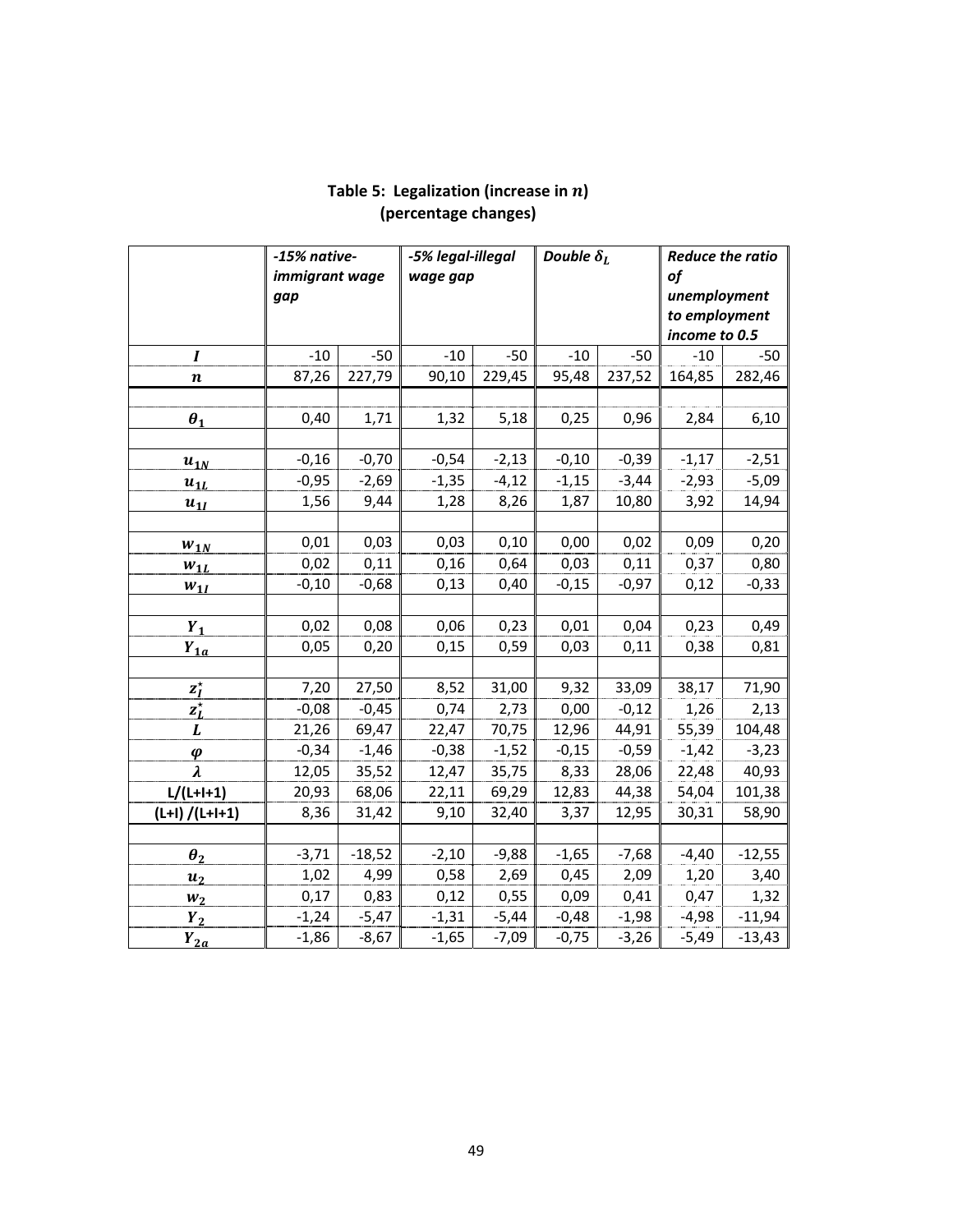**Table 5: Legalization (increase in $n$)**
**(percentage changes)**

| | *-15% native-immigrant wage gap* | | *-5% legal-illegal wage gap* | | *Double $\delta_L$* | | *Reduce the ratio of unemployment to employment income to 0.5* | |
|---|---|---|---|---|---|---|---|---|
| $I$ | -10 | -50 | -10 | -50 | -10 | -50 | -10 | -50 |
| $n$ | 87,26 | 227,79 | 90,10 | 229,45 | 95,48 | 237,52 | 164,85 | 282,46 |
| | | | | | | | | |
| $\theta_1$ | 0,40 | 1,71 | 1,32 | 5,18 | 0,25 | 0,96 | 2,84 | 6,10 |
| | | | | | | | | |
| $u_{1N}$ | -0,16 | -0,70 | -0,54 | -2,13 | -0,10 | -0,39 | -1,17 | -2,51 |
| $u_{1L}$ | -0,95 | -2,69 | -1,35 | -4,12 | -1,15 | -3,44 | -2,93 | -5,09 |
| $u_{1I}$ | 1,56 | 9,44 | 1,28 | 8,26 | 1,87 | 10,80 | 3,92 | 14,94 |
| | | | | | | | | |
| $w_{1N}$ | 0,01 | 0,03 | 0,03 | 0,10 | 0,00 | 0,02 | 0,09 | 0,20 |
| $w_{1L}$ | 0,02 | 0,11 | 0,16 | 0,64 | 0,03 | 0,11 | 0,37 | 0,80 |
| $w_{1I}$ | -0,10 | -0,68 | 0,13 | 0,40 | -0,15 | -0,97 | 0,12 | -0,33 |
| | | | | | | | | |
| $Y_1$ | 0,02 | 0,08 | 0,06 | 0,23 | 0,01 | 0,04 | 0,23 | 0,49 |
| $Y_{1a}$ | 0,05 | 0,20 | 0,15 | 0,59 | 0,03 | 0,11 | 0,38 | 0,81 |
| | | | | | | | | |
| $z_I^\star$ | 7,20 | 27,50 | 8,52 | 31,00 | 9,32 | 33,09 | 38,17 | 71,90 |
| $z_L^\star$ | -0,08 | -0,45 | 0,74 | 2,73 | 0,00 | -0,12 | 1,26 | 2,13 |
| $L$ | 21,26 | 69,47 | 22,47 | 70,75 | 12,96 | 44,91 | 55,39 | 104,48 |
| $\varphi$ | -0,34 | -1,46 | -0,38 | -1,52 | -0,15 | -0,59 | -1,42 | -3,23 |
| $\lambda$ | 12,05 | 35,52 | 12,47 | 35,75 | 8,33 | 28,06 | 22,48 | 40,93 |
| L/(L+I+1) | 20,93 | 68,06 | 22,11 | 69,29 | 12,83 | 44,38 | 54,04 | 101,38 |
| (L+I) /(L+I+1) | 8,36 | 31,42 | 9,10 | 32,40 | 3,37 | 12,95 | 30,31 | 58,90 |
| | | | | | | | | |
| $\theta_2$ | -3,71 | -18,52 | -2,10 | -9,88 | -1,65 | -7,68 | -4,40 | -12,55 |
| $u_2$ | 1,02 | 4,99 | 0,58 | 2,69 | 0,45 | 2,09 | 1,20 | 3,40 |
| $w_2$ | 0,17 | 0,83 | 0,12 | 0,55 | 0,09 | 0,41 | 0,47 | 1,32 |
| $Y_2$ | -1,24 | -5,47 | -1,31 | -5,44 | -0,48 | -1,98 | -4,98 | -11,94 |
| $Y_{2a}$ | -1,86 | -8,67 | -1,65 | -7,09 | -0,75 | -3,26 | -5,49 | -13,43 |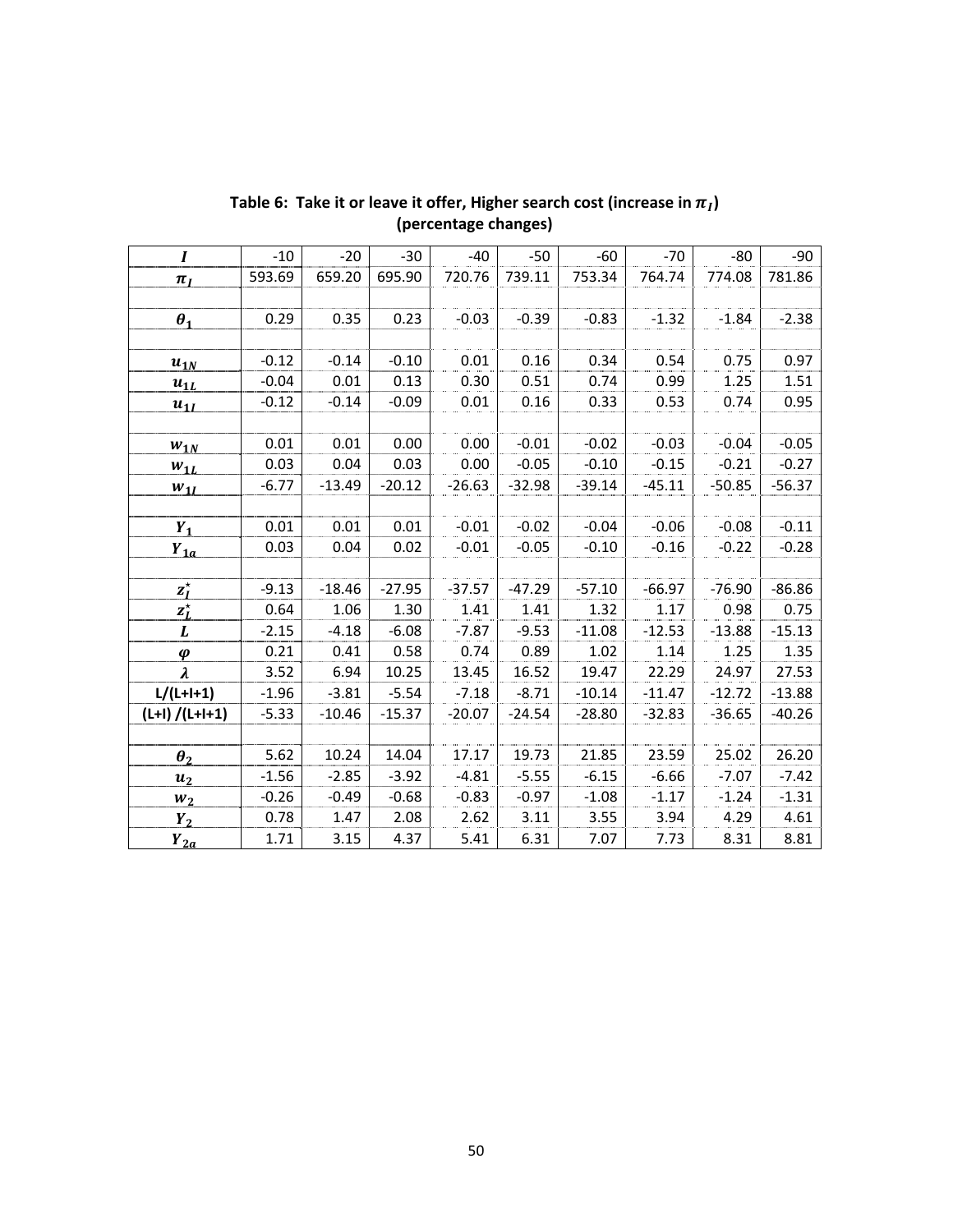**Table 6: Take it or leave it offer, Higher search cost (increase in $\pi_I$)**
**(percentage changes)**

| $I$ | -10 | -20 | -30 | -40 | -50 | -60 | -70 | -80 | -90 |
|---|---|---|---|---|---|---|---|---|---|
| $\pi_I$ | 593.69 | 659.20 | 695.90 | 720.76 | 739.11 | 753.34 | 764.74 | 774.08 | 781.86 |
| | | | | | | | | | |
| $\theta_1$ | 0.29 | 0.35 | 0.23 | -0.03 | -0.39 | -0.83 | -1.32 | -1.84 | -2.38 |
| | | | | | | | | | |
| $u_{1N}$ | -0.12 | -0.14 | -0.10 | 0.01 | 0.16 | 0.34 | 0.54 | 0.75 | 0.97 |
| $u_{1L}$ | -0.04 | 0.01 | 0.13 | 0.30 | 0.51 | 0.74 | 0.99 | 1.25 | 1.51 |
| $u_{1I}$ | -0.12 | -0.14 | -0.09 | 0.01 | 0.16 | 0.33 | 0.53 | 0.74 | 0.95 |
| | | | | | | | | | |
| $w_{1N}$ | 0.01 | 0.01 | 0.00 | 0.00 | -0.01 | -0.02 | -0.03 | -0.04 | -0.05 |
| $w_{1L}$ | 0.03 | 0.04 | 0.03 | 0.00 | -0.05 | -0.10 | -0.15 | -0.21 | -0.27 |
| $w_{1I}$ | -6.77 | -13.49 | -20.12 | -26.63 | -32.98 | -39.14 | -45.11 | -50.85 | -56.37 |
| | | | | | | | | | |
| $Y_1$ | 0.01 | 0.01 | 0.01 | -0.01 | -0.02 | -0.04 | -0.06 | -0.08 | -0.11 |
| $Y_{1a}$ | 0.03 | 0.04 | 0.02 | -0.01 | -0.05 | -0.10 | -0.16 | -0.22 | -0.28 |
| | | | | | | | | | |
| $z_I^{\star}$ | -9.13 | -18.46 | -27.95 | -37.57 | -47.29 | -57.10 | -66.97 | -76.90 | -86.86 |
| $z_L^{\star}$ | 0.64 | 1.06 | 1.30 | 1.41 | 1.41 | 1.32 | 1.17 | 0.98 | 0.75 |
| $L$ | -2.15 | -4.18 | -6.08 | -7.87 | -9.53 | -11.08 | -12.53 | -13.88 | -15.13 |
| $\varphi$ | 0.21 | 0.41 | 0.58 | 0.74 | 0.89 | 1.02 | 1.14 | 1.25 | 1.35 |
| $\lambda$ | 3.52 | 6.94 | 10.25 | 13.45 | 16.52 | 19.47 | 22.29 | 24.97 | 27.53 |
| L/(L+I+1) | -1.96 | -3.81 | -5.54 | -7.18 | -8.71 | -10.14 | -11.47 | -12.72 | -13.88 |
| (L+I) /(L+I+1) | -5.33 | -10.46 | -15.37 | -20.07 | -24.54 | -28.80 | -32.83 | -36.65 | -40.26 |
| | | | | | | | | | |
| $\theta_2$ | 5.62 | 10.24 | 14.04 | 17.17 | 19.73 | 21.85 | 23.59 | 25.02 | 26.20 |
| $u_2$ | -1.56 | -2.85 | -3.92 | -4.81 | -5.55 | -6.15 | -6.66 | -7.07 | -7.42 |
| $w_2$ | -0.26 | -0.49 | -0.68 | -0.83 | -0.97 | -1.08 | -1.17 | -1.24 | -1.31 |
| $Y_2$ | 0.78 | 1.47 | 2.08 | 2.62 | 3.11 | 3.55 | 3.94 | 4.29 | 4.61 |
| $Y_{2a}$ | 1.71 | 3.15 | 4.37 | 5.41 | 6.31 | 7.07 | 7.73 | 8.31 | 8.81 |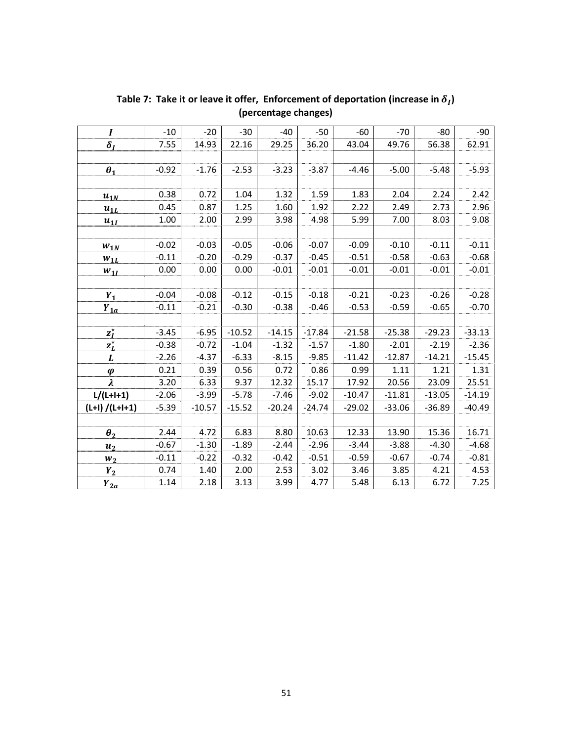**Table 7: Take it or leave it offer, Enforcement of deportation (increase in $\delta_I$) (percentage changes)**

| $I$ | -10 | -20 | -30 | -40 | -50 | -60 | -70 | -80 | -90 |
|---|---|---|---|---|---|---|---|---|---|
| $\delta_I$ | 7.55 | 14.93 | 22.16 | 29.25 | 36.20 | 43.04 | 49.76 | 56.38 | 62.91 |
| | | | | | | | | | |
| $\theta_1$ | -0.92 | -1.76 | -2.53 | -3.23 | -3.87 | -4.46 | -5.00 | -5.48 | -5.93 |
| | | | | | | | | | |
| $u_{1N}$ | 0.38 | 0.72 | 1.04 | 1.32 | 1.59 | 1.83 | 2.04 | 2.24 | 2.42 |
| $u_{1L}$ | 0.45 | 0.87 | 1.25 | 1.60 | 1.92 | 2.22 | 2.49 | 2.73 | 2.96 |
| $u_{1I}$ | 1.00 | 2.00 | 2.99 | 3.98 | 4.98 | 5.99 | 7.00 | 8.03 | 9.08 |
| | | | | | | | | | |
| $w_{1N}$ | -0.02 | -0.03 | -0.05 | -0.06 | -0.07 | -0.09 | -0.10 | -0.11 | -0.11 |
| $w_{1L}$ | -0.11 | -0.20 | -0.29 | -0.37 | -0.45 | -0.51 | -0.58 | -0.63 | -0.68 |
| $w_{1I}$ | 0.00 | 0.00 | 0.00 | -0.01 | -0.01 | -0.01 | -0.01 | -0.01 | -0.01 |
| | | | | | | | | | |
| $Y_1$ | -0.04 | -0.08 | -0.12 | -0.15 | -0.18 | -0.21 | -0.23 | -0.26 | -0.28 |
| $Y_{1a}$ | -0.11 | -0.21 | -0.30 | -0.38 | -0.46 | -0.53 | -0.59 | -0.65 | -0.70 |
| | | | | | | | | | |
| $z_I^\star$ | -3.45 | -6.95 | -10.52 | -14.15 | -17.84 | -21.58 | -25.38 | -29.23 | -33.13 |
| $z_L^\star$ | -0.38 | -0.72 | -1.04 | -1.32 | -1.57 | -1.80 | -2.01 | -2.19 | -2.36 |
| $L$ | -2.26 | -4.37 | -6.33 | -8.15 | -9.85 | -11.42 | -12.87 | -14.21 | -15.45 |
| $\varphi$ | 0.21 | 0.39 | 0.56 | 0.72 | 0.86 | 0.99 | 1.11 | 1.21 | 1.31 |
| $\lambda$ | 3.20 | 6.33 | 9.37 | 12.32 | 15.17 | 17.92 | 20.56 | 23.09 | 25.51 |
| L/(L+I+1) | -2.06 | -3.99 | -5.78 | -7.46 | -9.02 | -10.47 | -11.81 | -13.05 | -14.19 |
| (L+I) /(L+I+1) | -5.39 | -10.57 | -15.52 | -20.24 | -24.74 | -29.02 | -33.06 | -36.89 | -40.49 |
| | | | | | | | | | |
| $\theta_2$ | 2.44 | 4.72 | 6.83 | 8.80 | 10.63 | 12.33 | 13.90 | 15.36 | 16.71 |
| $u_2$ | -0.67 | -1.30 | -1.89 | -2.44 | -2.96 | -3.44 | -3.88 | -4.30 | -4.68 |
| $w_2$ | -0.11 | -0.22 | -0.32 | -0.42 | -0.51 | -0.59 | -0.67 | -0.74 | -0.81 |
| $Y_2$ | 0.74 | 1.40 | 2.00 | 2.53 | 3.02 | 3.46 | 3.85 | 4.21 | 4.53 |
| $Y_{2a}$ | 1.14 | 2.18 | 3.13 | 3.99 | 4.77 | 5.48 | 6.13 | 6.72 | 7.25 |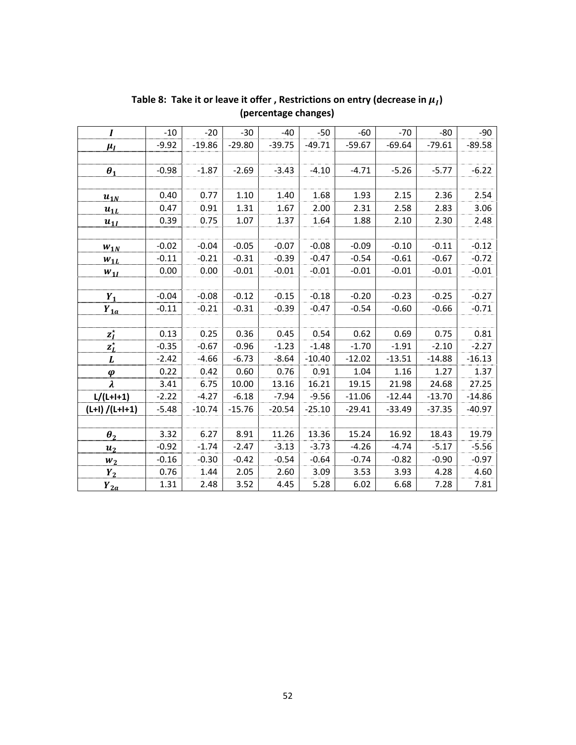**Table 8: Take it or leave it offer , Restrictions on entry (decrease in $\mu_I$) (percentage changes)**

| $I$ | -10 | -20 | -30 | -40 | -50 | -60 | -70 | -80 | -90 |
|---|---|---|---|---|---|---|---|---|---|
| $\mu_I$ | -9.92 | -19.86 | -29.80 | -39.75 | -49.71 | -59.67 | -69.64 | -79.61 | -89.58 |
| | | | | | | | | | |
| $\theta_1$ | -0.98 | -1.87 | -2.69 | -3.43 | -4.10 | -4.71 | -5.26 | -5.77 | -6.22 |
| | | | | | | | | | |
| $u_{1N}$ | 0.40 | 0.77 | 1.10 | 1.40 | 1.68 | 1.93 | 2.15 | 2.36 | 2.54 |
| $u_{1L}$ | 0.47 | 0.91 | 1.31 | 1.67 | 2.00 | 2.31 | 2.58 | 2.83 | 3.06 |
| $u_{1I}$ | 0.39 | 0.75 | 1.07 | 1.37 | 1.64 | 1.88 | 2.10 | 2.30 | 2.48 |
| | | | | | | | | | |
| $w_{1N}$ | -0.02 | -0.04 | -0.05 | -0.07 | -0.08 | -0.09 | -0.10 | -0.11 | -0.12 |
| $w_{1L}$ | -0.11 | -0.21 | -0.31 | -0.39 | -0.47 | -0.54 | -0.61 | -0.67 | -0.72 |
| $w_{1I}$ | 0.00 | 0.00 | -0.01 | -0.01 | -0.01 | -0.01 | -0.01 | -0.01 | -0.01 |
| | | | | | | | | | |
| $Y_1$ | -0.04 | -0.08 | -0.12 | -0.15 | -0.18 | -0.20 | -0.23 | -0.25 | -0.27 |
| $Y_{1a}$ | -0.11 | -0.21 | -0.31 | -0.39 | -0.47 | -0.54 | -0.60 | -0.66 | -0.71 |
| | | | | | | | | | |
| $z_I^\star$ | 0.13 | 0.25 | 0.36 | 0.45 | 0.54 | 0.62 | 0.69 | 0.75 | 0.81 |
| $z_L^\star$ | -0.35 | -0.67 | -0.96 | -1.23 | -1.48 | -1.70 | -1.91 | -2.10 | -2.27 |
| $L$ | -2.42 | -4.66 | -6.73 | -8.64 | -10.40 | -12.02 | -13.51 | -14.88 | -16.13 |
| $\varphi$ | 0.22 | 0.42 | 0.60 | 0.76 | 0.91 | 1.04 | 1.16 | 1.27 | 1.37 |
| $\lambda$ | 3.41 | 6.75 | 10.00 | 13.16 | 16.21 | 19.15 | 21.98 | 24.68 | 27.25 |
| L/(L+I+1) | -2.22 | -4.27 | -6.18 | -7.94 | -9.56 | -11.06 | -12.44 | -13.70 | -14.86 |
| (L+I) /(L+I+1) | -5.48 | -10.74 | -15.76 | -20.54 | -25.10 | -29.41 | -33.49 | -37.35 | -40.97 |
| | | | | | | | | | |
| $\theta_2$ | 3.32 | 6.27 | 8.91 | 11.26 | 13.36 | 15.24 | 16.92 | 18.43 | 19.79 |
| $u_2$ | -0.92 | -1.74 | -2.47 | -3.13 | -3.73 | -4.26 | -4.74 | -5.17 | -5.56 |
| $w_2$ | -0.16 | -0.30 | -0.42 | -0.54 | -0.64 | -0.74 | -0.82 | -0.90 | -0.97 |
| $Y_2$ | 0.76 | 1.44 | 2.05 | 2.60 | 3.09 | 3.53 | 3.93 | 4.28 | 4.60 |
| $Y_{2a}$ | 1.31 | 2.48 | 3.52 | 4.45 | 5.28 | 6.02 | 6.68 | 7.28 | 7.81 |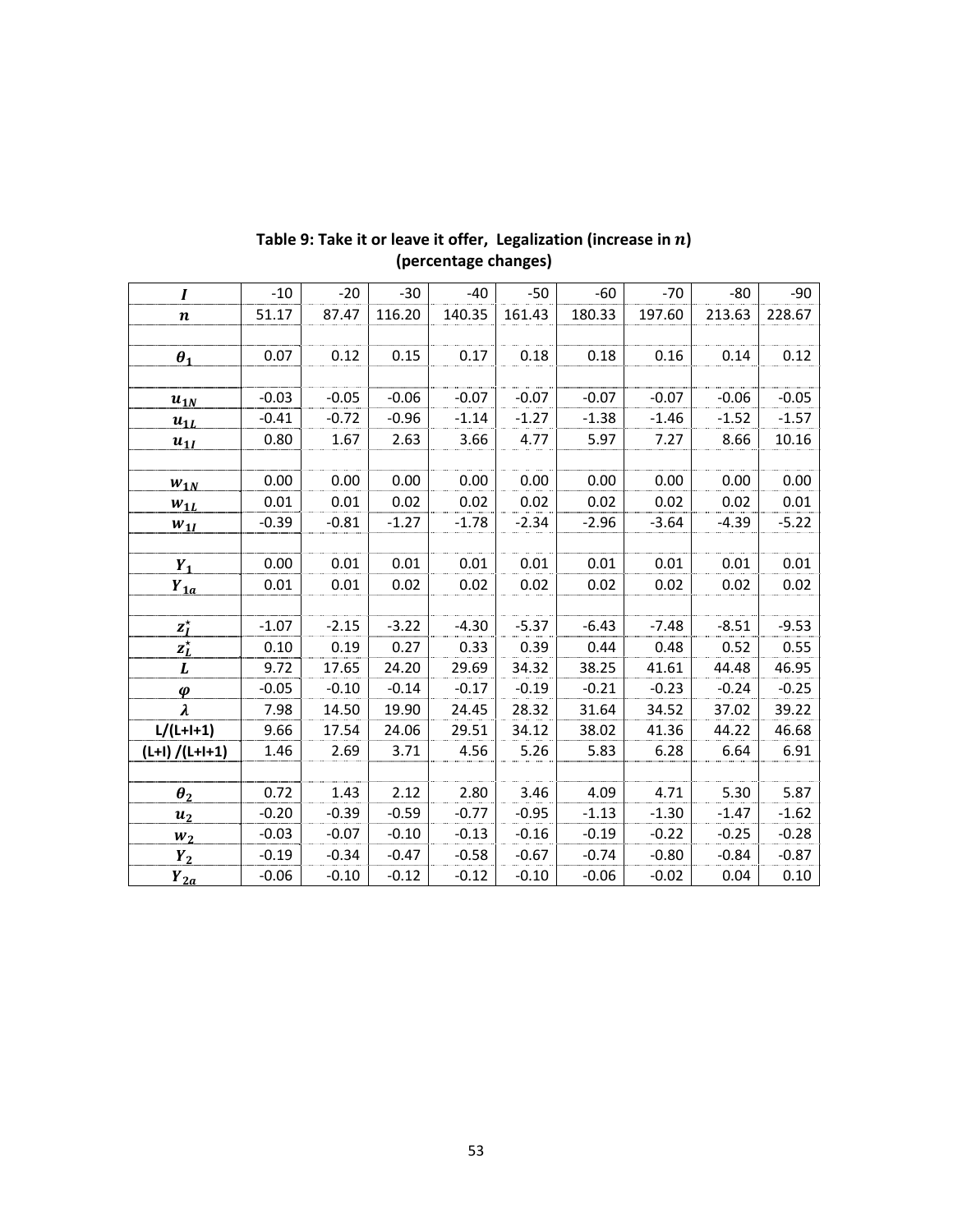**Table 9: Take it or leave it offer, Legalization (increase in $n$) (percentage changes)**

| $I$ | -10 | -20 | -30 | -40 | -50 | -60 | -70 | -80 | -90 |
|---|---|---|---|---|---|---|---|---|---|
| $n$ | 51.17 | 87.47 | 116.20 | 140.35 | 161.43 | 180.33 | 197.60 | 213.63 | 228.67 |
| | | | | | | | | | |
| $\theta_1$ | 0.07 | 0.12 | 0.15 | 0.17 | 0.18 | 0.18 | 0.16 | 0.14 | 0.12 |
| | | | | | | | | | |
| $u_{1N}$ | -0.03 | -0.05 | -0.06 | -0.07 | -0.07 | -0.07 | -0.07 | -0.06 | -0.05 |
| $u_{1L}$ | -0.41 | -0.72 | -0.96 | -1.14 | -1.27 | -1.38 | -1.46 | -1.52 | -1.57 |
| $u_{1I}$ | 0.80 | 1.67 | 2.63 | 3.66 | 4.77 | 5.97 | 7.27 | 8.66 | 10.16 |
| | | | | | | | | | |
| $w_{1N}$ | 0.00 | 0.00 | 0.00 | 0.00 | 0.00 | 0.00 | 0.00 | 0.00 | 0.00 |
| $w_{1L}$ | 0.01 | 0.01 | 0.02 | 0.02 | 0.02 | 0.02 | 0.02 | 0.02 | 0.01 |
| $w_{1I}$ | -0.39 | -0.81 | -1.27 | -1.78 | -2.34 | -2.96 | -3.64 | -4.39 | -5.22 |
| | | | | | | | | | |
| $Y_1$ | 0.00 | 0.01 | 0.01 | 0.01 | 0.01 | 0.01 | 0.01 | 0.01 | 0.01 |
| $Y_{1a}$ | 0.01 | 0.01 | 0.02 | 0.02 | 0.02 | 0.02 | 0.02 | 0.02 | 0.02 |
| | | | | | | | | | |
| $z_I^*$ | -1.07 | -2.15 | -3.22 | -4.30 | -5.37 | -6.43 | -7.48 | -8.51 | -9.53 |
| $z_L^*$ | 0.10 | 0.19 | 0.27 | 0.33 | 0.39 | 0.44 | 0.48 | 0.52 | 0.55 |
| $L$ | 9.72 | 17.65 | 24.20 | 29.69 | 34.32 | 38.25 | 41.61 | 44.48 | 46.95 |
| $\varphi$ | -0.05 | -0.10 | -0.14 | -0.17 | -0.19 | -0.21 | -0.23 | -0.24 | -0.25 |
| $\lambda$ | 7.98 | 14.50 | 19.90 | 24.45 | 28.32 | 31.64 | 34.52 | 37.02 | 39.22 |
| L/(L+I+1) | 9.66 | 17.54 | 24.06 | 29.51 | 34.12 | 38.02 | 41.36 | 44.22 | 46.68 |
| (L+I) /(L+I+1) | 1.46 | 2.69 | 3.71 | 4.56 | 5.26 | 5.83 | 6.28 | 6.64 | 6.91 |
| | | | | | | | | | |
| $\theta_2$ | 0.72 | 1.43 | 2.12 | 2.80 | 3.46 | 4.09 | 4.71 | 5.30 | 5.87 |
| $u_2$ | -0.20 | -0.39 | -0.59 | -0.77 | -0.95 | -1.13 | -1.30 | -1.47 | -1.62 |
| $w_2$ | -0.03 | -0.07 | -0.10 | -0.13 | -0.16 | -0.19 | -0.22 | -0.25 | -0.28 |
| $Y_2$ | -0.19 | -0.34 | -0.47 | -0.58 | -0.67 | -0.74 | -0.80 | -0.84 | -0.87 |
| $Y_{2a}$ | -0.06 | -0.10 | -0.12 | -0.12 | -0.10 | -0.06 | -0.02 | 0.04 | 0.10 |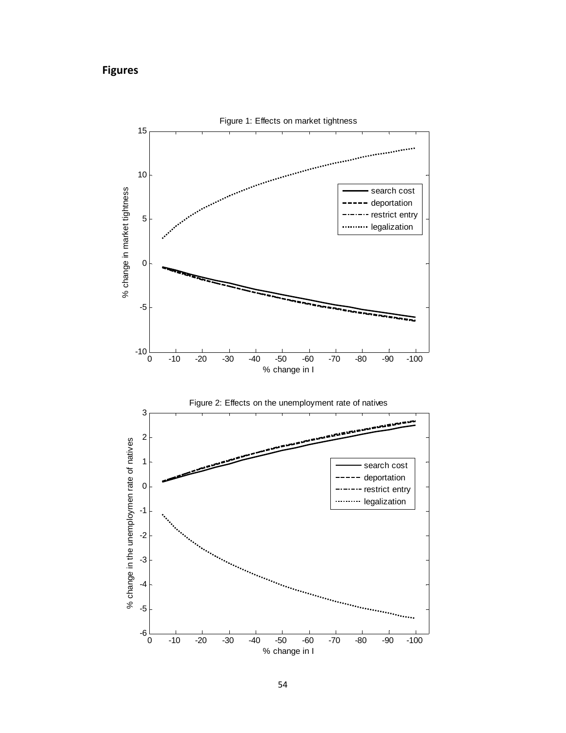# Figures

Figure 1: Effects on market tightness

Figure 2: Effects on the unemployment rate of natives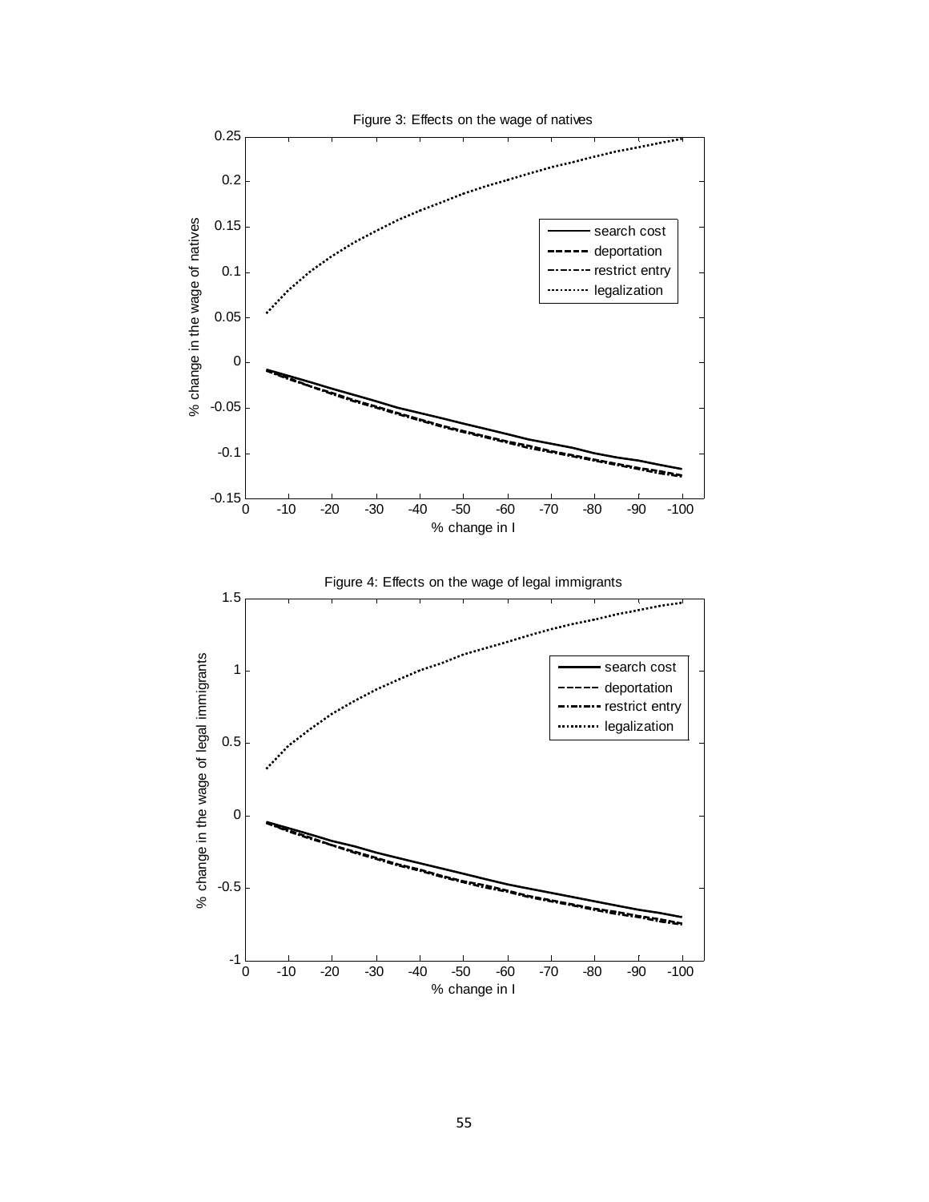Figure 3: Effects on the wage of natives

Figure 4: Effects on the wage of legal immigrants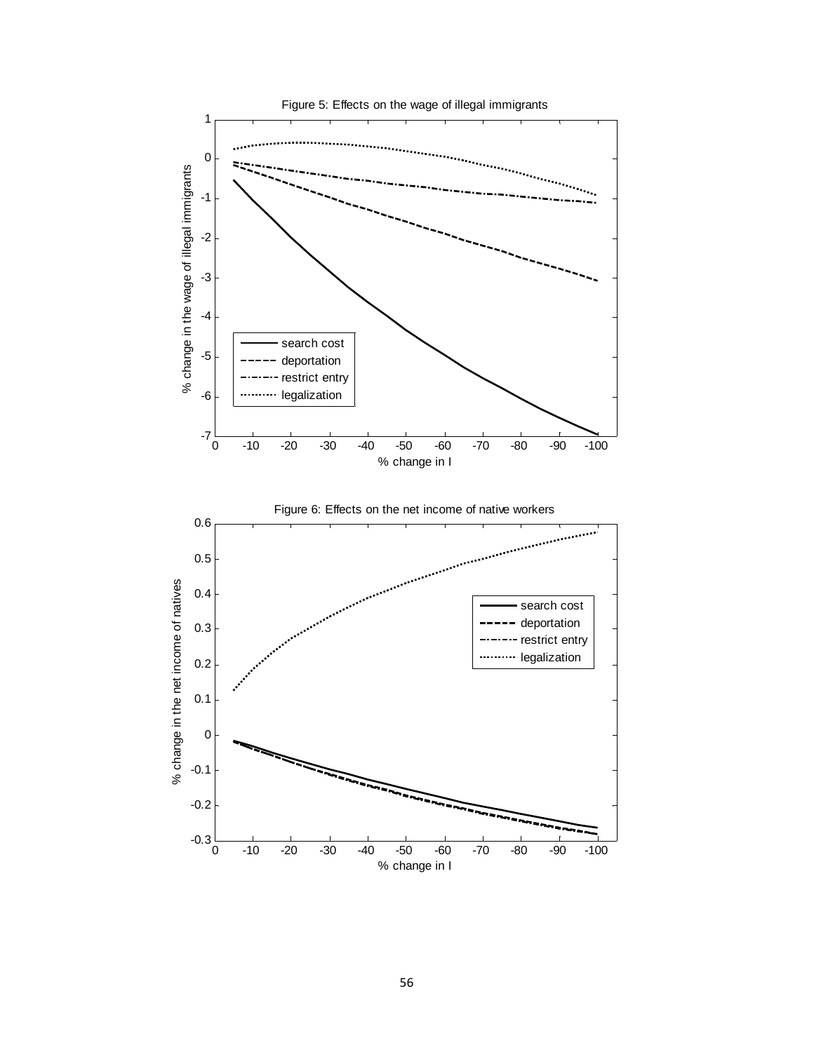Figure 5: Effects on the wage of illegal immigrants

Figure 6: Effects on the net income of native workers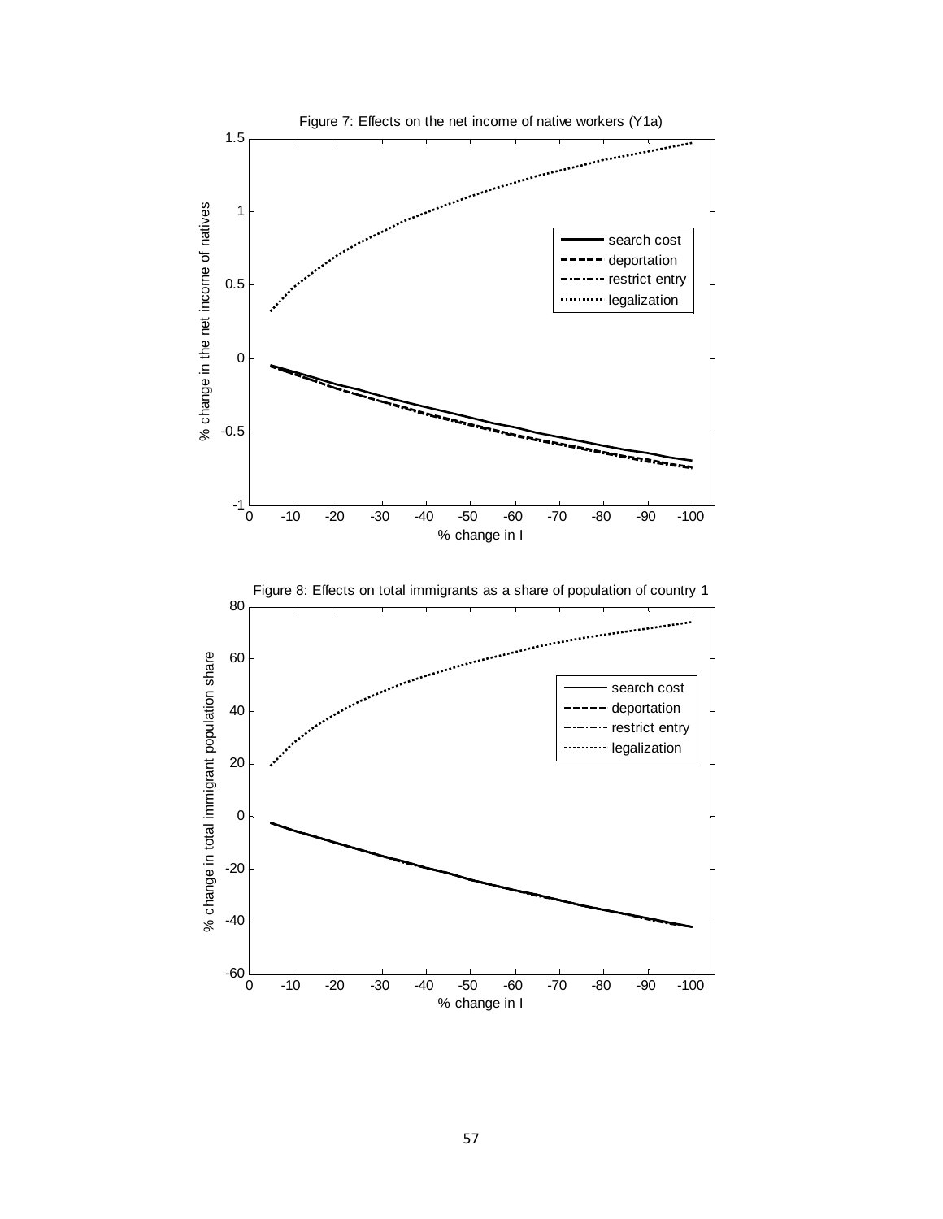Figure 7: Effects on the net income of native workers (Y1a)

Figure 8: Effects on total immigrants as a share of population of country 1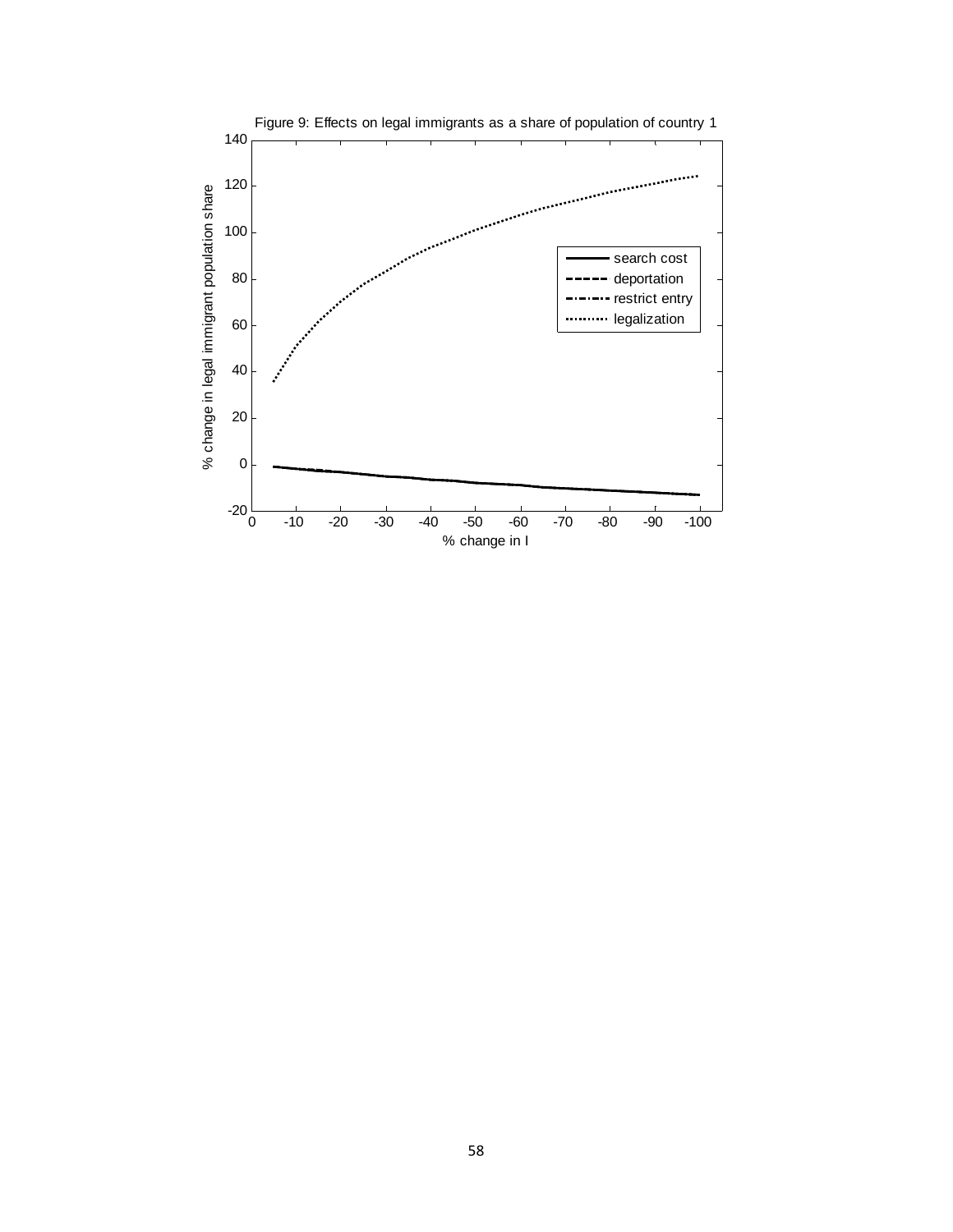Figure 9: Effects on legal immigrants as a share of population of country 1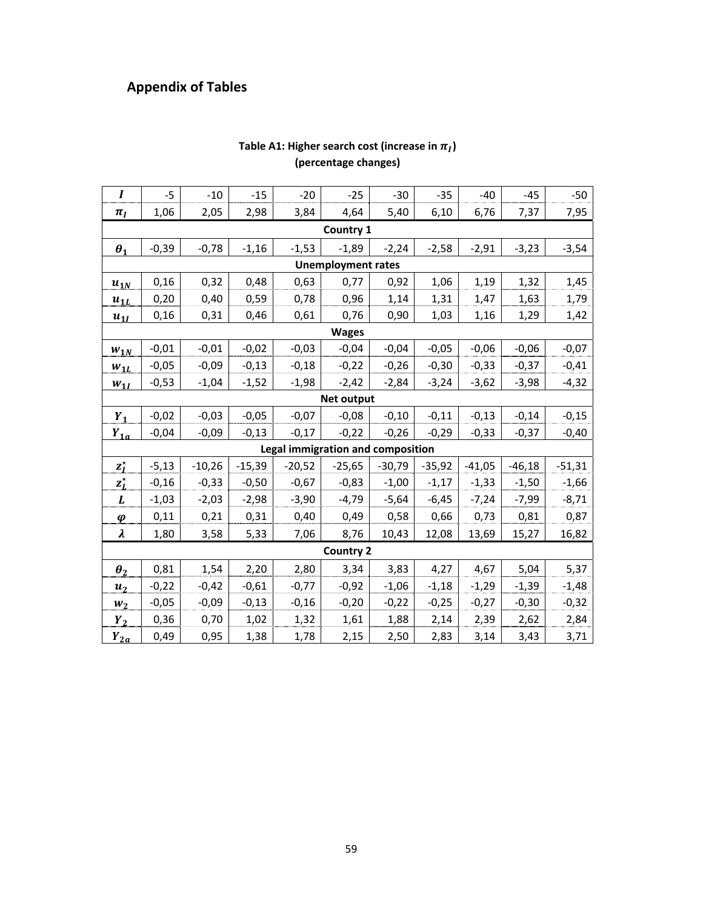## Appendix of Tables

**Table A1: Higher search cost (increase in $\pi_I$)**
**(percentage changes)**

| $I$ | -5 | -10 | -15 | -20 | -25 | -30 | -35 | -40 | -45 | -50 |
|---|---|---|---|---|---|---|---|---|---|---|
| $\pi_I$ | 1,06 | 2,05 | 2,98 | 3,84 | 4,64 | 5,40 | 6,10 | 6,76 | 7,37 | 7,95 |
| **Country 1** | | | | | | | | | | |
| $\theta_1$ | -0,39 | -0,78 | -1,16 | -1,53 | -1,89 | -2,24 | -2,58 | -2,91 | -3,23 | -3,54 |
| **Unemployment rates** | | | | | | | | | | |
| $u_{1N}$ | 0,16 | 0,32 | 0,48 | 0,63 | 0,77 | 0,92 | 1,06 | 1,19 | 1,32 | 1,45 |
| $u_{1L}$ | 0,20 | 0,40 | 0,59 | 0,78 | 0,96 | 1,14 | 1,31 | 1,47 | 1,63 | 1,79 |
| $u_{1I}$ | 0,16 | 0,31 | 0,46 | 0,61 | 0,76 | 0,90 | 1,03 | 1,16 | 1,29 | 1,42 |
| **Wages** | | | | | | | | | | |
| $w_{1N}$ | -0,01 | -0,01 | -0,02 | -0,03 | -0,04 | -0,04 | -0,05 | -0,06 | -0,06 | -0,07 |
| $w_{1L}$ | -0,05 | -0,09 | -0,13 | -0,18 | -0,22 | -0,26 | -0,30 | -0,33 | -0,37 | -0,41 |
| $w_{1I}$ | -0,53 | -1,04 | -1,52 | -1,98 | -2,42 | -2,84 | -3,24 | -3,62 | -3,98 | -4,32 |
| **Net output** | | | | | | | | | | |
| $Y_1$ | -0,02 | -0,03 | -0,05 | -0,07 | -0,08 | -0,10 | -0,11 | -0,13 | -0,14 | -0,15 |
| $Y_{1a}$ | -0,04 | -0,09 | -0,13 | -0,17 | -0,22 | -0,26 | -0,29 | -0,33 | -0,37 | -0,40 |
| **Legal immigration and composition** | | | | | | | | | | |
| $z_I^*$ | -5,13 | -10,26 | -15,39 | -20,52 | -25,65 | -30,79 | -35,92 | -41,05 | -46,18 | -51,31 |
| $z_L^*$ | -0,16 | -0,33 | -0,50 | -0,67 | -0,83 | -1,00 | -1,17 | -1,33 | -1,50 | -1,66 |
| $L$ | -1,03 | -2,03 | -2,98 | -3,90 | -4,79 | -5,64 | -6,45 | -7,24 | -7,99 | -8,71 |
| $\varphi$ | 0,11 | 0,21 | 0,31 | 0,40 | 0,49 | 0,58 | 0,66 | 0,73 | 0,81 | 0,87 |
| $\lambda$ | 1,80 | 3,58 | 5,33 | 7,06 | 8,76 | 10,43 | 12,08 | 13,69 | 15,27 | 16,82 |
| **Country 2** | | | | | | | | | | |
| $\theta_2$ | 0,81 | 1,54 | 2,20 | 2,80 | 3,34 | 3,83 | 4,27 | 4,67 | 5,04 | 5,37 |
| $u_2$ | -0,22 | -0,42 | -0,61 | -0,77 | -0,92 | -1,06 | -1,18 | -1,29 | -1,39 | -1,48 |
| $w_2$ | -0,05 | -0,09 | -0,13 | -0,16 | -0,20 | -0,22 | -0,25 | -0,27 | -0,30 | -0,32 |
| $Y_2$ | 0,36 | 0,70 | 1,02 | 1,32 | 1,61 | 1,88 | 2,14 | 2,39 | 2,62 | 2,84 |
| $Y_{2a}$ | 0,49 | 0,95 | 1,38 | 1,78 | 2,15 | 2,50 | 2,83 | 3,14 | 3,43 | 3,71 |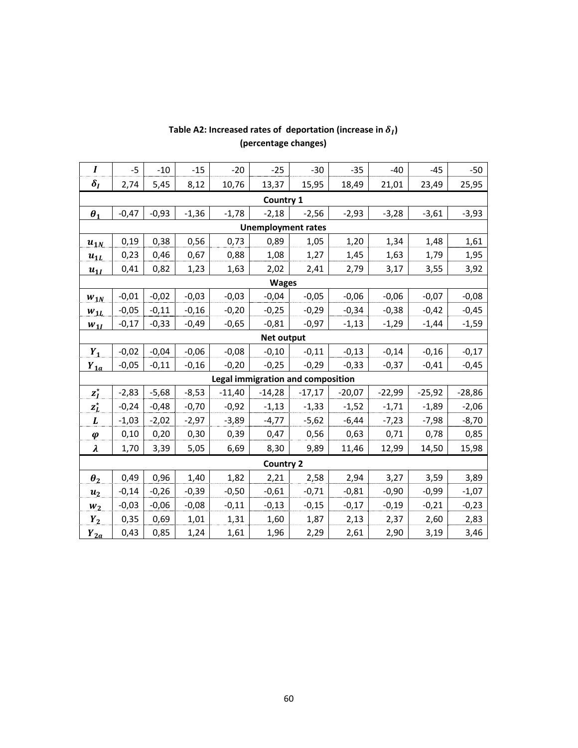**Table A2: Increased rates of deportation (increase in $\delta_I$)**
**(percentage changes)**

| $I$ | -5 | -10 | -15 | -20 | -25 | -30 | -35 | -40 | -45 | -50 |
|---|---|---|---|---|---|---|---|---|---|---|
| $\delta_I$ | 2,74 | 5,45 | 8,12 | 10,76 | 13,37 | 15,95 | 18,49 | 21,01 | 23,49 | 25,95 |
| **Country 1** | | | | | | | | | | |
| $\theta_1$ | -0,47 | -0,93 | -1,36 | -1,78 | -2,18 | -2,56 | -2,93 | -3,28 | -3,61 | -3,93 |
| **Unemployment rates** | | | | | | | | | | |
| $u_{1N}$ | 0,19 | 0,38 | 0,56 | 0,73 | 0,89 | 1,05 | 1,20 | 1,34 | 1,48 | 1,61 |
| $u_{1L}$ | 0,23 | 0,46 | 0,67 | 0,88 | 1,08 | 1,27 | 1,45 | 1,63 | 1,79 | 1,95 |
| $u_{1I}$ | 0,41 | 0,82 | 1,23 | 1,63 | 2,02 | 2,41 | 2,79 | 3,17 | 3,55 | 3,92 |
| **Wages** | | | | | | | | | | |
| $w_{1N}$ | -0,01 | -0,02 | -0,03 | -0,03 | -0,04 | -0,05 | -0,06 | -0,06 | -0,07 | -0,08 |
| $w_{1L}$ | -0,05 | -0,11 | -0,16 | -0,20 | -0,25 | -0,29 | -0,34 | -0,38 | -0,42 | -0,45 |
| $w_{1I}$ | -0,17 | -0,33 | -0,49 | -0,65 | -0,81 | -0,97 | -1,13 | -1,29 | -1,44 | -1,59 |
| **Net output** | | | | | | | | | | |
| $Y_1$ | -0,02 | -0,04 | -0,06 | -0,08 | -0,10 | -0,11 | -0,13 | -0,14 | -0,16 | -0,17 |
| $Y_{1a}$ | -0,05 | -0,11 | -0,16 | -0,20 | -0,25 | -0,29 | -0,33 | -0,37 | -0,41 | -0,45 |
| **Legal immigration and composition** | | | | | | | | | | |
| $z_I^\star$ | -2,83 | -5,68 | -8,53 | -11,40 | -14,28 | -17,17 | -20,07 | -22,99 | -25,92 | -28,86 |
| $z_L^\star$ | -0,24 | -0,48 | -0,70 | -0,92 | -1,13 | -1,33 | -1,52 | -1,71 | -1,89 | -2,06 |
| $L$ | -1,03 | -2,02 | -2,97 | -3,89 | -4,77 | -5,62 | -6,44 | -7,23 | -7,98 | -8,70 |
| $\varphi$ | 0,10 | 0,20 | 0,30 | 0,39 | 0,47 | 0,56 | 0,63 | 0,71 | 0,78 | 0,85 |
| $\lambda$ | 1,70 | 3,39 | 5,05 | 6,69 | 8,30 | 9,89 | 11,46 | 12,99 | 14,50 | 15,98 |
| **Country 2** | | | | | | | | | | |
| $\theta_2$ | 0,49 | 0,96 | 1,40 | 1,82 | 2,21 | 2,58 | 2,94 | 3,27 | 3,59 | 3,89 |
| $u_2$ | -0,14 | -0,26 | -0,39 | -0,50 | -0,61 | -0,71 | -0,81 | -0,90 | -0,99 | -1,07 |
| $w_2$ | -0,03 | -0,06 | -0,08 | -0,11 | -0,13 | -0,15 | -0,17 | -0,19 | -0,21 | -0,23 |
| $Y_2$ | 0,35 | 0,69 | 1,01 | 1,31 | 1,60 | 1,87 | 2,13 | 2,37 | 2,60 | 2,83 |
| $Y_{2a}$ | 0,43 | 0,85 | 1,24 | 1,61 | 1,96 | 2,29 | 2,61 | 2,90 | 3,19 | 3,46 |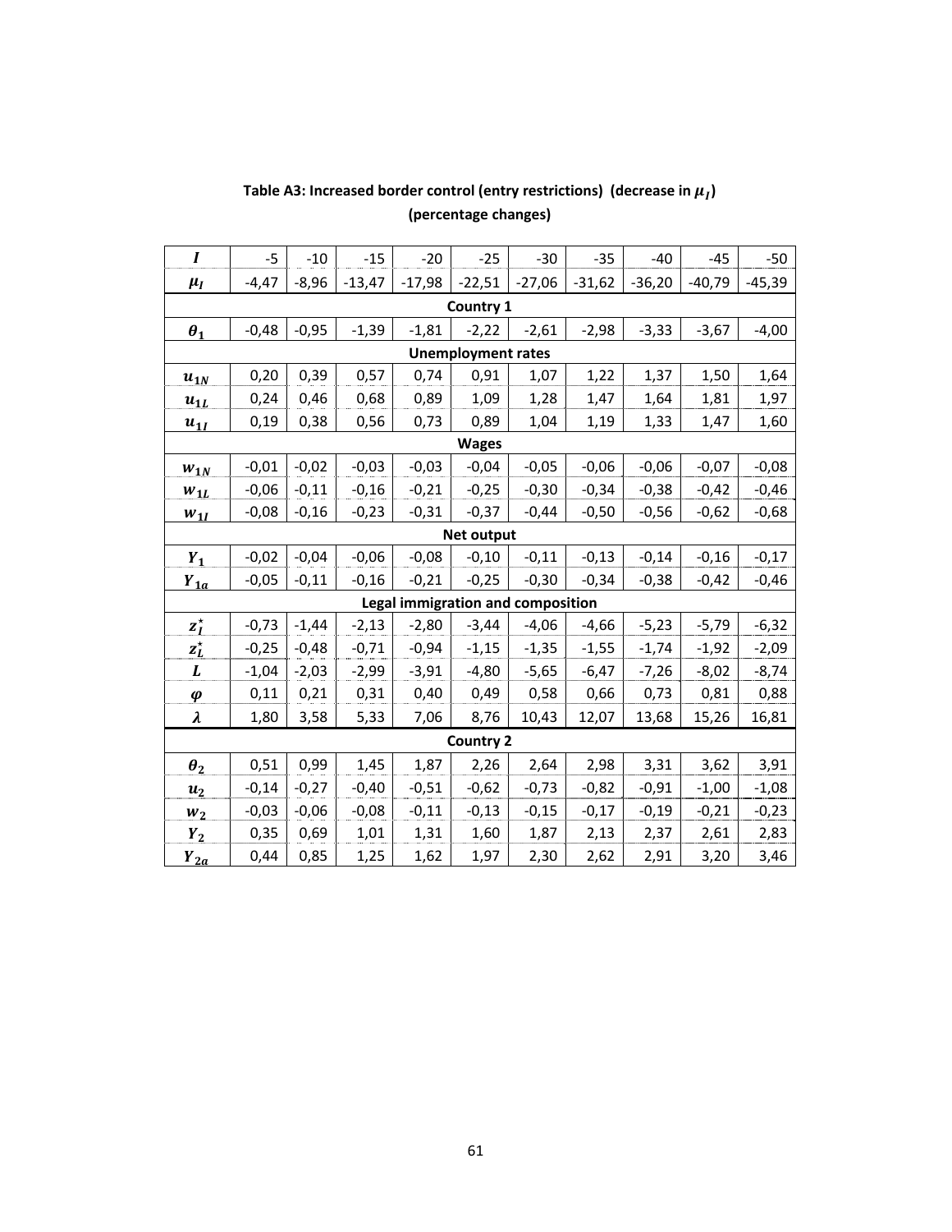**Table A3: Increased border control (entry restrictions) (decrease in $\mu_I$)**
**(percentage changes)**

| $I$ | -5 | -10 | -15 | -20 | -25 | -30 | -35 | -40 | -45 | -50 |
|---|---|---|---|---|---|---|---|---|---|---|
| $\mu_I$ | -4,47 | -8,96 | -13,47 | -17,98 | -22,51 | -27,06 | -31,62 | -36,20 | -40,79 | -45,39 |
| **Country 1** | | | | | | | | | | |
| $\theta_1$ | -0,48 | -0,95 | -1,39 | -1,81 | -2,22 | -2,61 | -2,98 | -3,33 | -3,67 | -4,00 |
| **Unemployment rates** | | | | | | | | | | |
| $u_{1N}$ | 0,20 | 0,39 | 0,57 | 0,74 | 0,91 | 1,07 | 1,22 | 1,37 | 1,50 | 1,64 |
| $u_{1L}$ | 0,24 | 0,46 | 0,68 | 0,89 | 1,09 | 1,28 | 1,47 | 1,64 | 1,81 | 1,97 |
| $u_{1I}$ | 0,19 | 0,38 | 0,56 | 0,73 | 0,89 | 1,04 | 1,19 | 1,33 | 1,47 | 1,60 |
| **Wages** | | | | | | | | | | |
| $w_{1N}$ | -0,01 | -0,02 | -0,03 | -0,03 | -0,04 | -0,05 | -0,06 | -0,06 | -0,07 | -0,08 |
| $w_{1L}$ | -0,06 | -0,11 | -0,16 | -0,21 | -0,25 | -0,30 | -0,34 | -0,38 | -0,42 | -0,46 |
| $w_{1I}$ | -0,08 | -0,16 | -0,23 | -0,31 | -0,37 | -0,44 | -0,50 | -0,56 | -0,62 | -0,68 |
| **Net output** | | | | | | | | | | |
| $Y_1$ | -0,02 | -0,04 | -0,06 | -0,08 | -0,10 | -0,11 | -0,13 | -0,14 | -0,16 | -0,17 |
| $Y_{1a}$ | -0,05 | -0,11 | -0,16 | -0,21 | -0,25 | -0,30 | -0,34 | -0,38 | -0,42 | -0,46 |
| **Legal immigration and composition** | | | | | | | | | | |
| $z_I^\star$ | -0,73 | -1,44 | -2,13 | -2,80 | -3,44 | -4,06 | -4,66 | -5,23 | -5,79 | -6,32 |
| $z_L^\star$ | -0,25 | -0,48 | -0,71 | -0,94 | -1,15 | -1,35 | -1,55 | -1,74 | -1,92 | -2,09 |
| $L$ | -1,04 | -2,03 | -2,99 | -3,91 | -4,80 | -5,65 | -6,47 | -7,26 | -8,02 | -8,74 |
| $\varphi$ | 0,11 | 0,21 | 0,31 | 0,40 | 0,49 | 0,58 | 0,66 | 0,73 | 0,81 | 0,88 |
| $\lambda$ | 1,80 | 3,58 | 5,33 | 7,06 | 8,76 | 10,43 | 12,07 | 13,68 | 15,26 | 16,81 |
| **Country 2** | | | | | | | | | | |
| $\theta_2$ | 0,51 | 0,99 | 1,45 | 1,87 | 2,26 | 2,64 | 2,98 | 3,31 | 3,62 | 3,91 |
| $u_2$ | -0,14 | -0,27 | -0,40 | -0,51 | -0,62 | -0,73 | -0,82 | -0,91 | -1,00 | -1,08 |
| $w_2$ | -0,03 | -0,06 | -0,08 | -0,11 | -0,13 | -0,15 | -0,17 | -0,19 | -0,21 | -0,23 |
| $Y_2$ | 0,35 | 0,69 | 1,01 | 1,31 | 1,60 | 1,87 | 2,13 | 2,37 | 2,61 | 2,83 |
| $Y_{2a}$ | 0,44 | 0,85 | 1,25 | 1,62 | 1,97 | 2,30 | 2,62 | 2,91 | 3,20 | 3,46 |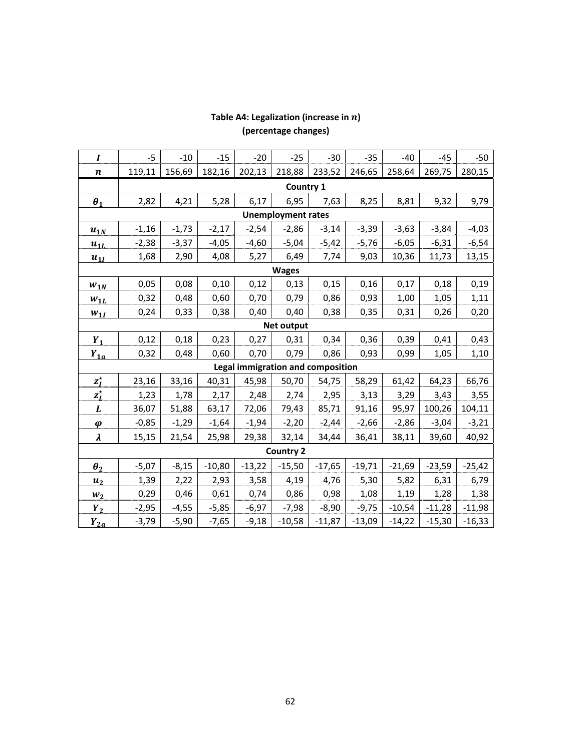**Table A4: Legalization (increase in $n$)**
**(percentage changes)**

| $I$ | -5 | -10 | -15 | -20 | -25 | -30 | -35 | -40 | -45 | -50 |
|---|---|---|---|---|---|---|---|---|---|---|
| $n$ | 119,11 | 156,69 | 182,16 | 202,13 | 218,88 | 233,52 | 246,65 | 258,64 | 269,75 | 280,15 |
| | **Country 1** | | | | | | | | | |
| $\theta_1$ | 2,82 | 4,21 | 5,28 | 6,17 | 6,95 | 7,63 | 8,25 | 8,81 | 9,32 | 9,79 |
| **Unemployment rates** | | | | | | | | | | |
| $u_{1N}$ | -1,16 | -1,73 | -2,17 | -2,54 | -2,86 | -3,14 | -3,39 | -3,63 | -3,84 | -4,03 |
| $u_{1L}$ | -2,38 | -3,37 | -4,05 | -4,60 | -5,04 | -5,42 | -5,76 | -6,05 | -6,31 | -6,54 |
| $u_{1I}$ | 1,68 | 2,90 | 4,08 | 5,27 | 6,49 | 7,74 | 9,03 | 10,36 | 11,73 | 13,15 |
| **Wages** | | | | | | | | | | |
| $w_{1N}$ | 0,05 | 0,08 | 0,10 | 0,12 | 0,13 | 0,15 | 0,16 | 0,17 | 0,18 | 0,19 |
| $w_{1L}$ | 0,32 | 0,48 | 0,60 | 0,70 | 0,79 | 0,86 | 0,93 | 1,00 | 1,05 | 1,11 |
| $w_{1I}$ | 0,24 | 0,33 | 0,38 | 0,40 | 0,40 | 0,38 | 0,35 | 0,31 | 0,26 | 0,20 |
| **Net output** | | | | | | | | | | |
| $Y_1$ | 0,12 | 0,18 | 0,23 | 0,27 | 0,31 | 0,34 | 0,36 | 0,39 | 0,41 | 0,43 |
| $Y_{1a}$ | 0,32 | 0,48 | 0,60 | 0,70 | 0,79 | 0,86 | 0,93 | 0,99 | 1,05 | 1,10 |
| **Legal immigration and composition** | | | | | | | | | | |
| $z_I^{\star}$ | 23,16 | 33,16 | 40,31 | 45,98 | 50,70 | 54,75 | 58,29 | 61,42 | 64,23 | 66,76 |
| $z_L^{\star}$ | 1,23 | 1,78 | 2,17 | 2,48 | 2,74 | 2,95 | 3,13 | 3,29 | 3,43 | 3,55 |
| $L$ | 36,07 | 51,88 | 63,17 | 72,06 | 79,43 | 85,71 | 91,16 | 95,97 | 100,26 | 104,11 |
| $\varphi$ | -0,85 | -1,29 | -1,64 | -1,94 | -2,20 | -2,44 | -2,66 | -2,86 | -3,04 | -3,21 |
| $\lambda$ | 15,15 | 21,54 | 25,98 | 29,38 | 32,14 | 34,44 | 36,41 | 38,11 | 39,60 | 40,92 |
| **Country 2** | | | | | | | | | | |
| $\theta_2$ | -5,07 | -8,15 | -10,80 | -13,22 | -15,50 | -17,65 | -19,71 | -21,69 | -23,59 | -25,42 |
| $u_2$ | 1,39 | 2,22 | 2,93 | 3,58 | 4,19 | 4,76 | 5,30 | 5,82 | 6,31 | 6,79 |
| $w_2$ | 0,29 | 0,46 | 0,61 | 0,74 | 0,86 | 0,98 | 1,08 | 1,19 | 1,28 | 1,38 |
| $Y_2$ | -2,95 | -4,55 | -5,85 | -6,97 | -7,98 | -8,90 | -9,75 | -10,54 | -11,28 | -11,98 |
| $Y_{2a}$ | -3,79 | -5,90 | -7,65 | -9,18 | -10,58 | -11,87 | -13,09 | -14,22 | -15,30 | -16,33 |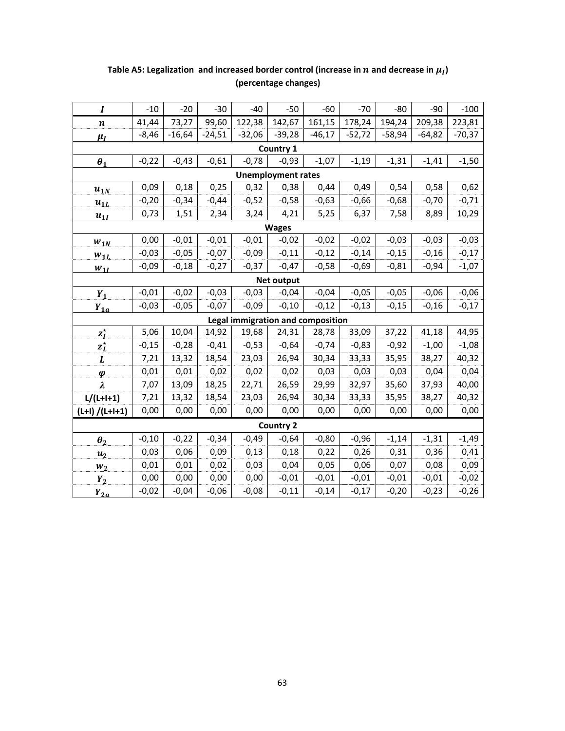**Table A5: Legalization and increased border control (increase in $n$ and decrease in $\mu_I$) (percentage changes)**

| $I$ | -10 | -20 | -30 | -40 | -50 | -60 | -70 | -80 | -90 | -100 |
|---|---|---|---|---|---|---|---|---|---|---|
| $n$ | 41,44 | 73,27 | 99,60 | 122,38 | 142,67 | 161,15 | 178,24 | 194,24 | 209,38 | 223,81 |
| $\mu_I$ | -8,46 | -16,64 | -24,51 | -32,06 | -39,28 | -46,17 | -52,72 | -58,94 | -64,82 | -70,37 |
| **Country 1** | | | | | | | | | | |
| $\theta_1$ | -0,22 | -0,43 | -0,61 | -0,78 | -0,93 | -1,07 | -1,19 | -1,31 | -1,41 | -1,50 |
| **Unemployment rates** | | | | | | | | | | |
| $u_{1N}$ | 0,09 | 0,18 | 0,25 | 0,32 | 0,38 | 0,44 | 0,49 | 0,54 | 0,58 | 0,62 |
| $u_{1L}$ | -0,20 | -0,34 | -0,44 | -0,52 | -0,58 | -0,63 | -0,66 | -0,68 | -0,70 | -0,71 |
| $u_{1I}$ | 0,73 | 1,51 | 2,34 | 3,24 | 4,21 | 5,25 | 6,37 | 7,58 | 8,89 | 10,29 |
| **Wages** | | | | | | | | | | |
| $w_{1N}$ | 0,00 | -0,01 | -0,01 | -0,01 | -0,02 | -0,02 | -0,02 | -0,03 | -0,03 | -0,03 |
| $w_{1L}$ | -0,03 | -0,05 | -0,07 | -0,09 | -0,11 | -0,12 | -0,14 | -0,15 | -0,16 | -0,17 |
| $w_{1I}$ | -0,09 | -0,18 | -0,27 | -0,37 | -0,47 | -0,58 | -0,69 | -0,81 | -0,94 | -1,07 |
| **Net output** | | | | | | | | | | |
| $Y_1$ | -0,01 | -0,02 | -0,03 | -0,03 | -0,04 | -0,04 | -0,05 | -0,05 | -0,06 | -0,06 |
| $Y_{1a}$ | -0,03 | -0,05 | -0,07 | -0,09 | -0,10 | -0,12 | -0,13 | -0,15 | -0,16 | -0,17 |
| **Legal immigration and composition** | | | | | | | | | | |
| $z_J^{\star}$ | 5,06 | 10,04 | 14,92 | 19,68 | 24,31 | 28,78 | 33,09 | 37,22 | 41,18 | 44,95 |
| $z_L^{\star}$ | -0,15 | -0,28 | -0,41 | -0,53 | -0,64 | -0,74 | -0,83 | -0,92 | -1,00 | -1,08 |
| $L$ | 7,21 | 13,32 | 18,54 | 23,03 | 26,94 | 30,34 | 33,33 | 35,95 | 38,27 | 40,32 |
| $\varphi$ | 0,01 | 0,01 | 0,02 | 0,02 | 0,02 | 0,03 | 0,03 | 0,03 | 0,04 | 0,04 |
| $\lambda$ | 7,07 | 13,09 | 18,25 | 22,71 | 26,59 | 29,99 | 32,97 | 35,60 | 37,93 | 40,00 |
| L/(L+I+1) | 7,21 | 13,32 | 18,54 | 23,03 | 26,94 | 30,34 | 33,33 | 35,95 | 38,27 | 40,32 |
| (L+I) /(L+I+1) | 0,00 | 0,00 | 0,00 | 0,00 | 0,00 | 0,00 | 0,00 | 0,00 | 0,00 | 0,00 |
| **Country 2** | | | | | | | | | | |
| $\theta_2$ | -0,10 | -0,22 | -0,34 | -0,49 | -0,64 | -0,80 | -0,96 | -1,14 | -1,31 | -1,49 |
| $u_2$ | 0,03 | 0,06 | 0,09 | 0,13 | 0,18 | 0,22 | 0,26 | 0,31 | 0,36 | 0,41 |
| $w_2$ | 0,01 | 0,01 | 0,02 | 0,03 | 0,04 | 0,05 | 0,06 | 0,07 | 0,08 | 0,09 |
| $Y_2$ | 0,00 | 0,00 | 0,00 | 0,00 | -0,01 | -0,01 | -0,01 | -0,01 | -0,01 | -0,02 |
| $Y_{2a}$ | -0,02 | -0,04 | -0,06 | -0,08 | -0,11 | -0,14 | -0,17 | -0,20 | -0,23 | -0,26 |